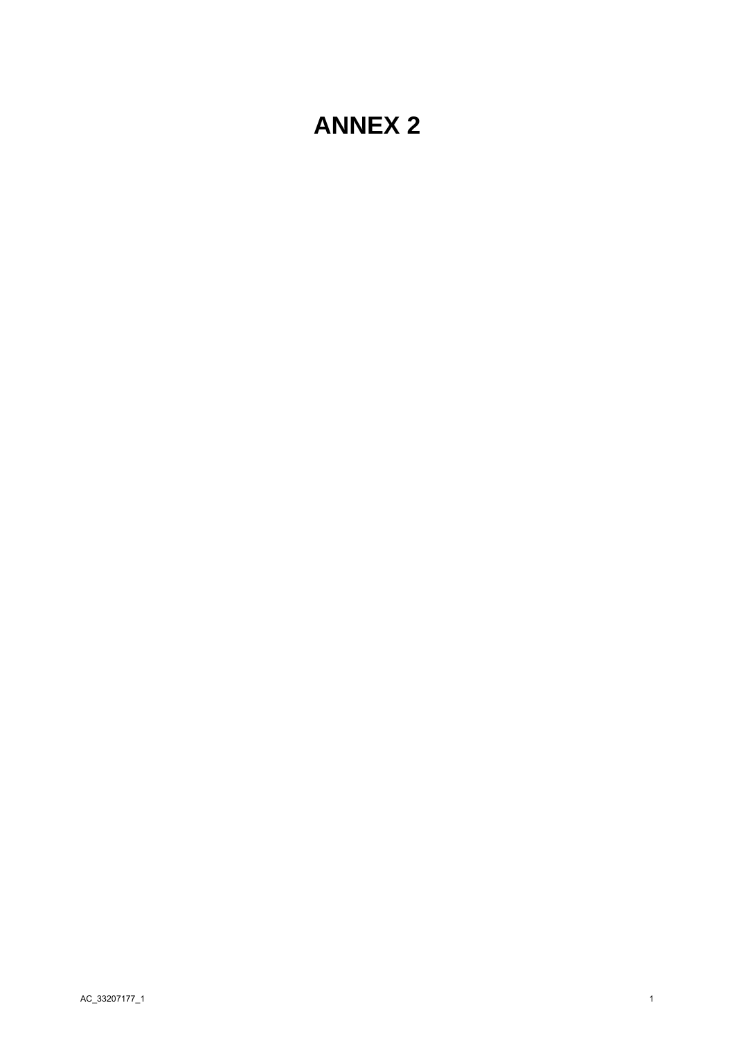# ANNEX 2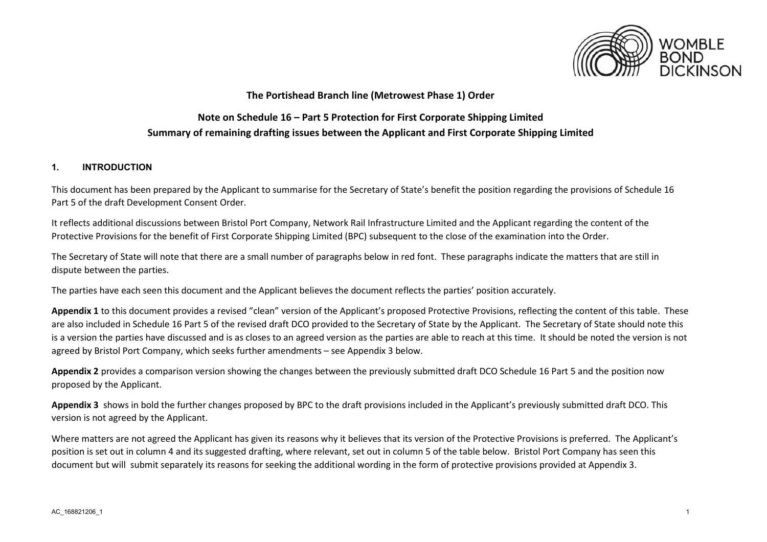**The Portishead Branch line (Metrowest Phase 1) Order**

**Note on Schedule 16 – Part 5 Protection for First Corporate Shipping Limited**

**Summary of remaining drafting issues between the Applicant and First Corporate Shipping Limited**

## 1. INTRODUCTION

This document has been prepared by the Applicant to summarise for the Secretary of State's benefit the position regarding the provisions of Schedule 16 Part 5 of the draft Development Consent Order.

It reflects additional discussions between Bristol Port Company, Network Rail Infrastructure Limited and the Applicant regarding the content of the Protective Provisions for the benefit of First Corporate Shipping Limited (BPC) subsequent to the close of the examination into the Order.

The Secretary of State will note that there are a small number of paragraphs below in red font. These paragraphs indicate the matters that are still in dispute between the parties.

The parties have each seen this document and the Applicant believes the document reflects the parties' position accurately.

**Appendix 1** to this document provides a revised "clean" version of the Applicant's proposed Protective Provisions, reflecting the content of this table. These are also included in Schedule 16 Part 5 of the revised draft DCO provided to the Secretary of State by the Applicant. The Secretary of State should note this is a version the parties have discussed and is as closes to an agreed version as the parties are able to reach at this time. It should be noted the version is not agreed by Bristol Port Company, which seeks further amendments – see Appendix 3 below.

**Appendix 2** provides a comparison version showing the changes between the previously submitted draft DCO Schedule 16 Part 5 and the position now proposed by the Applicant.

**Appendix 3** shows in bold the further changes proposed by BPC to the draft provisions included in the Applicant's previously submitted draft DCO. This version is not agreed by the Applicant.

Where matters are not agreed the Applicant has given its reasons why it believes that its version of the Protective Provisions is preferred. The Applicant's position is set out in column 4 and its suggested drafting, where relevant, set out in column 5 of the table below. Bristol Port Company has seen this document but will submit separately its reasons for seeking the additional wording in the form of protective provisions provided at Appendix 3.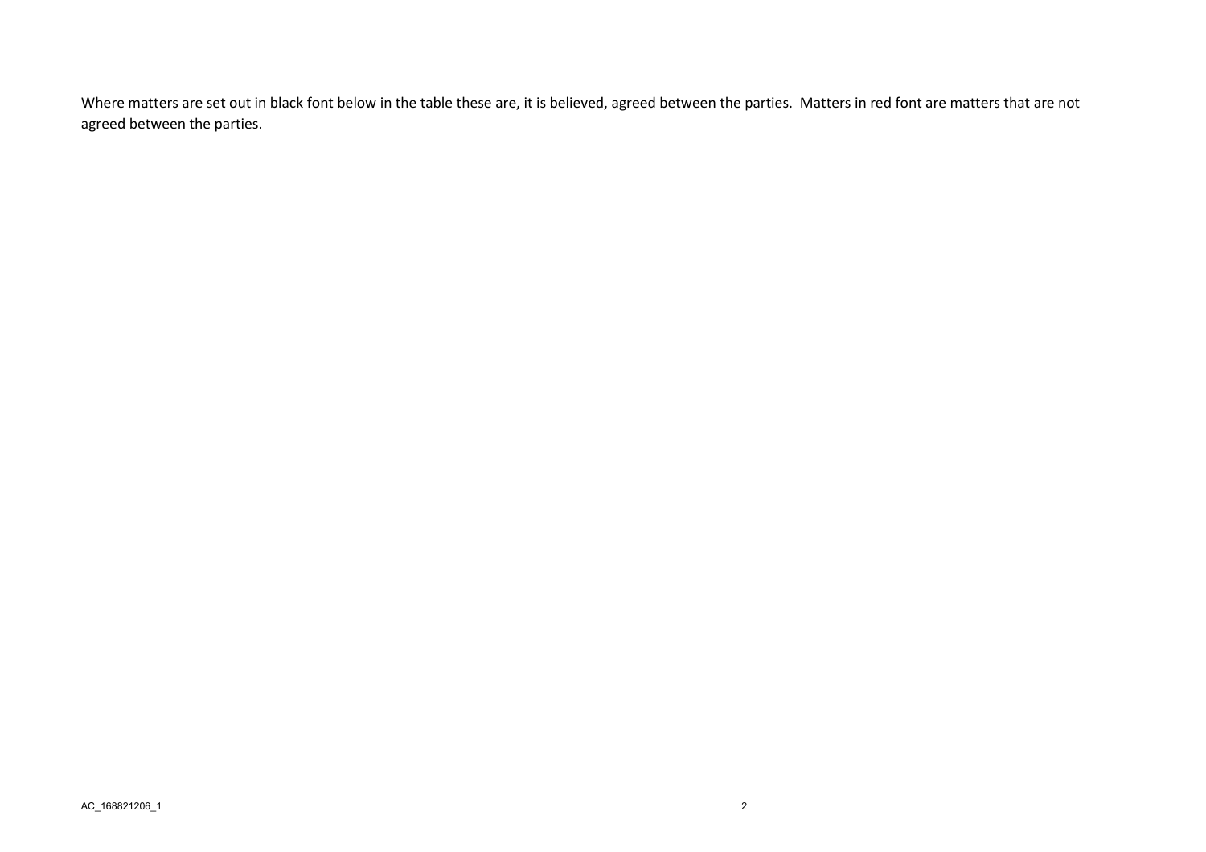Where matters are set out in black font below in the table these are, it is believed, agreed between the parties. Matters in red font are matters that are not agreed between the parties.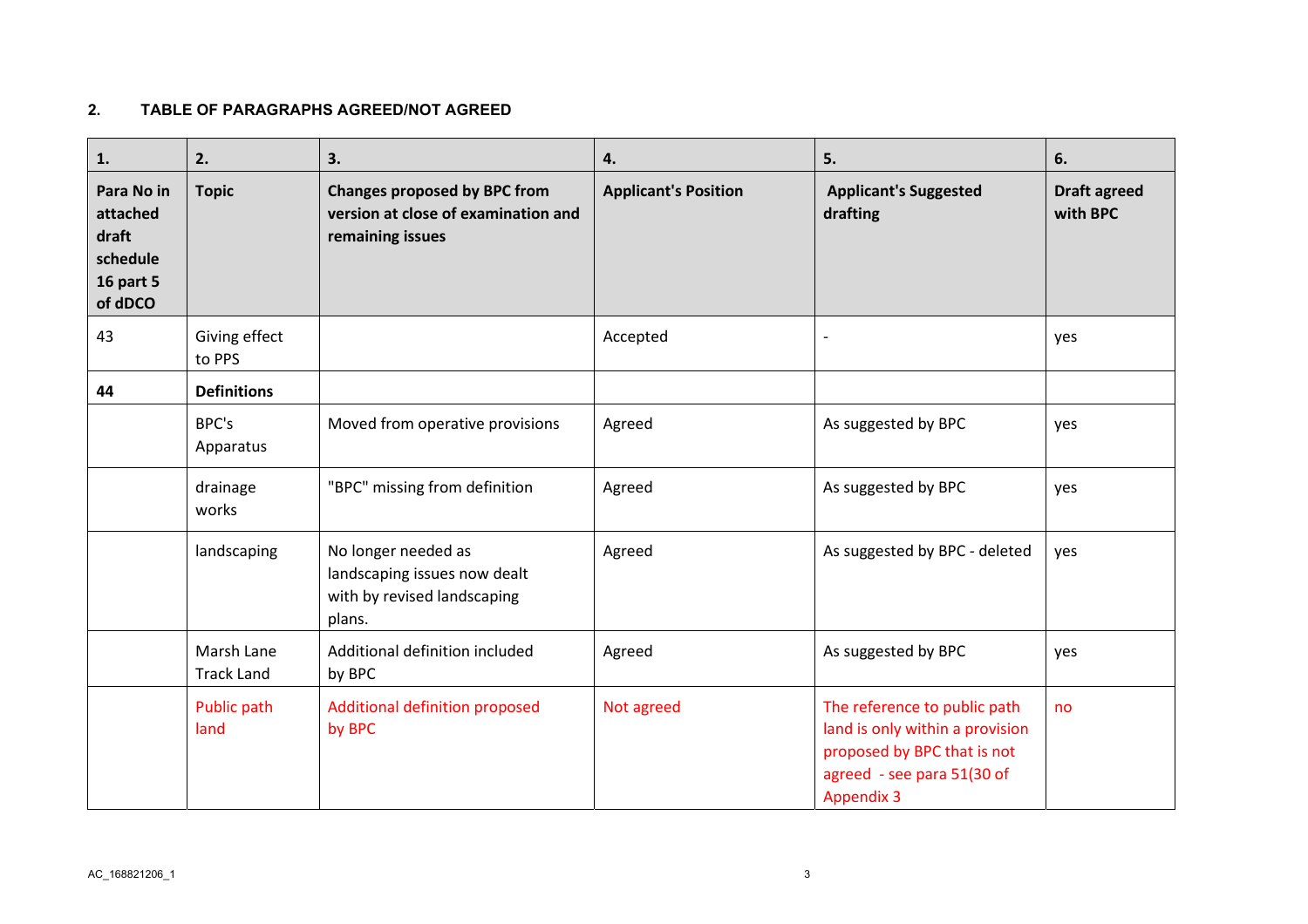## 2. TABLE OF PARAGRAPHS AGREED/NOT AGREED

| 1. | 2. | 3. | 4. | 5. | 6. |
|---|---|---|---|---|---|
| **Para No in attached draft schedule 16 part 5 of dDCO** | **Topic** | **Changes proposed by BPC from version at close of examination and remaining issues** | **Applicant's Position** | **Applicant's Suggested drafting** | **Draft agreed with BPC** |
| 43 | Giving effect to PPS | | Accepted | - | yes |
| **44** | **Definitions** | | | | |
| | BPC's Apparatus | Moved from operative provisions | Agreed | As suggested by BPC | yes |
| | drainage works | "BPC" missing from definition | Agreed | As suggested by BPC | yes |
| | landscaping | No longer needed as landscaping issues now dealt with by revised landscaping plans. | Agreed | As suggested by BPC - deleted | yes |
| | Marsh Lane Track Land | Additional definition included by BPC | Agreed | As suggested by BPC | yes |
| | Public path land | Additional definition proposed by BPC | Not agreed | The reference to public path land is only within a provision proposed by BPC that is not agreed - see para 51(30 of Appendix 3 | no |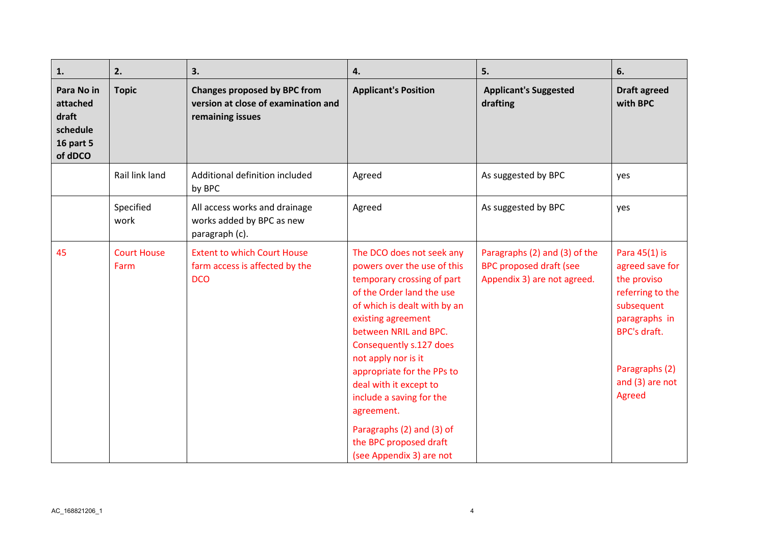| 1. | 2. | 3. | 4. | 5. | 6. |
|---|---|---|---|---|---|
| **Para No in attached draft schedule 16 part 5 of dDCO** | **Topic** | **Changes proposed by BPC from version at close of examination and remaining issues** | **Applicant's Position** | **Applicant's Suggested drafting** | **Draft agreed with BPC** |
| | Rail link land | Additional definition included by BPC | Agreed | As suggested by BPC | yes |
| | Specified work | All access works and drainage works added by BPC as new paragraph (c). | Agreed | As suggested by BPC | yes |
| 45 | Court House Farm | Extent to which Court House farm access is affected by the DCO | The DCO does not seek any powers over the use of this temporary crossing of part of the Order land the use of which is dealt with by an existing agreement between NRIL and BPC. Consequently s.127 does not apply nor is it appropriate for the PPs to deal with it except to include a saving for the agreement.<br><br>Paragraphs (2) and (3) of the BPC proposed draft (see Appendix 3) are not | Paragraphs (2) and (3) of the BPC proposed draft (see Appendix 3) are not agreed. | Para 45(1) is agreed save for the proviso referring to the subsequent paragraphs in BPC's draft.<br><br>Paragraphs (2) and (3) are not Agreed |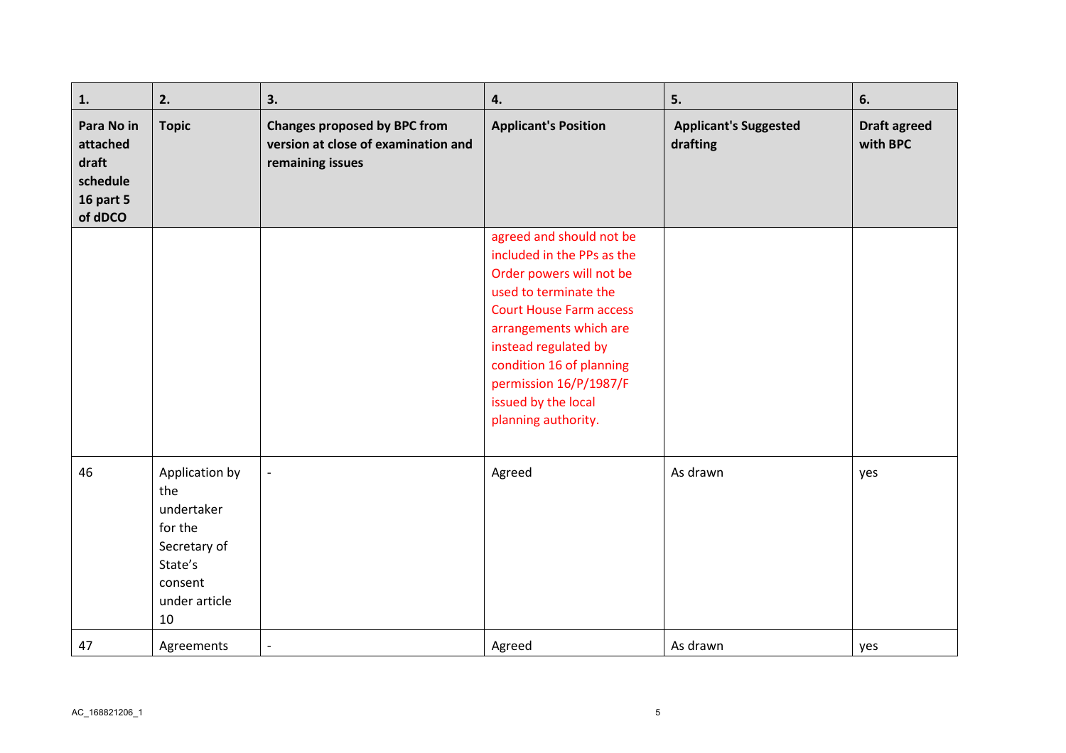| 1. | 2. | 3. | 4. | 5. | 6. |
|---|---|---|---|---|---|
| Para No in attached draft schedule 16 part 5 of dDCO | Topic | Changes proposed by BPC from version at close of examination and remaining issues | Applicant's Position | Applicant's Suggested drafting | Draft agreed with BPC |
| | | | agreed and should not be included in the PPs as the Order powers will not be used to terminate the Court House Farm access arrangements which are instead regulated by condition 16 of planning permission 16/P/1987/F issued by the local planning authority. | | |
| 46 | Application by the undertaker for the Secretary of State's consent under article 10 | - | Agreed | As drawn | yes |
| 47 | Agreements | - | Agreed | As drawn | yes |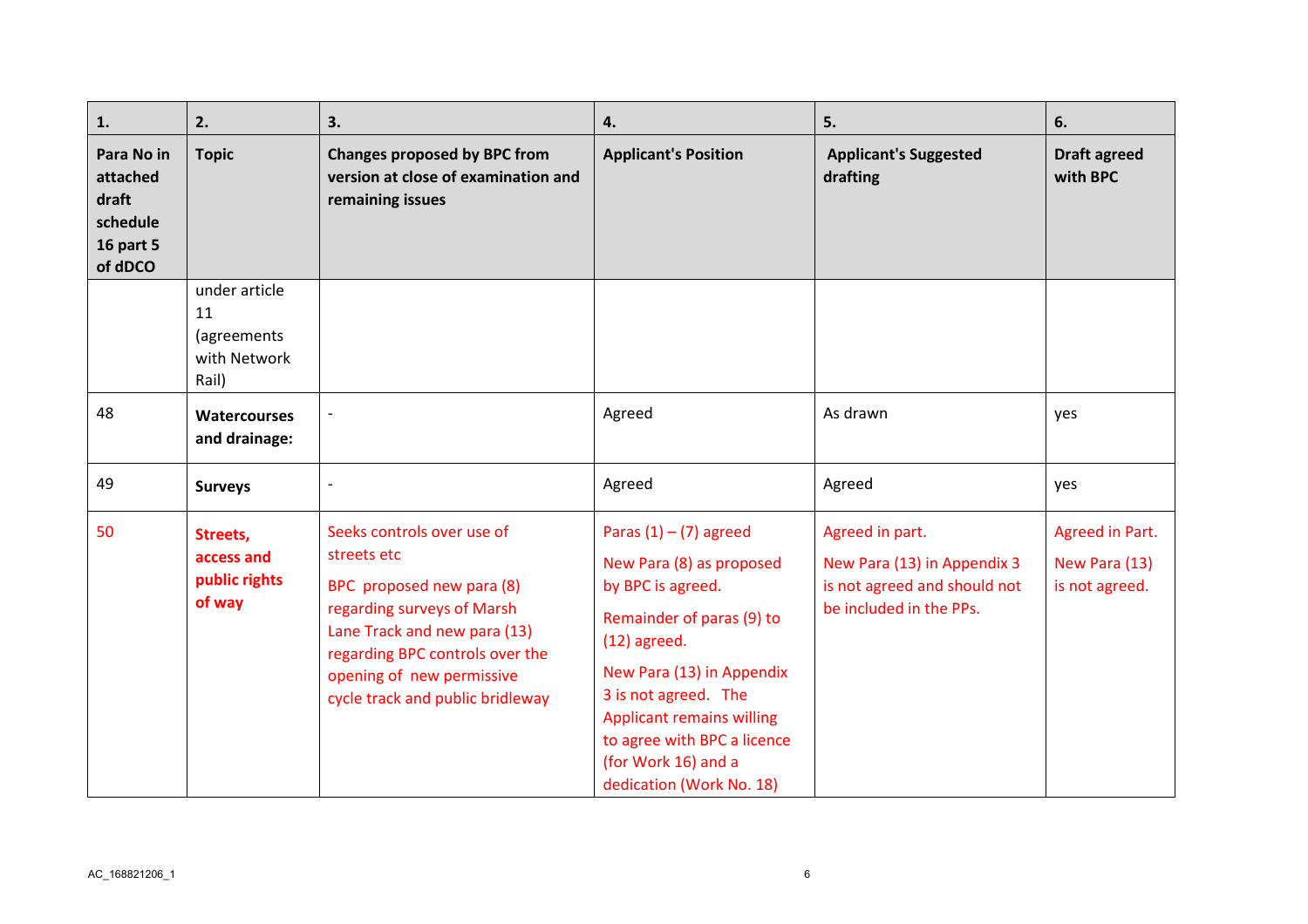| 1. | 2. | 3. | 4. | 5. | 6. |
|---|---|---|---|---|---|
| **Para No in attached draft schedule 16 part 5 of dDCO** | **Topic** | **Changes proposed by BPC from version at close of examination and remaining issues** | **Applicant's Position** | **Applicant's Suggested drafting** | **Draft agreed with BPC** |
| | under article 11 (agreements with Network Rail) | | | | |
| 48 | **Watercourses and drainage:** | - | Agreed | As drawn | yes |
| 49 | **Surveys** | - | Agreed | Agreed | yes |
| 50 | **Streets, access and public rights of way** | Seeks controls over use of streets etc<br><br>BPC proposed new para (8) regarding surveys of Marsh Lane Track and new para (13) regarding BPC controls over the opening of new permissive cycle track and public bridleway | Paras (1) – (7) agreed<br><br>New Para (8) as proposed by BPC is agreed.<br><br>Remainder of paras (9) to (12) agreed.<br><br>New Para (13) in Appendix 3 is not agreed. The Applicant remains willing to agree with BPC a licence (for Work 16) and a dedication (Work No. 18) | Agreed in part.<br><br>New Para (13) in Appendix 3 is not agreed and should not be included in the PPs. | Agreed in Part.<br><br>New Para (13) is not agreed. |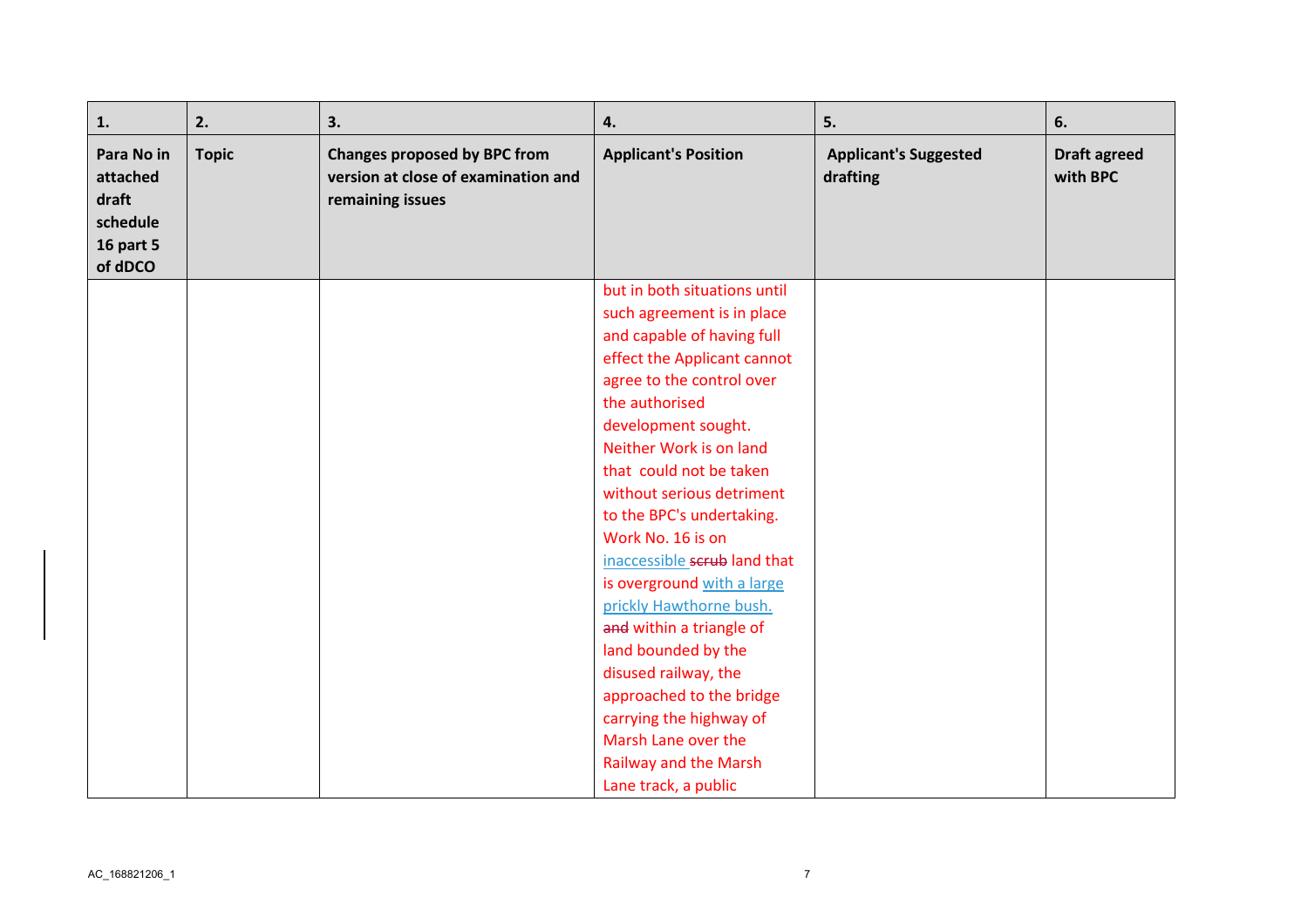| 1. | 2. | 3. | 4. | 5. | 6. |
|---|---|---|---|---|---|
| **Para No in attached draft schedule 16 part 5 of dDCO** | **Topic** | **Changes proposed by BPC from version at close of examination and remaining issues** | **Applicant's Position** | **Applicant's Suggested drafting** | **Draft agreed with BPC** |
| | | | but in both situations until such agreement is in place and capable of having full effect the Applicant cannot agree to the control over the authorised development sought. Neither Work is on land that could not be taken without serious detriment to the BPC's undertaking. Work No. 16 is on inaccessible ~~scrub~~ land that is overground with a large prickly Hawthorne bush. ~~and~~ within a triangle of land bounded by the disused railway, the approached to the bridge carrying the highway of Marsh Lane over the Railway and the Marsh Lane track, a public | | |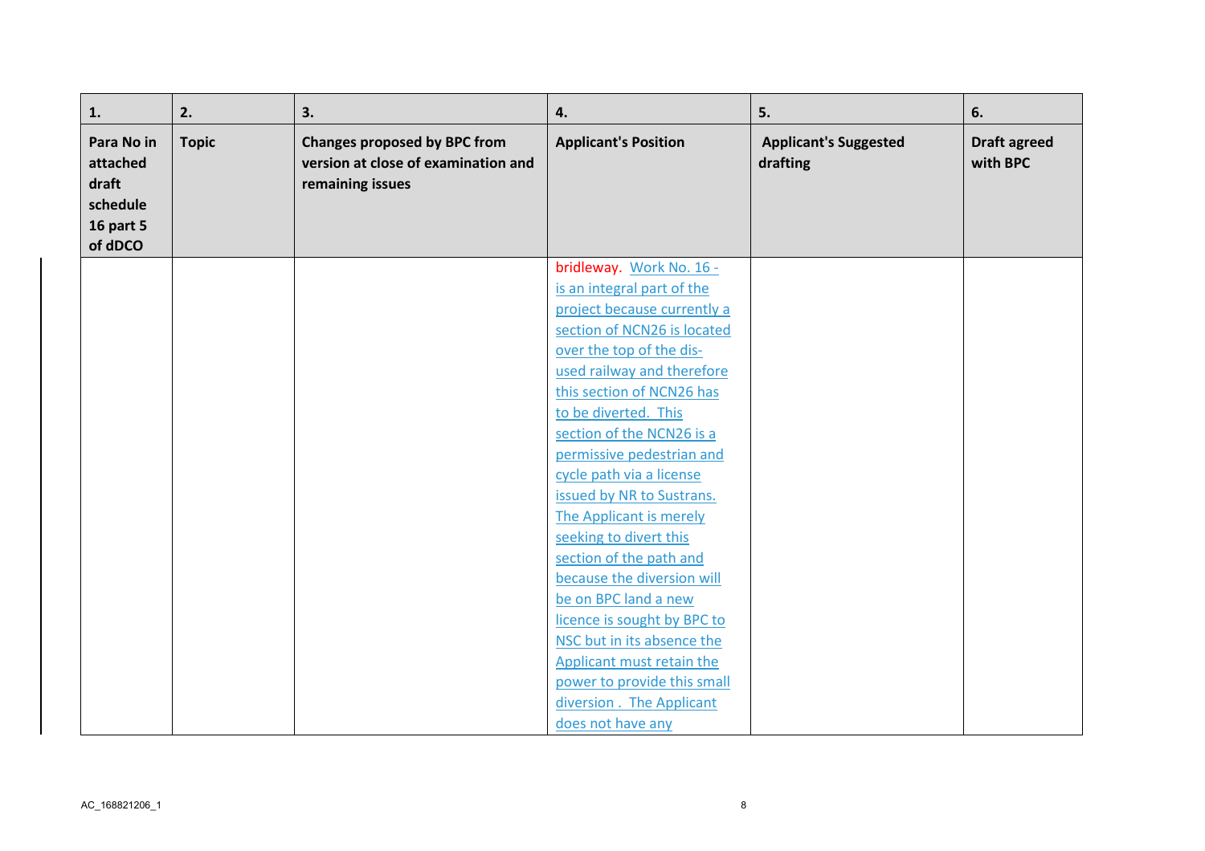| 1. | 2. | 3. | 4. | 5. | 6. |
|---|---|---|---|---|---|
| **Para No in attached draft schedule 16 part 5 of dDCO** | **Topic** | **Changes proposed by BPC from version at close of examination and remaining issues** | **Applicant's Position** | **Applicant's Suggested drafting** | **Draft agreed with BPC** |
| | | | bridleway. Work No. 16 - is an integral part of the project because currently a section of NCN26 is located over the top of the dis-used railway and therefore this section of NCN26 has to be diverted. This section of the NCN26 is a permissive pedestrian and cycle path via a license issued by NR to Sustrans. The Applicant is merely seeking to divert this section of the path and because the diversion will be on BPC land a new licence is sought by BPC to NSC but in its absence the Applicant must retain the power to provide this small diversion . The Applicant does not have any | | |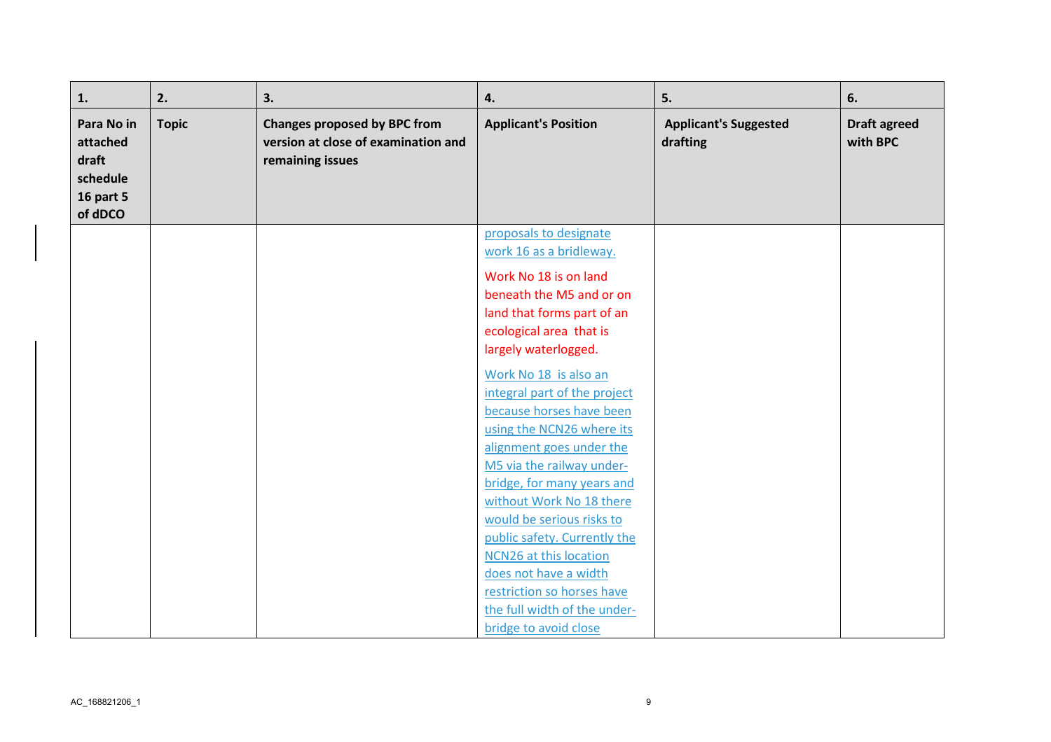| 1. | 2. | 3. | 4. | 5. | 6. |
|---|---|---|---|---|---|
| Para No in attached draft schedule 16 part 5 of dDCO | Topic | Changes proposed by BPC from version at close of examination and remaining issues | Applicant's Position | Applicant's Suggested drafting | Draft agreed with BPC |
| | | | proposals to designate work 16 as a bridleway.<br><br>Work No 18 is on land beneath the M5 and or on land that forms part of an ecological area that is largely waterlogged.<br><br>Work No 18 is also an integral part of the project because horses have been using the NCN26 where its alignment goes under the M5 via the railway under-bridge, for many years and without Work No 18 there would be serious risks to public safety. Currently the NCN26 at this location does not have a width restriction so horses have the full width of the under-bridge to avoid close | | |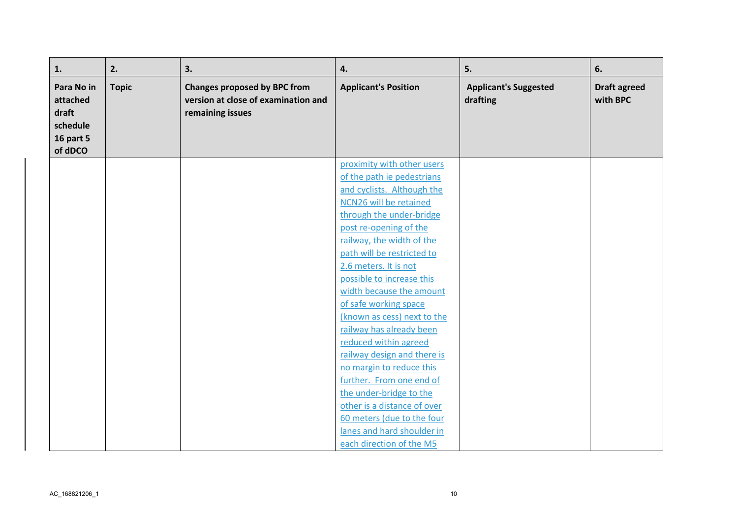| 1. | 2. | 3. | 4. | 5. | 6. |
|---|---|---|---|---|---|
| **Para No in attached draft schedule 16 part 5 of dDCO** | **Topic** | **Changes proposed by BPC from version at close of examination and remaining issues** | **Applicant's Position** | **Applicant's Suggested drafting** | **Draft agreed with BPC** |
| | | | proximity with other users of the path ie pedestrians and cyclists. Although the NCN26 will be retained through the under-bridge post re-opening of the railway, the width of the path will be restricted to 2.6 meters. It is not possible to increase this width because the amount of safe working space (known as cess) next to the railway has already been reduced within agreed railway design and there is no margin to reduce this further. From one end of the under-bridge to the other is a distance of over 60 meters (due to the four lanes and hard shoulder in each direction of the M5 | | |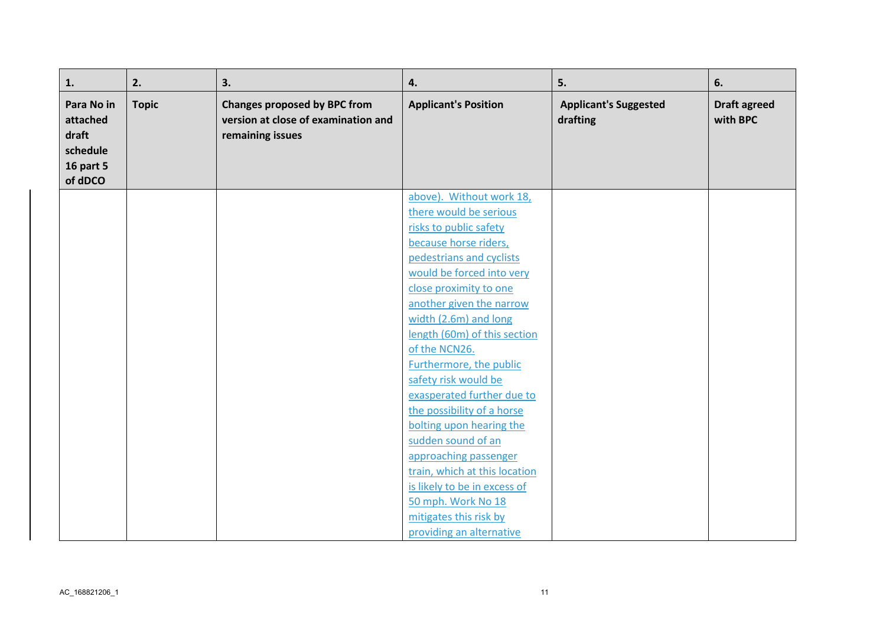| 1. | 2. | 3. | 4. | 5. | 6. |
|---|---|---|---|---|---|
| **Para No in attached draft schedule 16 part 5 of dDCO** | **Topic** | **Changes proposed by BPC from version at close of examination and remaining issues** | **Applicant's Position** | **Applicant's Suggested drafting** | **Draft agreed with BPC** |
| | | | above). Without work 18, there would be serious risks to public safety because horse riders, pedestrians and cyclists would be forced into very close proximity to one another given the narrow width (2.6m) and long length (60m) of this section of the NCN26. Furthermore, the public safety risk would be exasperated further due to the possibility of a horse bolting upon hearing the sudden sound of an approaching passenger train, which at this location is likely to be in excess of 50 mph. Work No 18 mitigates this risk by providing an alternative | | |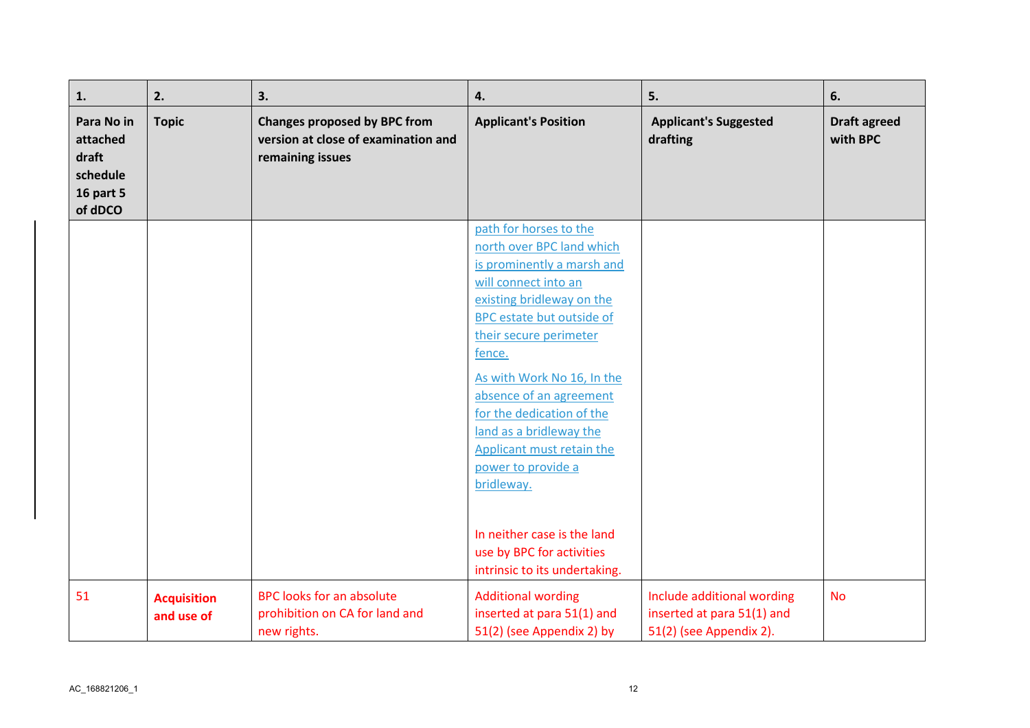| 1. | 2. | 3. | 4. | 5. | 6. |
|---|---|---|---|---|---|
| **Para No in attached draft schedule 16 part 5 of dDCO** | **Topic** | **Changes proposed by BPC from version at close of examination and remaining issues** | **Applicant's Position** | **Applicant's Suggested drafting** | **Draft agreed with BPC** |
| | | | path for horses to the north over BPC land which is prominently a marsh and will connect into an existing bridleway on the BPC estate but outside of their secure perimeter fence.<br><br>As with Work No 16, In the absence of an agreement for the dedication of the land as a bridleway the Applicant must retain the power to provide a bridleway.<br><br>In neither case is the land use by BPC for activities intrinsic to its undertaking. | | |
| 51 | **Acquisition and use of** | BPC looks for an absolute prohibition on CA for land and new rights. | Additional wording inserted at para 51(1) and 51(2) (see Appendix 2) by | Include additional wording inserted at para 51(1) and 51(2) (see Appendix 2). | No |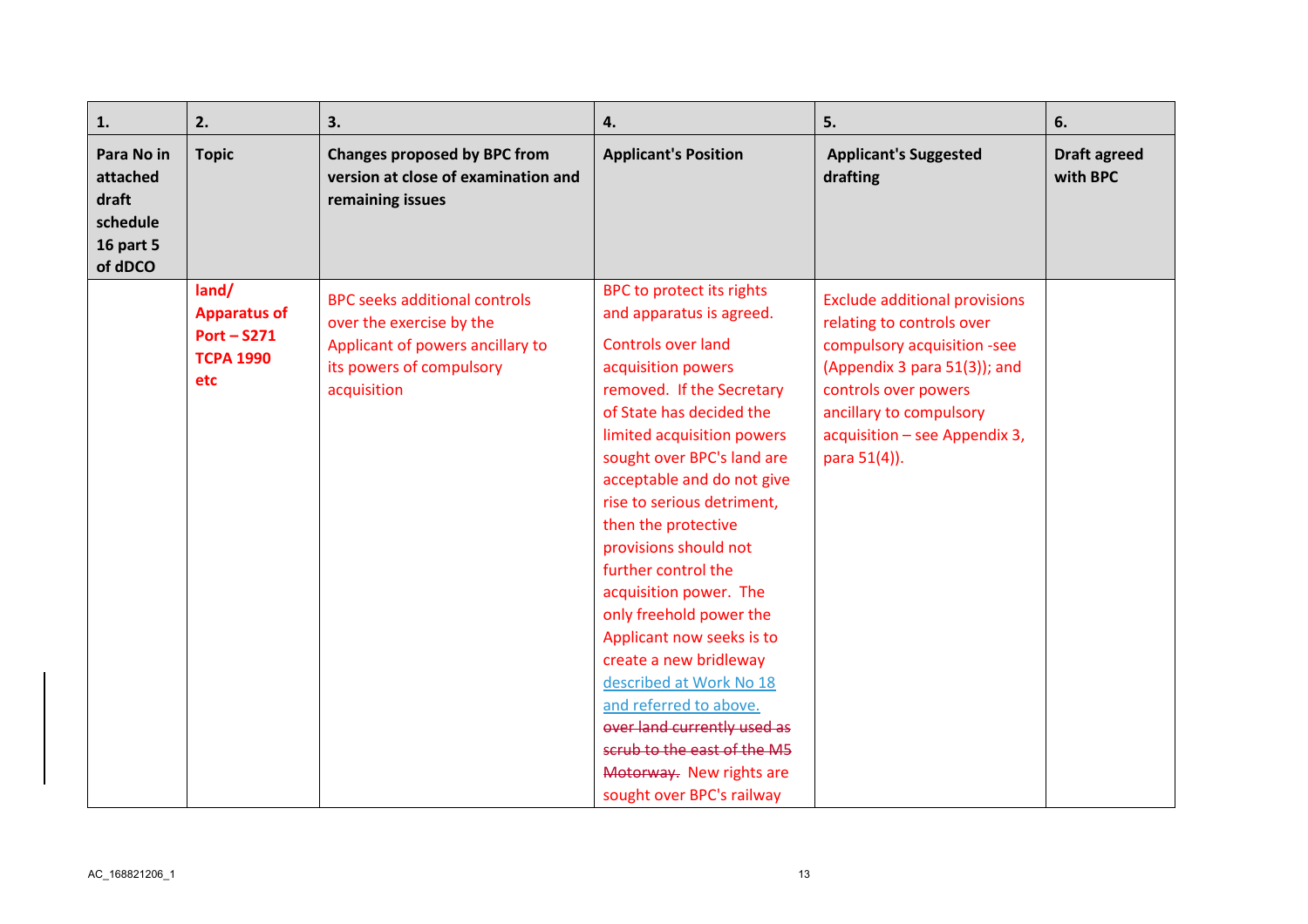| 1. | 2. | 3. | 4. | 5. | 6. |
|---|---|---|---|---|---|
| **Para No in attached draft schedule 16 part 5 of dDCO** | **Topic** | **Changes proposed by BPC from version at close of examination and remaining issues** | **Applicant's Position** | **Applicant's Suggested drafting** | **Draft agreed with BPC** |
| | **land/ Apparatus of Port – S271 TCPA 1990 etc** | BPC seeks additional controls over the exercise by the Applicant of powers ancillary to its powers of compulsory acquisition | BPC to protect its rights and apparatus is agreed. Controls over land acquisition powers removed. If the Secretary of State has decided the limited acquisition powers sought over BPC's land are acceptable and do not give rise to serious detriment, then the protective provisions should not further control the acquisition power. The only freehold power the Applicant now seeks is to create a new bridleway described at Work No 18 and referred to above. ~~over land currently used as scrub to the east of the M5 Motorway.~~ New rights are sought over BPC's railway | Exclude additional provisions relating to controls over compulsory acquisition -see (Appendix 3 para 51(3)); and controls over powers ancillary to compulsory acquisition – see Appendix 3, para 51(4)). | |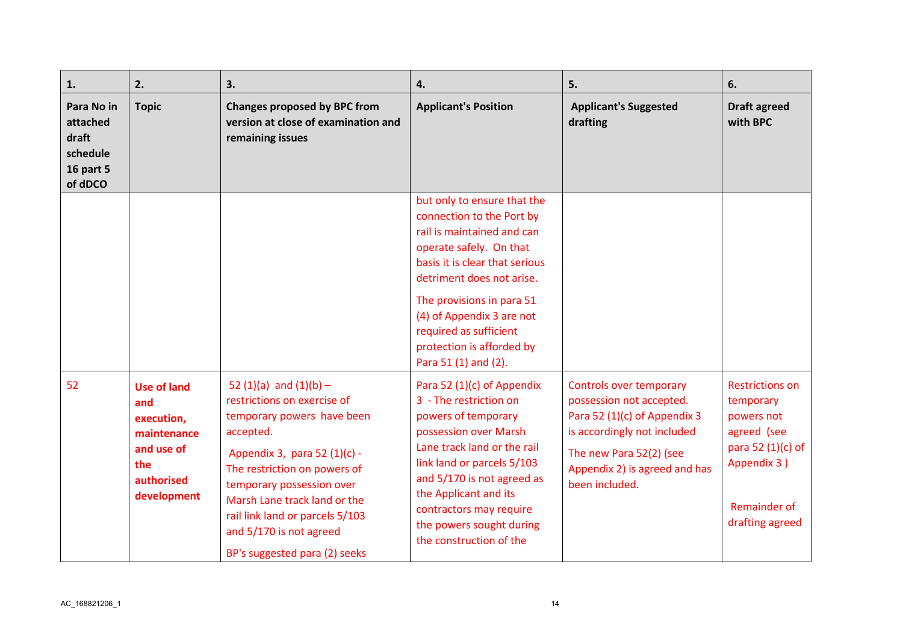| 1. | 2. | 3. | 4. | 5. | 6. |
|---|---|---|---|---|---|
| **Para No in attached draft schedule 16 part 5 of dDCO** | **Topic** | **Changes proposed by BPC from version at close of examination and remaining issues** | **Applicant's Position** | **Applicant's Suggested drafting** | **Draft agreed with BPC** |
| | | | but only to ensure that the connection to the Port by rail is maintained and can operate safely. On that basis it is clear that serious detriment does not arise.<br><br>The provisions in para 51 (4) of Appendix 3 are not required as sufficient protection is afforded by Para 51 (1) and (2). | | |
| 52 | **Use of land and execution, maintenance and use of the authorised development** | 52 (1)(a) and (1)(b) – restrictions on exercise of temporary powers have been accepted.<br><br>Appendix 3, para 52 (1)(c) - The restriction on powers of temporary possession over Marsh Lane track land or the rail link land or parcels 5/103 and 5/170 is not agreed<br><br>BP's suggested para (2) seeks | Para 52 (1)(c) of Appendix 3 - The restriction on powers of temporary possession over Marsh Lane track land or the rail link land or parcels 5/103 and 5/170 is not agreed as the Applicant and its contractors may require the powers sought during the construction of the | Controls over temporary possession not accepted. Para 52 (1)(c) of Appendix 3 is accordingly not included<br><br>The new Para 52(2) (see Appendix 2) is agreed and has been included. | Restrictions on temporary powers not agreed (see para 52 (1)(c) of Appendix 3 )<br><br>Remainder of drafting agreed |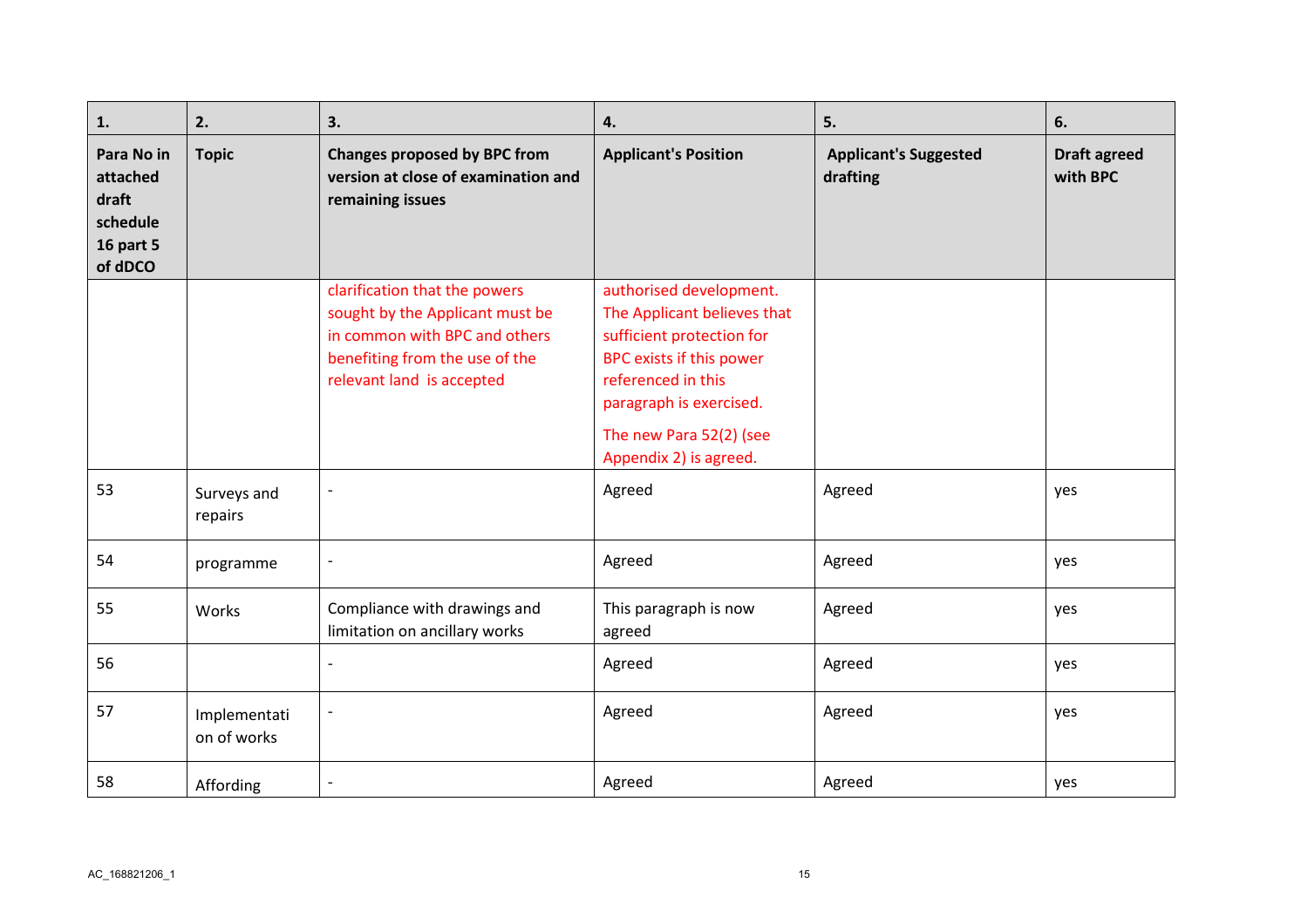| 1. | 2. | 3. | 4. | 5. | 6. |
|---|---|---|---|---|---|
| Para No in attached draft schedule 16 part 5 of dDCO | Topic | Changes proposed by BPC from version at close of examination and remaining issues | Applicant's Position | Applicant's Suggested drafting | Draft agreed with BPC |
| | | clarification that the powers sought by the Applicant must be in common with BPC and others benefiting from the use of the relevant land is accepted | authorised development. The Applicant believes that sufficient protection for BPC exists if this power referenced in this paragraph is exercised. The new Para 52(2) (see Appendix 2) is agreed. | | |
| 53 | Surveys and repairs | - | Agreed | Agreed | yes |
| 54 | programme | - | Agreed | Agreed | yes |
| 55 | Works | Compliance with drawings and limitation on ancillary works | This paragraph is now agreed | Agreed | yes |
| 56 | | - | Agreed | Agreed | yes |
| 57 | Implementation of works | - | Agreed | Agreed | yes |
| 58 | Affording | - | Agreed | Agreed | yes |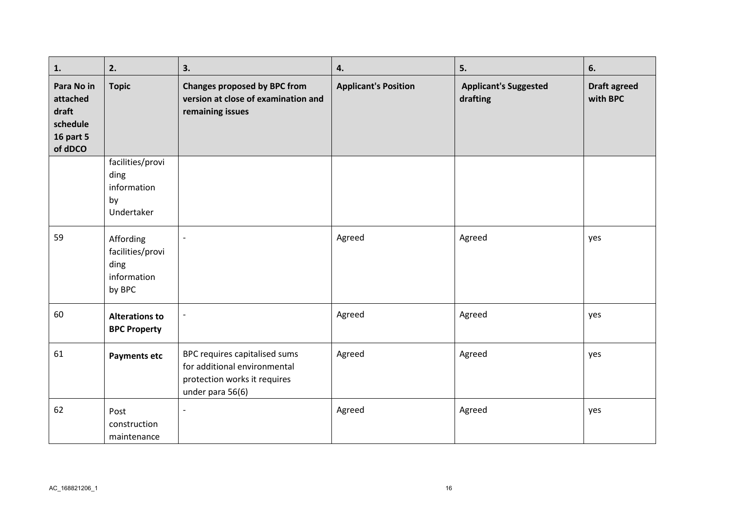| 1. | 2. | 3. | 4. | 5. | 6. |
|---|---|---|---|---|---|
| **Para No in attached draft schedule 16 part 5 of dDCO** | **Topic** | **Changes proposed by BPC from version at close of examination and remaining issues** | **Applicant's Position** | **Applicant's Suggested drafting** | **Draft agreed with BPC** |
| | facilities/providing information by Undertaker | | | | |
| 59 | Affording facilities/providing information by BPC | - | Agreed | Agreed | yes |
| 60 | **Alterations to BPC Property** | - | Agreed | Agreed | yes |
| 61 | **Payments etc** | BPC requires capitalised sums for additional environmental protection works it requires under para 56(6) | Agreed | Agreed | yes |
| 62 | Post construction maintenance | - | Agreed | Agreed | yes |

AC_168821206_1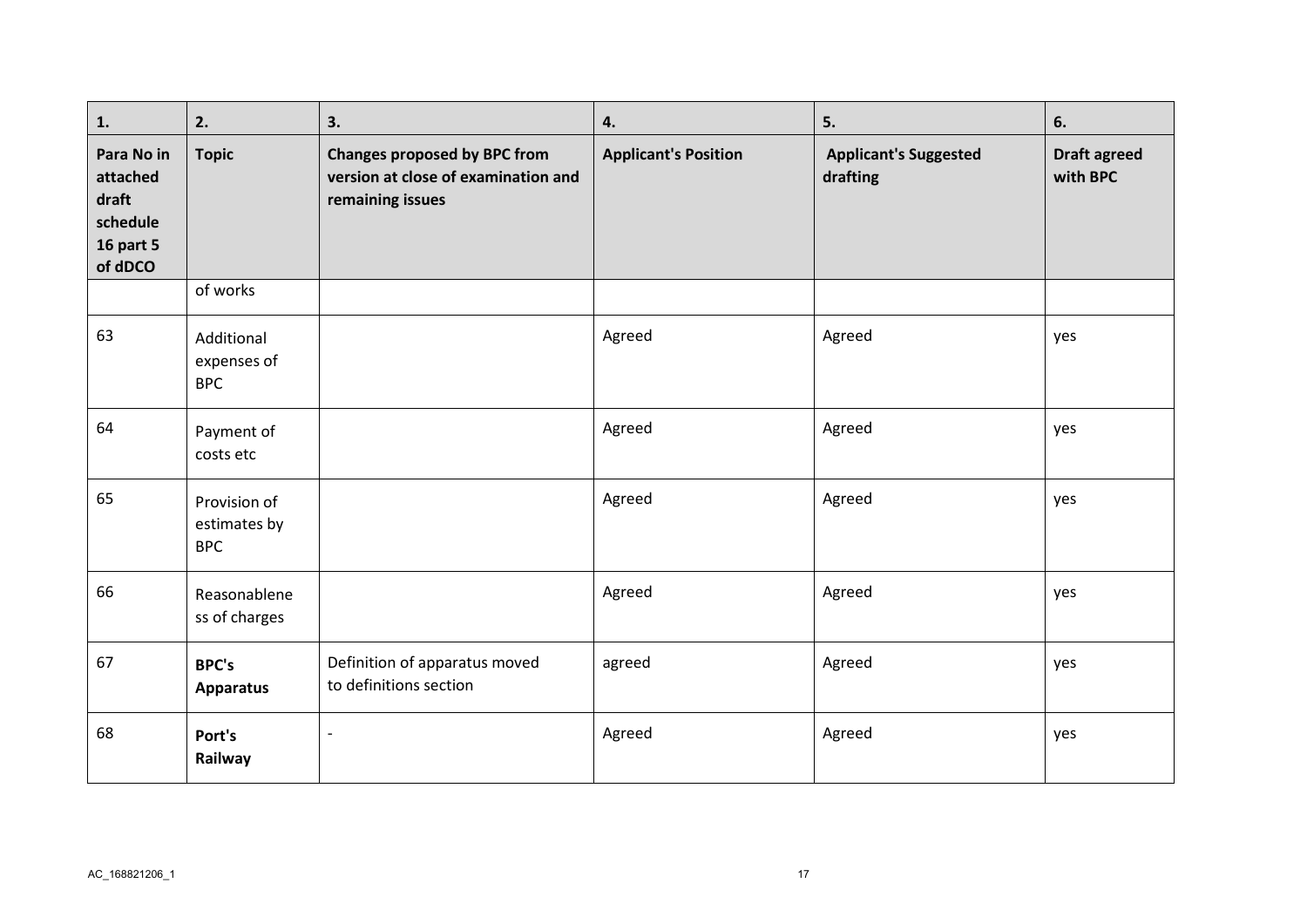| 1. | 2. | 3. | 4. | 5. | 6. |
|---|---|---|---|---|---|
| **Para No in attached draft schedule 16 part 5 of dDCO** | **Topic** | **Changes proposed by BPC from version at close of examination and remaining issues** | **Applicant's Position** | **Applicant's Suggested drafting** | **Draft agreed with BPC** |
| | of works | | | | |
| 63 | Additional expenses of BPC | | Agreed | Agreed | yes |
| 64 | Payment of costs etc | | Agreed | Agreed | yes |
| 65 | Provision of estimates by BPC | | Agreed | Agreed | yes |
| 66 | Reasonableness of charges | | Agreed | Agreed | yes |
| 67 | **BPC's Apparatus** | Definition of apparatus moved to definitions section | agreed | Agreed | yes |
| 68 | **Port's Railway** | - | Agreed | Agreed | yes |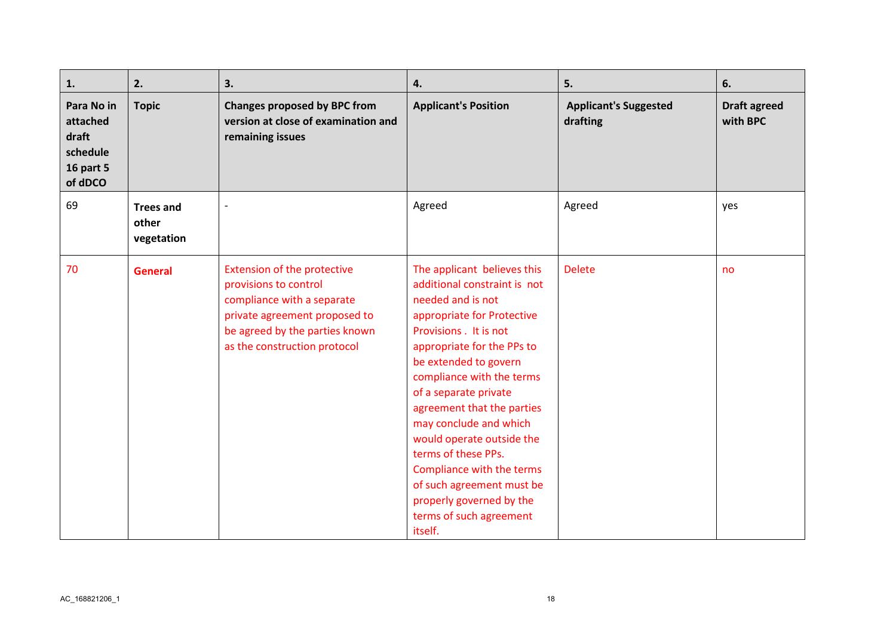| 1. | 2. | 3. | 4. | 5. | 6. |
|---|---|---|---|---|---|
| **Para No in attached draft schedule 16 part 5 of dDCO** | **Topic** | **Changes proposed by BPC from version at close of examination and remaining issues** | **Applicant's Position** | **Applicant's Suggested drafting** | **Draft agreed with BPC** |
| 69 | **Trees and other vegetation** | - | Agreed | Agreed | yes |
| 70 | **General** | Extension of the protective provisions to control compliance with a separate private agreement proposed to be agreed by the parties known as the construction protocol | The applicant believes this additional constraint is not needed and is not appropriate for Protective Provisions . It is not appropriate for the PPs to be extended to govern compliance with the terms of a separate private agreement that the parties may conclude and which would operate outside the terms of these PPs. Compliance with the terms of such agreement must be properly governed by the terms of such agreement itself. | Delete | no |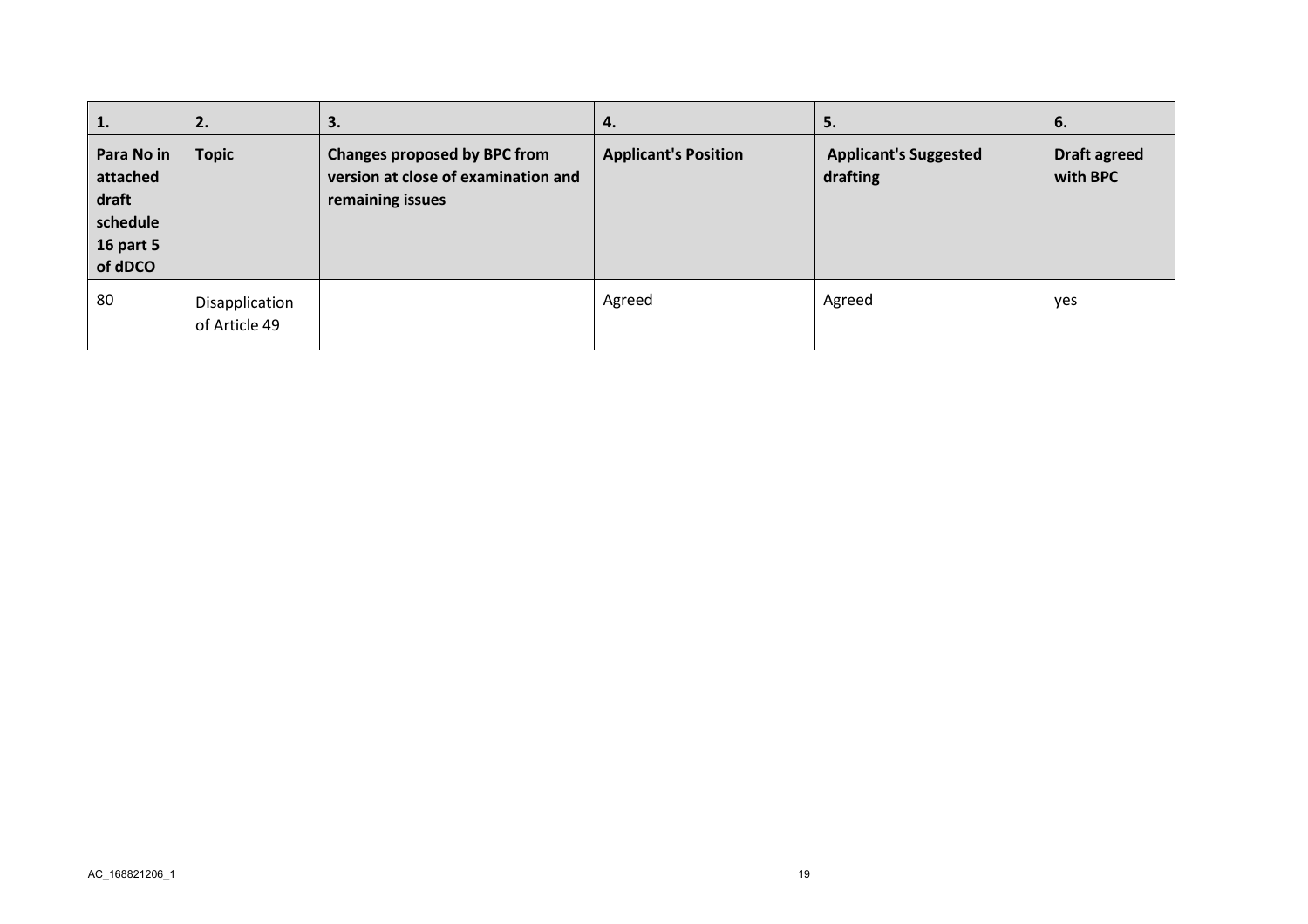| 1. | 2. | 3. | 4. | 5. | 6. |
|---|---|---|---|---|---|
| **Para No in attached draft schedule 16 part 5 of dDCO** | **Topic** | **Changes proposed by BPC from version at close of examination and remaining issues** | **Applicant's Position** | **Applicant's Suggested drafting** | **Draft agreed with BPC** |
| 80 | Disapplication of Article 49 | | Agreed | Agreed | yes |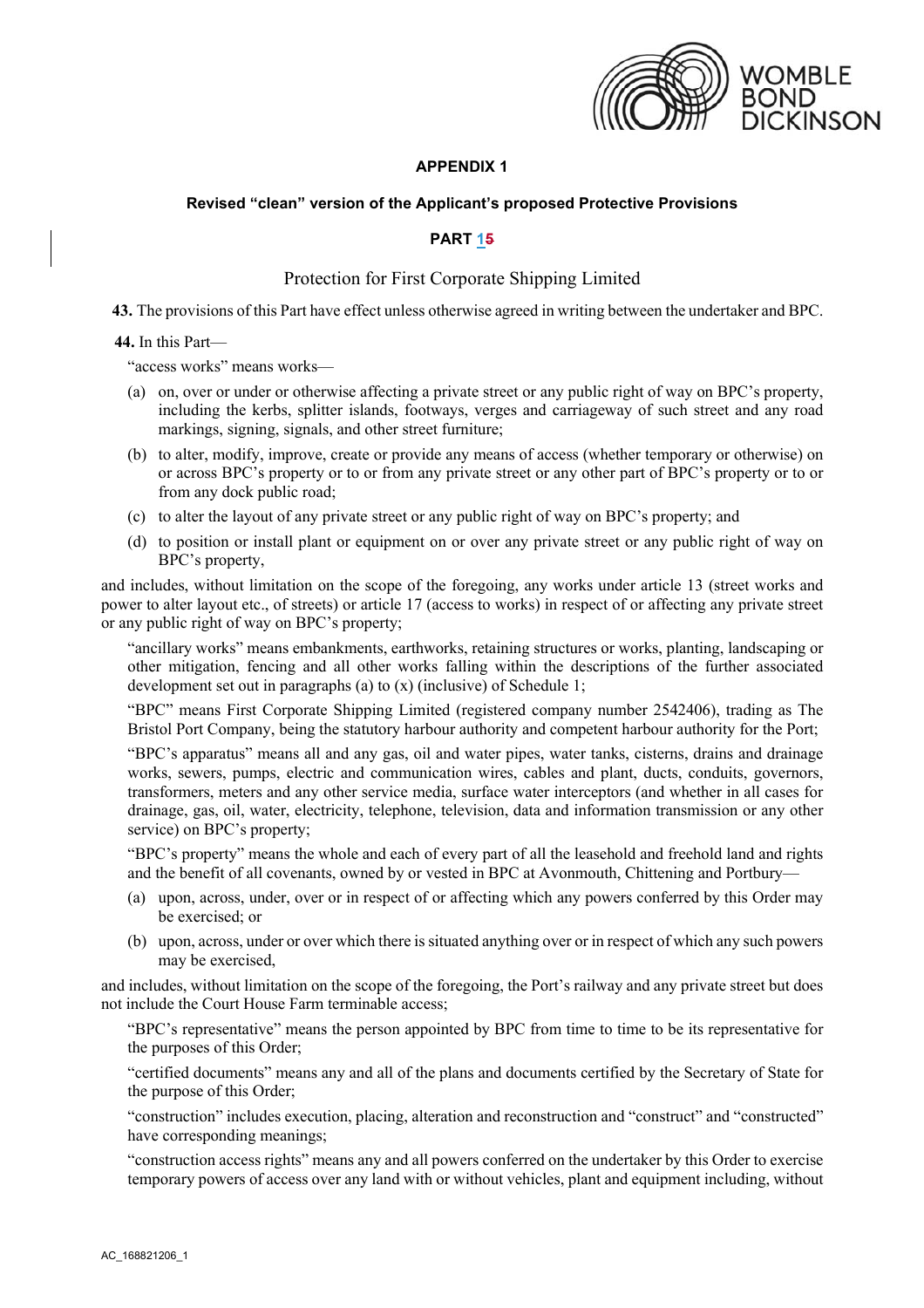**APPENDIX 1**

**Revised "clean" version of the Applicant's proposed Protective Provisions**

**PART 15**

Protection for First Corporate Shipping Limited

**43.** The provisions of this Part have effect unless otherwise agreed in writing between the undertaker and BPC.

**44.** In this Part—

"access works" means works—

(a) on, over or under or otherwise affecting a private street or any public right of way on BPC's property, including the kerbs, splitter islands, footways, verges and carriageway of such street and any road markings, signing, signals, and other street furniture;

(b) to alter, modify, improve, create or provide any means of access (whether temporary or otherwise) on or across BPC's property or to or from any private street or any other part of BPC's property or to or from any dock public road;

(c) to alter the layout of any private street or any public right of way on BPC's property; and

(d) to position or install plant or equipment on or over any private street or any public right of way on BPC's property,

and includes, without limitation on the scope of the foregoing, any works under article 13 (street works and power to alter layout etc., of streets) or article 17 (access to works) in respect of or affecting any private street or any public right of way on BPC's property;

"ancillary works" means embankments, earthworks, retaining structures or works, planting, landscaping or other mitigation, fencing and all other works falling within the descriptions of the further associated development set out in paragraphs (a) to (x) (inclusive) of Schedule 1;

"BPC" means First Corporate Shipping Limited (registered company number 2542406), trading as The Bristol Port Company, being the statutory harbour authority and competent harbour authority for the Port;

"BPC's apparatus" means all and any gas, oil and water pipes, water tanks, cisterns, drains and drainage works, sewers, pumps, electric and communication wires, cables and plant, ducts, conduits, governors, transformers, meters and any other service media, surface water interceptors (and whether in all cases for drainage, gas, oil, water, electricity, telephone, television, data and information transmission or any other service) on BPC's property;

"BPC's property" means the whole and each of every part of all the leasehold and freehold land and rights and the benefit of all covenants, owned by or vested in BPC at Avonmouth, Chittening and Portbury—

(a) upon, across, under, over or in respect of or affecting which any powers conferred by this Order may be exercised; or

(b) upon, across, under or over which there is situated anything over or in respect of which any such powers may be exercised,

and includes, without limitation on the scope of the foregoing, the Port's railway and any private street but does not include the Court House Farm terminable access;

"BPC's representative" means the person appointed by BPC from time to time to be its representative for the purposes of this Order;

"certified documents" means any and all of the plans and documents certified by the Secretary of State for the purpose of this Order;

"construction" includes execution, placing, alteration and reconstruction and "construct" and "constructed" have corresponding meanings;

"construction access rights" means any and all powers conferred on the undertaker by this Order to exercise temporary powers of access over any land with or without vehicles, plant and equipment including, without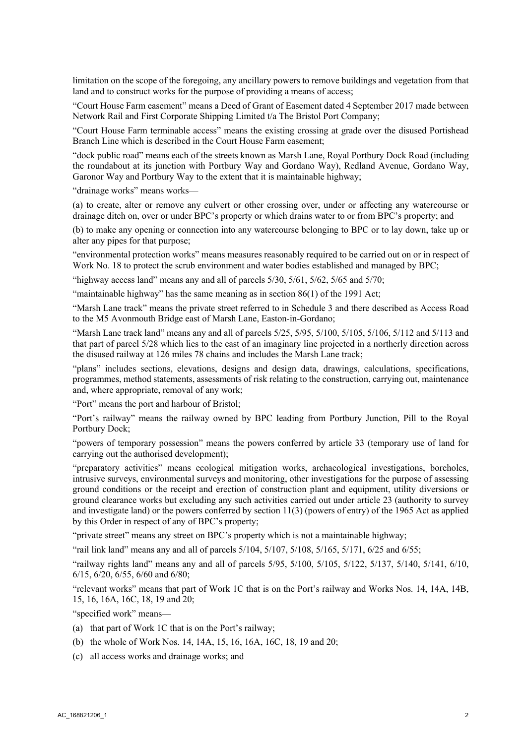limitation on the scope of the foregoing, any ancillary powers to remove buildings and vegetation from that land and to construct works for the purpose of providing a means of access;

"Court House Farm easement" means a Deed of Grant of Easement dated 4 September 2017 made between Network Rail and First Corporate Shipping Limited t/a The Bristol Port Company;

"Court House Farm terminable access" means the existing crossing at grade over the disused Portishead Branch Line which is described in the Court House Farm easement;

"dock public road" means each of the streets known as Marsh Lane, Royal Portbury Dock Road (including the roundabout at its junction with Portbury Way and Gordano Way), Redland Avenue, Gordano Way, Garonor Way and Portbury Way to the extent that it is maintainable highway;

"drainage works" means works—

(a) to create, alter or remove any culvert or other crossing over, under or affecting any watercourse or drainage ditch on, over or under BPC's property or which drains water to or from BPC's property; and

(b) to make any opening or connection into any watercourse belonging to BPC or to lay down, take up or alter any pipes for that purpose;

"environmental protection works" means measures reasonably required to be carried out on or in respect of Work No. 18 to protect the scrub environment and water bodies established and managed by BPC;

"highway access land" means any and all of parcels 5/30, 5/61, 5/62, 5/65 and 5/70;

"maintainable highway" has the same meaning as in section 86(1) of the 1991 Act;

"Marsh Lane track" means the private street referred to in Schedule 3 and there described as Access Road to the M5 Avonmouth Bridge east of Marsh Lane, Easton-in-Gordano;

"Marsh Lane track land" means any and all of parcels 5/25, 5/95, 5/100, 5/105, 5/106, 5/112 and 5/113 and that part of parcel 5/28 which lies to the east of an imaginary line projected in a northerly direction across the disused railway at 126 miles 78 chains and includes the Marsh Lane track;

"plans" includes sections, elevations, designs and design data, drawings, calculations, specifications, programmes, method statements, assessments of risk relating to the construction, carrying out, maintenance and, where appropriate, removal of any work;

"Port" means the port and harbour of Bristol;

"Port's railway" means the railway owned by BPC leading from Portbury Junction, Pill to the Royal Portbury Dock;

"powers of temporary possession" means the powers conferred by article 33 (temporary use of land for carrying out the authorised development);

"preparatory activities" means ecological mitigation works, archaeological investigations, boreholes, intrusive surveys, environmental surveys and monitoring, other investigations for the purpose of assessing ground conditions or the receipt and erection of construction plant and equipment, utility diversions or ground clearance works but excluding any such activities carried out under article 23 (authority to survey and investigate land) or the powers conferred by section 11(3) (powers of entry) of the 1965 Act as applied by this Order in respect of any of BPC's property;

"private street" means any street on BPC's property which is not a maintainable highway;

"rail link land" means any and all of parcels 5/104, 5/107, 5/108, 5/165, 5/171, 6/25 and 6/55;

"railway rights land" means any and all of parcels 5/95, 5/100, 5/105, 5/122, 5/137, 5/140, 5/141, 6/10, 6/15, 6/20, 6/55, 6/60 and 6/80;

"relevant works" means that part of Work 1C that is on the Port's railway and Works Nos. 14, 14A, 14B, 15, 16, 16A, 16C, 18, 19 and 20;

"specified work" means—

(a) that part of Work 1C that is on the Port's railway;

(b) the whole of Work Nos. 14, 14A, 15, 16, 16A, 16C, 18, 19 and 20;

(c) all access works and drainage works; and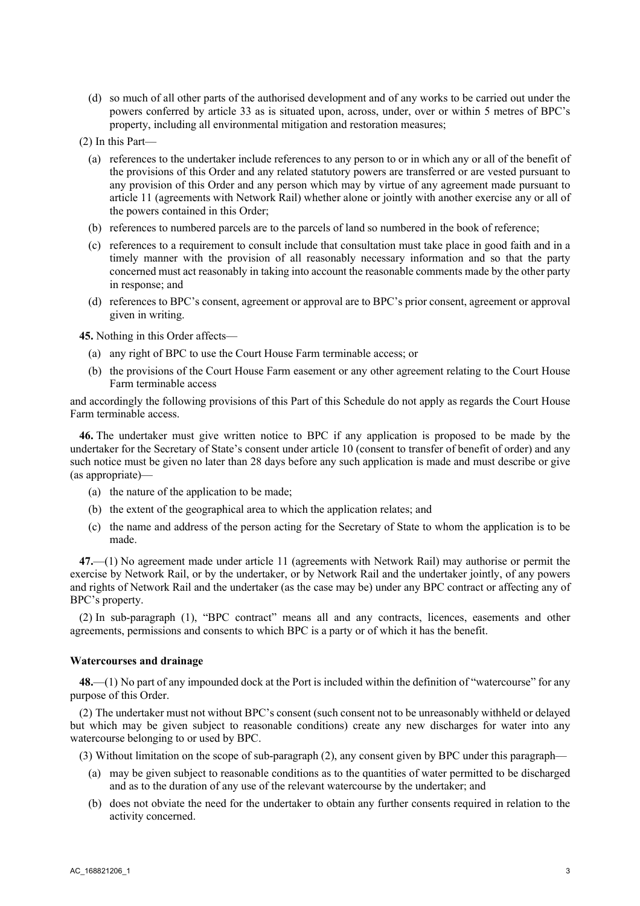(d) so much of all other parts of the authorised development and of any works to be carried out under the powers conferred by article 33 as is situated upon, across, under, over or within 5 metres of BPC's property, including all environmental mitigation and restoration measures;

(2) In this Part—

(a) references to the undertaker include references to any person to or in which any or all of the benefit of the provisions of this Order and any related statutory powers are transferred or are vested pursuant to any provision of this Order and any person which may by virtue of any agreement made pursuant to article 11 (agreements with Network Rail) whether alone or jointly with another exercise any or all of the powers contained in this Order;

(b) references to numbered parcels are to the parcels of land so numbered in the book of reference;

(c) references to a requirement to consult include that consultation must take place in good faith and in a timely manner with the provision of all reasonably necessary information and so that the party concerned must act reasonably in taking into account the reasonable comments made by the other party in response; and

(d) references to BPC's consent, agreement or approval are to BPC's prior consent, agreement or approval given in writing.

**45.** Nothing in this Order affects—

(a) any right of BPC to use the Court House Farm terminable access; or

(b) the provisions of the Court House Farm easement or any other agreement relating to the Court House Farm terminable access

and accordingly the following provisions of this Part of this Schedule do not apply as regards the Court House Farm terminable access.

**46.** The undertaker must give written notice to BPC if any application is proposed to be made by the undertaker for the Secretary of State's consent under article 10 (consent to transfer of benefit of order) and any such notice must be given no later than 28 days before any such application is made and must describe or give (as appropriate)—

(a) the nature of the application to be made;

(b) the extent of the geographical area to which the application relates; and

(c) the name and address of the person acting for the Secretary of State to whom the application is to be made.

**47.**—(1) No agreement made under article 11 (agreements with Network Rail) may authorise or permit the exercise by Network Rail, or by the undertaker, or by Network Rail and the undertaker jointly, of any powers and rights of Network Rail and the undertaker (as the case may be) under any BPC contract or affecting any of BPC's property.

(2) In sub-paragraph (1), "BPC contract" means all and any contracts, licences, easements and other agreements, permissions and consents to which BPC is a party or of which it has the benefit.

**Watercourses and drainage**

**48.**—(1) No part of any impounded dock at the Port is included within the definition of "watercourse" for any purpose of this Order.

(2) The undertaker must not without BPC's consent (such consent not to be unreasonably withheld or delayed but which may be given subject to reasonable conditions) create any new discharges for water into any watercourse belonging to or used by BPC.

(3) Without limitation on the scope of sub-paragraph (2), any consent given by BPC under this paragraph—

(a) may be given subject to reasonable conditions as to the quantities of water permitted to be discharged and as to the duration of any use of the relevant watercourse by the undertaker; and

(b) does not obviate the need for the undertaker to obtain any further consents required in relation to the activity concerned.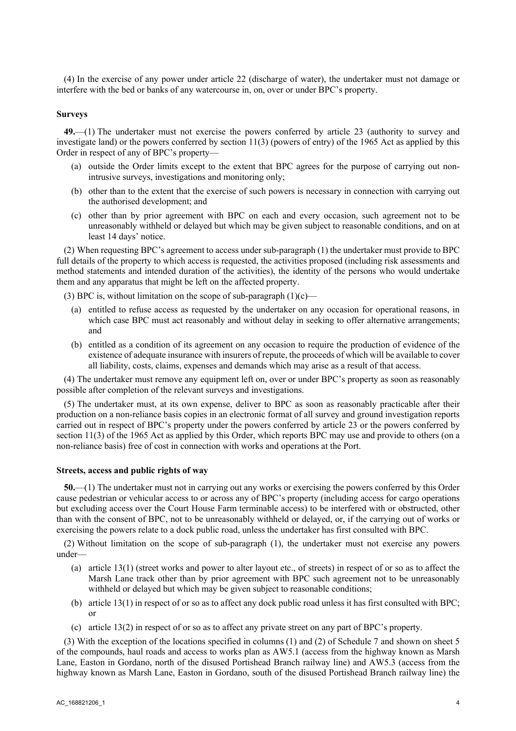(4) In the exercise of any power under article 22 (discharge of water), the undertaker must not damage or interfere with the bed or banks of any watercourse in, on, over or under BPC's property.

#### Surveys

**49.**—(1) The undertaker must not exercise the powers conferred by article 23 (authority to survey and investigate land) or the powers conferred by section 11(3) (powers of entry) of the 1965 Act as applied by this Order in respect of any of BPC's property—

- (a) outside the Order limits except to the extent that BPC agrees for the purpose of carrying out non-intrusive surveys, investigations and monitoring only;
- (b) other than to the extent that the exercise of such powers is necessary in connection with carrying out the authorised development; and
- (c) other than by prior agreement with BPC on each and every occasion, such agreement not to be unreasonably withheld or delayed but which may be given subject to reasonable conditions, and on at least 14 days' notice.

(2) When requesting BPC's agreement to access under sub-paragraph (1) the undertaker must provide to BPC full details of the property to which access is requested, the activities proposed (including risk assessments and method statements and intended duration of the activities), the identity of the persons who would undertake them and any apparatus that might be left on the affected property.

(3) BPC is, without limitation on the scope of sub-paragraph (1)(c)—

- (a) entitled to refuse access as requested by the undertaker on any occasion for operational reasons, in which case BPC must act reasonably and without delay in seeking to offer alternative arrangements; and
- (b) entitled as a condition of its agreement on any occasion to require the production of evidence of the existence of adequate insurance with insurers of repute, the proceeds of which will be available to cover all liability, costs, claims, expenses and demands which may arise as a result of that access.

(4) The undertaker must remove any equipment left on, over or under BPC's property as soon as reasonably possible after completion of the relevant surveys and investigations.

(5) The undertaker must, at its own expense, deliver to BPC as soon as reasonably practicable after their production on a non-reliance basis copies in an electronic format of all survey and ground investigation reports carried out in respect of BPC's property under the powers conferred by article 23 or the powers conferred by section 11(3) of the 1965 Act as applied by this Order, which reports BPC may use and provide to others (on a non-reliance basis) free of cost in connection with works and operations at the Port.

#### Streets, access and public rights of way

**50.**—(1) The undertaker must not in carrying out any works or exercising the powers conferred by this Order cause pedestrian or vehicular access to or across any of BPC's property (including access for cargo operations but excluding access over the Court House Farm terminable access) to be interfered with or obstructed, other than with the consent of BPC, not to be unreasonably withheld or delayed, or, if the carrying out of works or exercising the powers relate to a dock public road, unless the undertaker has first consulted with BPC.

(2) Without limitation on the scope of sub-paragraph (1), the undertaker must not exercise any powers under—

- (a) article 13(1) (street works and power to alter layout etc., of streets) in respect of or so as to affect the Marsh Lane track other than by prior agreement with BPC such agreement not to be unreasonably withheld or delayed but which may be given subject to reasonable conditions;
- (b) article 13(1) in respect of or so as to affect any dock public road unless it has first consulted with BPC; or
- (c) article 13(2) in respect of or so as to affect any private street on any part of BPC's property.

(3) With the exception of the locations specified in columns (1) and (2) of Schedule 7 and shown on sheet 5 of the compounds, haul roads and access to works plan as AW5.1 (access from the highway known as Marsh Lane, Easton in Gordano, north of the disused Portishead Branch railway line) and AW5.3 (access from the highway known as Marsh Lane, Easton in Gordano, south of the disused Portishead Branch railway line) the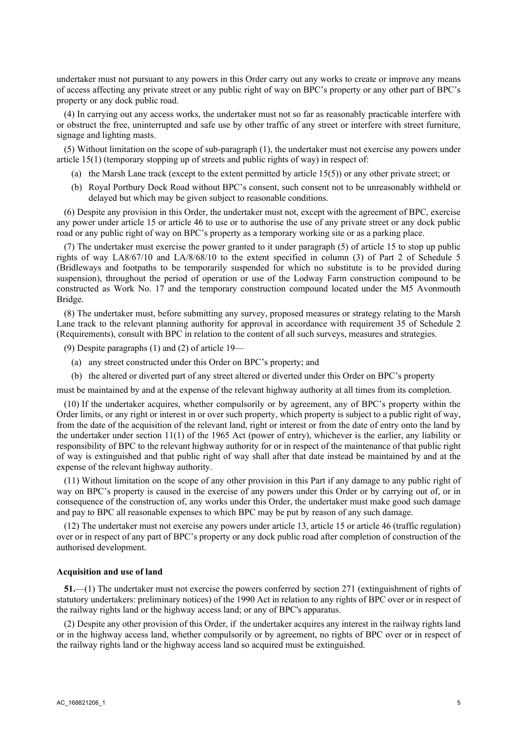undertaker must not pursuant to any powers in this Order carry out any works to create or improve any means of access affecting any private street or any public right of way on BPC's property or any other part of BPC's property or any dock public road.

(4) In carrying out any access works, the undertaker must not so far as reasonably practicable interfere with or obstruct the free, uninterrupted and safe use by other traffic of any street or interfere with street furniture, signage and lighting masts.

(5) Without limitation on the scope of sub-paragraph (1), the undertaker must not exercise any powers under article 15(1) (temporary stopping up of streets and public rights of way) in respect of:

(a) the Marsh Lane track (except to the extent permitted by article 15(5)) or any other private street; or

(b) Royal Portbury Dock Road without BPC's consent, such consent not to be unreasonably withheld or delayed but which may be given subject to reasonable conditions.

(6) Despite any provision in this Order, the undertaker must not, except with the agreement of BPC, exercise any power under article 15 or article 46 to use or to authorise the use of any private street or any dock public road or any public right of way on BPC's property as a temporary working site or as a parking place.

(7) The undertaker must exercise the power granted to it under paragraph (5) of article 15 to stop up public rights of way LA8/67/10 and LA/8/68/10 to the extent specified in column (3) of Part 2 of Schedule 5 (Bridleways and footpaths to be temporarily suspended for which no substitute is to be provided during suspension), throughout the period of operation or use of the Lodway Farm construction compound to be constructed as Work No. 17 and the temporary construction compound located under the M5 Avonmouth Bridge.

(8) The undertaker must, before submitting any survey, proposed measures or strategy relating to the Marsh Lane track to the relevant planning authority for approval in accordance with requirement 35 of Schedule 2 (Requirements), consult with BPC in relation to the content of all such surveys, measures and strategies.

(9) Despite paragraphs (1) and (2) of article 19—

(a) any street constructed under this Order on BPC's property; and

(b) the altered or diverted part of any street altered or diverted under this Order on BPC's property

must be maintained by and at the expense of the relevant highway authority at all times from its completion.

(10) If the undertaker acquires, whether compulsorily or by agreement, any of BPC's property within the Order limits, or any right or interest in or over such property, which property is subject to a public right of way, from the date of the acquisition of the relevant land, right or interest or from the date of entry onto the land by the undertaker under section 11(1) of the 1965 Act (power of entry), whichever is the earlier, any liability or responsibility of BPC to the relevant highway authority for or in respect of the maintenance of that public right of way is extinguished and that public right of way shall after that date instead be maintained by and at the expense of the relevant highway authority.

(11) Without limitation on the scope of any other provision in this Part if any damage to any public right of way on BPC's property is caused in the exercise of any powers under this Order or by carrying out of, or in consequence of the construction of, any works under this Order, the undertaker must make good such damage and pay to BPC all reasonable expenses to which BPC may be put by reason of any such damage.

(12) The undertaker must not exercise any powers under article 13, article 15 or article 46 (traffic regulation) over or in respect of any part of BPC's property or any dock public road after completion of construction of the authorised development.

**Acquisition and use of land**

**51.**—(1) The undertaker must not exercise the powers conferred by section 271 (extinguishment of rights of statutory undertakers: preliminary notices) of the 1990 Act in relation to any rights of BPC over or in respect of the railway rights land or the highway access land; or any of BPC's apparatus.

(2) Despite any other provision of this Order, if the undertaker acquires any interest in the railway rights land or in the highway access land, whether compulsorily or by agreement, no rights of BPC over or in respect of the railway rights land or the highway access land so acquired must be extinguished.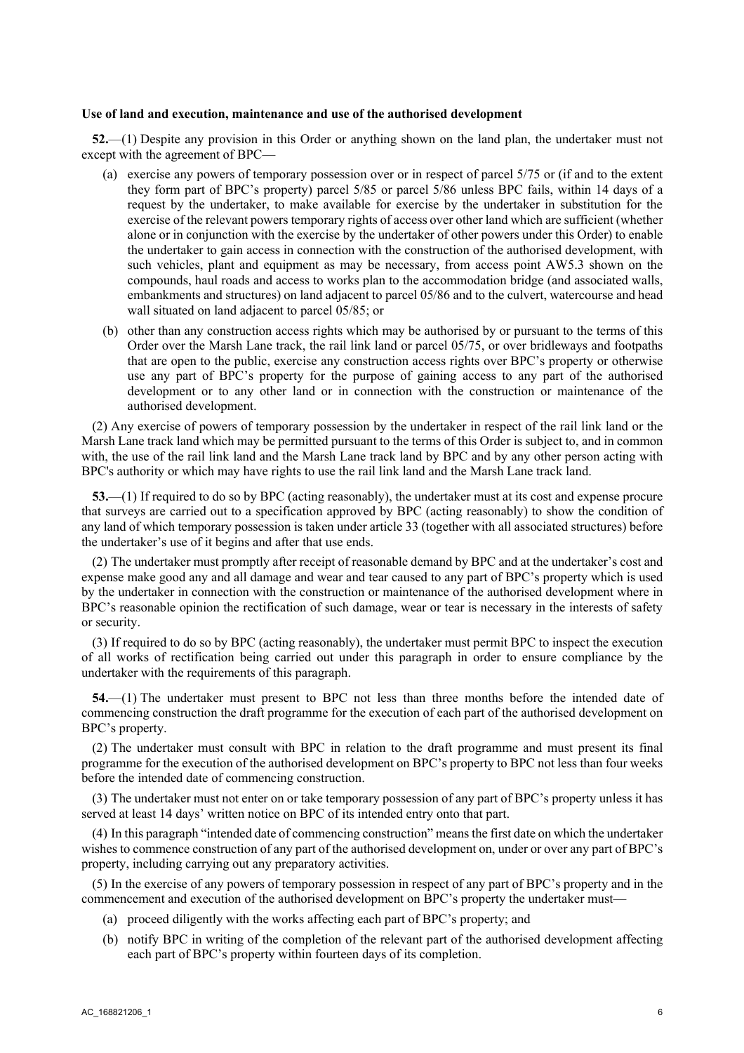**Use of land and execution, maintenance and use of the authorised development**

**52.**—(1) Despite any provision in this Order or anything shown on the land plan, the undertaker must not except with the agreement of BPC—

- (a) exercise any powers of temporary possession over or in respect of parcel 5/75 or (if and to the extent they form part of BPC's property) parcel 5/85 or parcel 5/86 unless BPC fails, within 14 days of a request by the undertaker, to make available for exercise by the undertaker in substitution for the exercise of the relevant powers temporary rights of access over other land which are sufficient (whether alone or in conjunction with the exercise by the undertaker of other powers under this Order) to enable the undertaker to gain access in connection with the construction of the authorised development, with such vehicles, plant and equipment as may be necessary, from access point AW5.3 shown on the compounds, haul roads and access to works plan to the accommodation bridge (and associated walls, embankments and structures) on land adjacent to parcel 05/86 and to the culvert, watercourse and head wall situated on land adjacent to parcel 05/85; or
- (b) other than any construction access rights which may be authorised by or pursuant to the terms of this Order over the Marsh Lane track, the rail link land or parcel 05/75, or over bridleways and footpaths that are open to the public, exercise any construction access rights over BPC's property or otherwise use any part of BPC's property for the purpose of gaining access to any part of the authorised development or to any other land or in connection with the construction or maintenance of the authorised development.

(2) Any exercise of powers of temporary possession by the undertaker in respect of the rail link land or the Marsh Lane track land which may be permitted pursuant to the terms of this Order is subject to, and in common with, the use of the rail link land and the Marsh Lane track land by BPC and by any other person acting with BPC's authority or which may have rights to use the rail link land and the Marsh Lane track land.

**53.**—(1) If required to do so by BPC (acting reasonably), the undertaker must at its cost and expense procure that surveys are carried out to a specification approved by BPC (acting reasonably) to show the condition of any land of which temporary possession is taken under article 33 (together with all associated structures) before the undertaker's use of it begins and after that use ends.

(2) The undertaker must promptly after receipt of reasonable demand by BPC and at the undertaker's cost and expense make good any and all damage and wear and tear caused to any part of BPC's property which is used by the undertaker in connection with the construction or maintenance of the authorised development where in BPC's reasonable opinion the rectification of such damage, wear or tear is necessary in the interests of safety or security.

(3) If required to do so by BPC (acting reasonably), the undertaker must permit BPC to inspect the execution of all works of rectification being carried out under this paragraph in order to ensure compliance by the undertaker with the requirements of this paragraph.

**54.**—(1) The undertaker must present to BPC not less than three months before the intended date of commencing construction the draft programme for the execution of each part of the authorised development on BPC's property.

(2) The undertaker must consult with BPC in relation to the draft programme and must present its final programme for the execution of the authorised development on BPC's property to BPC not less than four weeks before the intended date of commencing construction.

(3) The undertaker must not enter on or take temporary possession of any part of BPC's property unless it has served at least 14 days' written notice on BPC of its intended entry onto that part.

(4) In this paragraph "intended date of commencing construction" means the first date on which the undertaker wishes to commence construction of any part of the authorised development on, under or over any part of BPC's property, including carrying out any preparatory activities.

(5) In the exercise of any powers of temporary possession in respect of any part of BPC's property and in the commencement and execution of the authorised development on BPC's property the undertaker must—

- (a) proceed diligently with the works affecting each part of BPC's property; and
- (b) notify BPC in writing of the completion of the relevant part of the authorised development affecting each part of BPC's property within fourteen days of its completion.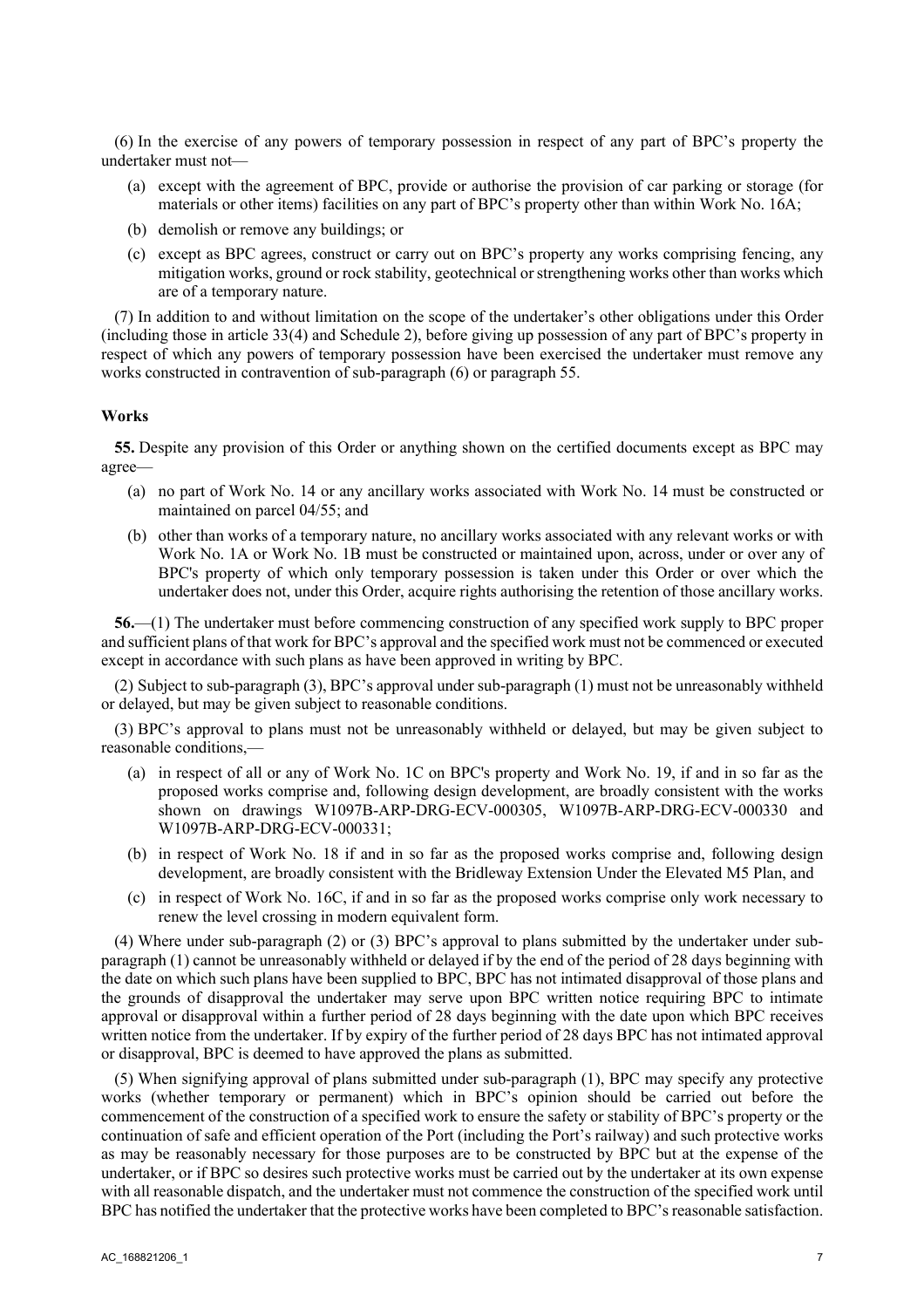(6) In the exercise of any powers of temporary possession in respect of any part of BPC's property the undertaker must not—

(a) except with the agreement of BPC, provide or authorise the provision of car parking or storage (for materials or other items) facilities on any part of BPC's property other than within Work No. 16A;

(b) demolish or remove any buildings; or

(c) except as BPC agrees, construct or carry out on BPC's property any works comprising fencing, any mitigation works, ground or rock stability, geotechnical or strengthening works other than works which are of a temporary nature.

(7) In addition to and without limitation on the scope of the undertaker's other obligations under this Order (including those in article 33(4) and Schedule 2), before giving up possession of any part of BPC's property in respect of which any powers of temporary possession have been exercised the undertaker must remove any works constructed in contravention of sub-paragraph (6) or paragraph 55.

### Works

**55.** Despite any provision of this Order or anything shown on the certified documents except as BPC may agree—

(a) no part of Work No. 14 or any ancillary works associated with Work No. 14 must be constructed or maintained on parcel 04/55; and

(b) other than works of a temporary nature, no ancillary works associated with any relevant works or with Work No. 1A or Work No. 1B must be constructed or maintained upon, across, under or over any of BPC's property of which only temporary possession is taken under this Order or over which the undertaker does not, under this Order, acquire rights authorising the retention of those ancillary works.

**56.**—(1) The undertaker must before commencing construction of any specified work supply to BPC proper and sufficient plans of that work for BPC's approval and the specified work must not be commenced or executed except in accordance with such plans as have been approved in writing by BPC.

(2) Subject to sub-paragraph (3), BPC's approval under sub-paragraph (1) must not be unreasonably withheld or delayed, but may be given subject to reasonable conditions.

(3) BPC's approval to plans must not be unreasonably withheld or delayed, but may be given subject to reasonable conditions,—

(a) in respect of all or any of Work No. 1C on BPC's property and Work No. 19, if and in so far as the proposed works comprise and, following design development, are broadly consistent with the works shown on drawings W1097B-ARP-DRG-ECV-000305, W1097B-ARP-DRG-ECV-000330 and W1097B-ARP-DRG-ECV-000331;

(b) in respect of Work No. 18 if and in so far as the proposed works comprise and, following design development, are broadly consistent with the Bridleway Extension Under the Elevated M5 Plan, and

(c) in respect of Work No. 16C, if and in so far as the proposed works comprise only work necessary to renew the level crossing in modern equivalent form.

(4) Where under sub-paragraph (2) or (3) BPC's approval to plans submitted by the undertaker under sub-paragraph (1) cannot be unreasonably withheld or delayed if by the end of the period of 28 days beginning with the date on which such plans have been supplied to BPC, BPC has not intimated disapproval of those plans and the grounds of disapproval the undertaker may serve upon BPC written notice requiring BPC to intimate approval or disapproval within a further period of 28 days beginning with the date upon which BPC receives written notice from the undertaker. If by expiry of the further period of 28 days BPC has not intimated approval or disapproval, BPC is deemed to have approved the plans as submitted.

(5) When signifying approval of plans submitted under sub-paragraph (1), BPC may specify any protective works (whether temporary or permanent) which in BPC's opinion should be carried out before the commencement of the construction of a specified work to ensure the safety or stability of BPC's property or the continuation of safe and efficient operation of the Port (including the Port's railway) and such protective works as may be reasonably necessary for those purposes are to be constructed by BPC but at the expense of the undertaker, or if BPC so desires such protective works must be carried out by the undertaker at its own expense with all reasonable dispatch, and the undertaker must not commence the construction of the specified work until BPC has notified the undertaker that the protective works have been completed to BPC's reasonable satisfaction.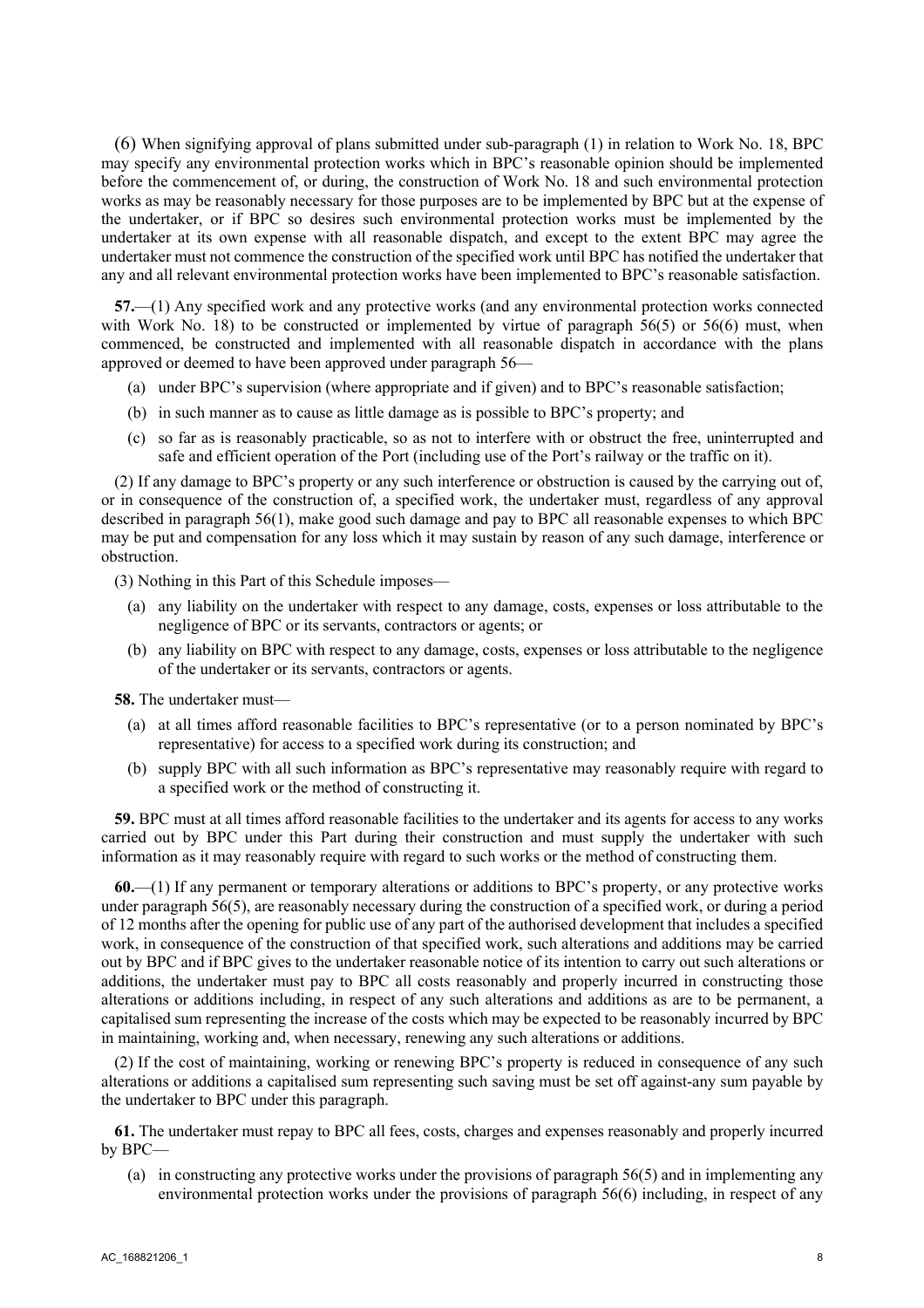(6) When signifying approval of plans submitted under sub-paragraph (1) in relation to Work No. 18, BPC may specify any environmental protection works which in BPC's reasonable opinion should be implemented before the commencement of, or during, the construction of Work No. 18 and such environmental protection works as may be reasonably necessary for those purposes are to be implemented by BPC but at the expense of the undertaker, or if BPC so desires such environmental protection works must be implemented by the undertaker at its own expense with all reasonable dispatch, and except to the extent BPC may agree the undertaker must not commence the construction of the specified work until BPC has notified the undertaker that any and all relevant environmental protection works have been implemented to BPC's reasonable satisfaction.

**57.**—(1) Any specified work and any protective works (and any environmental protection works connected with Work No. 18) to be constructed or implemented by virtue of paragraph 56(5) or 56(6) must, when commenced, be constructed and implemented with all reasonable dispatch in accordance with the plans approved or deemed to have been approved under paragraph 56—

(a) under BPC's supervision (where appropriate and if given) and to BPC's reasonable satisfaction;

(b) in such manner as to cause as little damage as is possible to BPC's property; and

(c) so far as is reasonably practicable, so as not to interfere with or obstruct the free, uninterrupted and safe and efficient operation of the Port (including use of the Port's railway or the traffic on it).

(2) If any damage to BPC's property or any such interference or obstruction is caused by the carrying out of, or in consequence of the construction of, a specified work, the undertaker must, regardless of any approval described in paragraph 56(1), make good such damage and pay to BPC all reasonable expenses to which BPC may be put and compensation for any loss which it may sustain by reason of any such damage, interference or obstruction.

(3) Nothing in this Part of this Schedule imposes—

(a) any liability on the undertaker with respect to any damage, costs, expenses or loss attributable to the negligence of BPC or its servants, contractors or agents; or

(b) any liability on BPC with respect to any damage, costs, expenses or loss attributable to the negligence of the undertaker or its servants, contractors or agents.

**58.** The undertaker must—

(a) at all times afford reasonable facilities to BPC's representative (or to a person nominated by BPC's representative) for access to a specified work during its construction; and

(b) supply BPC with all such information as BPC's representative may reasonably require with regard to a specified work or the method of constructing it.

**59.** BPC must at all times afford reasonable facilities to the undertaker and its agents for access to any works carried out by BPC under this Part during their construction and must supply the undertaker with such information as it may reasonably require with regard to such works or the method of constructing them.

**60.**—(1) If any permanent or temporary alterations or additions to BPC's property, or any protective works under paragraph 56(5), are reasonably necessary during the construction of a specified work, or during a period of 12 months after the opening for public use of any part of the authorised development that includes a specified work, in consequence of the construction of that specified work, such alterations and additions may be carried out by BPC and if BPC gives to the undertaker reasonable notice of its intention to carry out such alterations or additions, the undertaker must pay to BPC all costs reasonably and properly incurred in constructing those alterations or additions including, in respect of any such alterations and additions as are to be permanent, a capitalised sum representing the increase of the costs which may be expected to be reasonably incurred by BPC in maintaining, working and, when necessary, renewing any such alterations or additions.

(2) If the cost of maintaining, working or renewing BPC's property is reduced in consequence of any such alterations or additions a capitalised sum representing such saving must be set off against-any sum payable by the undertaker to BPC under this paragraph.

**61.** The undertaker must repay to BPC all fees, costs, charges and expenses reasonably and properly incurred by BPC—

(a) in constructing any protective works under the provisions of paragraph 56(5) and in implementing any environmental protection works under the provisions of paragraph 56(6) including, in respect of any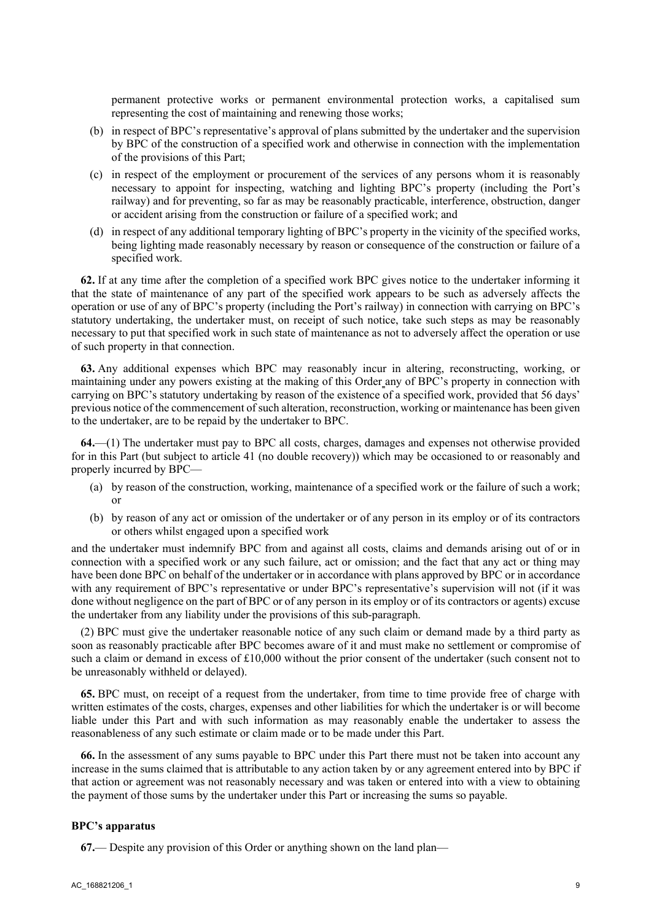permanent protective works or permanent environmental protection works, a capitalised sum representing the cost of maintaining and renewing those works;

(b) in respect of BPC's representative's approval of plans submitted by the undertaker and the supervision by BPC of the construction of a specified work and otherwise in connection with the implementation of the provisions of this Part;

(c) in respect of the employment or procurement of the services of any persons whom it is reasonably necessary to appoint for inspecting, watching and lighting BPC's property (including the Port's railway) and for preventing, so far as may be reasonably practicable, interference, obstruction, danger or accident arising from the construction or failure of a specified work; and

(d) in respect of any additional temporary lighting of BPC's property in the vicinity of the specified works, being lighting made reasonably necessary by reason or consequence of the construction or failure of a specified work.

**62.** If at any time after the completion of a specified work BPC gives notice to the undertaker informing it that the state of maintenance of any part of the specified work appears to be such as adversely affects the operation or use of any of BPC's property (including the Port's railway) in connection with carrying on BPC's statutory undertaking, the undertaker must, on receipt of such notice, take such steps as may be reasonably necessary to put that specified work in such state of maintenance as not to adversely affect the operation or use of such property in that connection.

**63.** Any additional expenses which BPC may reasonably incur in altering, reconstructing, working, or maintaining under any powers existing at the making of this Order any of BPC's property in connection with carrying on BPC's statutory undertaking by reason of the existence of a specified work, provided that 56 days' previous notice of the commencement of such alteration, reconstruction, working or maintenance has been given to the undertaker, are to be repaid by the undertaker to BPC.

**64.**—(1) The undertaker must pay to BPC all costs, charges, damages and expenses not otherwise provided for in this Part (but subject to article 41 (no double recovery)) which may be occasioned to or reasonably and properly incurred by BPC—

(a) by reason of the construction, working, maintenance of a specified work or the failure of such a work; or

(b) by reason of any act or omission of the undertaker or of any person in its employ or of its contractors or others whilst engaged upon a specified work

and the undertaker must indemnify BPC from and against all costs, claims and demands arising out of or in connection with a specified work or any such failure, act or omission; and the fact that any act or thing may have been done BPC on behalf of the undertaker or in accordance with plans approved by BPC or in accordance with any requirement of BPC's representative or under BPC's representative's supervision will not (if it was done without negligence on the part of BPC or of any person in its employ or of its contractors or agents) excuse the undertaker from any liability under the provisions of this sub-paragraph.

(2) BPC must give the undertaker reasonable notice of any such claim or demand made by a third party as soon as reasonably practicable after BPC becomes aware of it and must make no settlement or compromise of such a claim or demand in excess of £10,000 without the prior consent of the undertaker (such consent not to be unreasonably withheld or delayed).

**65.** BPC must, on receipt of a request from the undertaker, from time to time provide free of charge with written estimates of the costs, charges, expenses and other liabilities for which the undertaker is or will become liable under this Part and with such information as may reasonably enable the undertaker to assess the reasonableness of any such estimate or claim made or to be made under this Part.

**66.** In the assessment of any sums payable to BPC under this Part there must not be taken into account any increase in the sums claimed that is attributable to any action taken by or any agreement entered into by BPC if that action or agreement was not reasonably necessary and was taken or entered into with a view to obtaining the payment of those sums by the undertaker under this Part or increasing the sums so payable.

**BPC's apparatus**

**67.**— Despite any provision of this Order or anything shown on the land plan—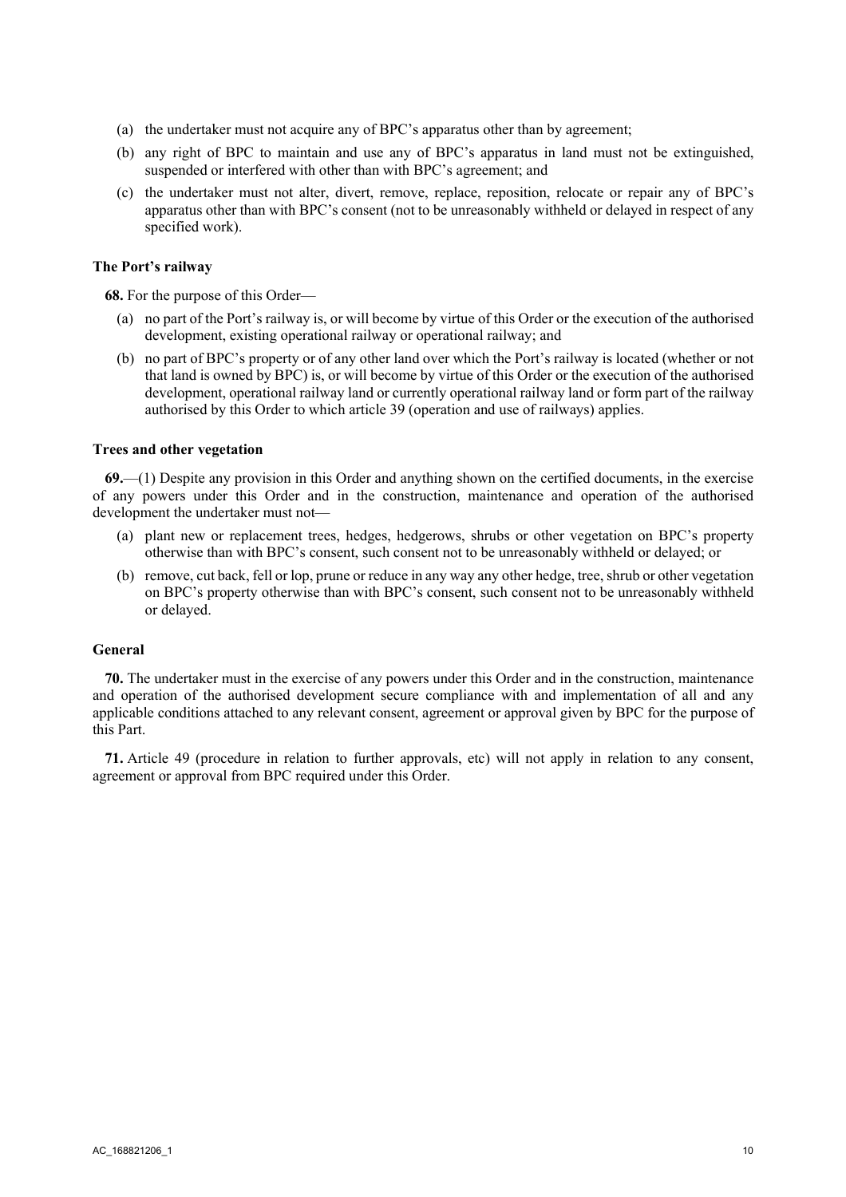(a) the undertaker must not acquire any of BPC's apparatus other than by agreement;

(b) any right of BPC to maintain and use any of BPC's apparatus in land must not be extinguished, suspended or interfered with other than with BPC's agreement; and

(c) the undertaker must not alter, divert, remove, replace, reposition, relocate or repair any of BPC's apparatus other than with BPC's consent (not to be unreasonably withheld or delayed in respect of any specified work).

**The Port's railway**

**68.** For the purpose of this Order—

(a) no part of the Port's railway is, or will become by virtue of this Order or the execution of the authorised development, existing operational railway or operational railway; and

(b) no part of BPC's property or of any other land over which the Port's railway is located (whether or not that land is owned by BPC) is, or will become by virtue of this Order or the execution of the authorised development, operational railway land or currently operational railway land or form part of the railway authorised by this Order to which article 39 (operation and use of railways) applies.

**Trees and other vegetation**

**69.**—(1) Despite any provision in this Order and anything shown on the certified documents, in the exercise of any powers under this Order and in the construction, maintenance and operation of the authorised development the undertaker must not—

(a) plant new or replacement trees, hedges, hedgerows, shrubs or other vegetation on BPC's property otherwise than with BPC's consent, such consent not to be unreasonably withheld or delayed; or

(b) remove, cut back, fell or lop, prune or reduce in any way any other hedge, tree, shrub or other vegetation on BPC's property otherwise than with BPC's consent, such consent not to be unreasonably withheld or delayed.

**General**

**70.** The undertaker must in the exercise of any powers under this Order and in the construction, maintenance and operation of the authorised development secure compliance with and implementation of all and any applicable conditions attached to any relevant consent, agreement or approval given by BPC for the purpose of this Part.

**71.** Article 49 (procedure in relation to further approvals, etc) will not apply in relation to any consent, agreement or approval from BPC required under this Order.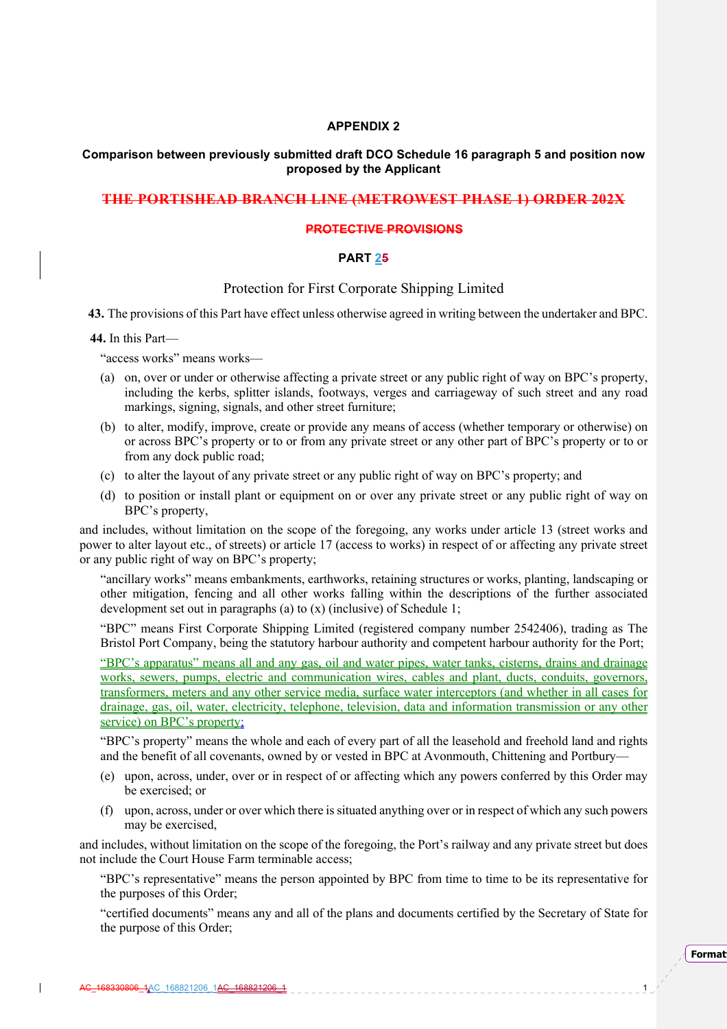**APPENDIX 2**

**Comparison between previously submitted draft DCO Schedule 16 paragraph 5 and position now proposed by the Applicant**

~~THE PORTISHEAD BRANCH LINE (METROWEST PHASE 1) ORDER 202X~~

~~PROTECTIVE PROVISIONS~~

**PART 2~~5~~**

Protection for First Corporate Shipping Limited

**43.** The provisions of this Part have effect unless otherwise agreed in writing between the undertaker and BPC.

**44.** In this Part—

"access works" means works—

(a) on, over or under or otherwise affecting a private street or any public right of way on BPC's property, including the kerbs, splitter islands, footways, verges and carriageway of such street and any road markings, signing, signals, and other street furniture;

(b) to alter, modify, improve, create or provide any means of access (whether temporary or otherwise) on or across BPC's property or to or from any private street or any other part of BPC's property or to or from any dock public road;

(c) to alter the layout of any private street or any public right of way on BPC's property; and

(d) to position or install plant or equipment on or over any private street or any public right of way on BPC's property,

and includes, without limitation on the scope of the foregoing, any works under article 13 (street works and power to alter layout etc., of streets) or article 17 (access to works) in respect of or affecting any private street or any public right of way on BPC's property;

"ancillary works" means embankments, earthworks, retaining structures or works, planting, landscaping or other mitigation, fencing and all other works falling within the descriptions of the further associated development set out in paragraphs (a) to (x) (inclusive) of Schedule 1;

"BPC" means First Corporate Shipping Limited (registered company number 2542406), trading as The Bristol Port Company, being the statutory harbour authority and competent harbour authority for the Port;

"BPC's apparatus" means all and any gas, oil and water pipes, water tanks, cisterns, drains and drainage works, sewers, pumps, electric and communication wires, cables and plant, ducts, conduits, governors, transformers, meters and any other service media, surface water interceptors (and whether in all cases for drainage, gas, oil, water, electricity, telephone, television, data and information transmission or any other service) on BPC's property;

"BPC's property" means the whole and each of every part of all the leasehold and freehold land and rights and the benefit of all covenants, owned by or vested in BPC at Avonmouth, Chittening and Portbury—

(e) upon, across, under, over or in respect of or affecting which any powers conferred by this Order may be exercised; or

(f) upon, across, under or over which there is situated anything over or in respect of which any such powers may be exercised,

and includes, without limitation on the scope of the foregoing, the Port's railway and any private street but does not include the Court House Farm terminable access;

"BPC's representative" means the person appointed by BPC from time to time to be its representative for the purposes of this Order;

"certified documents" means any and all of the plans and documents certified by the Secretary of State for the purpose of this Order;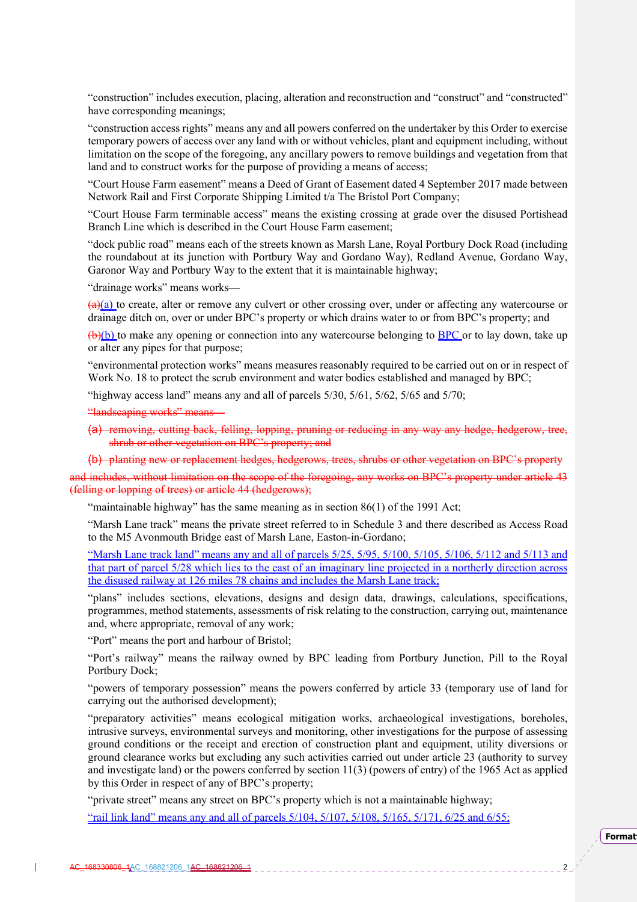"construction" includes execution, placing, alteration and reconstruction and "construct" and "constructed" have corresponding meanings;

"construction access rights" means any and all powers conferred on the undertaker by this Order to exercise temporary powers of access over any land with or without vehicles, plant and equipment including, without limitation on the scope of the foregoing, any ancillary powers to remove buildings and vegetation from that land and to construct works for the purpose of providing a means of access;

"Court House Farm easement" means a Deed of Grant of Easement dated 4 September 2017 made between Network Rail and First Corporate Shipping Limited t/a The Bristol Port Company;

"Court House Farm terminable access" means the existing crossing at grade over the disused Portishead Branch Line which is described in the Court House Farm easement;

"dock public road" means each of the streets known as Marsh Lane, Royal Portbury Dock Road (including the roundabout at its junction with Portbury Way and Gordano Way), Redland Avenue, Gordano Way, Garonor Way and Portbury Way to the extent that it is maintainable highway;

"drainage works" means works—

~~(a)~~(a) to create, alter or remove any culvert or other crossing over, under or affecting any watercourse or drainage ditch on, over or under BPC's property or which drains water to or from BPC's property; and

~~(b)~~(b) to make any opening or connection into any watercourse belonging to BPC or to lay down, take up or alter any pipes for that purpose;

"environmental protection works" means measures reasonably required to be carried out on or in respect of Work No. 18 to protect the scrub environment and water bodies established and managed by BPC;

"highway access land" means any and all of parcels 5/30, 5/61, 5/62, 5/65 and 5/70;

~~"landscaping works" means—~~

~~(a) removing, cutting back, felling, lopping, pruning or reducing in any way any hedge, hedgerow, tree, shrub or other vegetation on BPC's property; and~~

~~(b) planting new or replacement hedges, hedgerows, trees, shrubs or other vegetation on BPC's property~~

~~and includes, without limitation on the scope of the foregoing, any works on BPC's property under article 43 (felling or lopping of trees) or article 44 (hedgerows);~~

"maintainable highway" has the same meaning as in section 86(1) of the 1991 Act;

"Marsh Lane track" means the private street referred to in Schedule 3 and there described as Access Road to the M5 Avonmouth Bridge east of Marsh Lane, Easton-in-Gordano;

"Marsh Lane track land" means any and all of parcels 5/25, 5/95, 5/100, 5/105, 5/106, 5/112 and 5/113 and that part of parcel 5/28 which lies to the east of an imaginary line projected in a northerly direction across the disused railway at 126 miles 78 chains and includes the Marsh Lane track;

"plans" includes sections, elevations, designs and design data, drawings, calculations, specifications, programmes, method statements, assessments of risk relating to the construction, carrying out, maintenance and, where appropriate, removal of any work;

"Port" means the port and harbour of Bristol;

"Port's railway" means the railway owned by BPC leading from Portbury Junction, Pill to the Royal Portbury Dock;

"powers of temporary possession" means the powers conferred by article 33 (temporary use of land for carrying out the authorised development);

"preparatory activities" means ecological mitigation works, archaeological investigations, boreholes, intrusive surveys, environmental surveys and monitoring, other investigations for the purpose of assessing ground conditions or the receipt and erection of construction plant and equipment, utility diversions or ground clearance works but excluding any such activities carried out under article 23 (authority to survey and investigate land) or the powers conferred by section 11(3) (powers of entry) of the 1965 Act as applied by this Order in respect of any of BPC's property;

"private street" means any street on BPC's property which is not a maintainable highway;

"rail link land" means any and all of parcels 5/104, 5/107, 5/108, 5/165, 5/171, 6/25 and 6/55;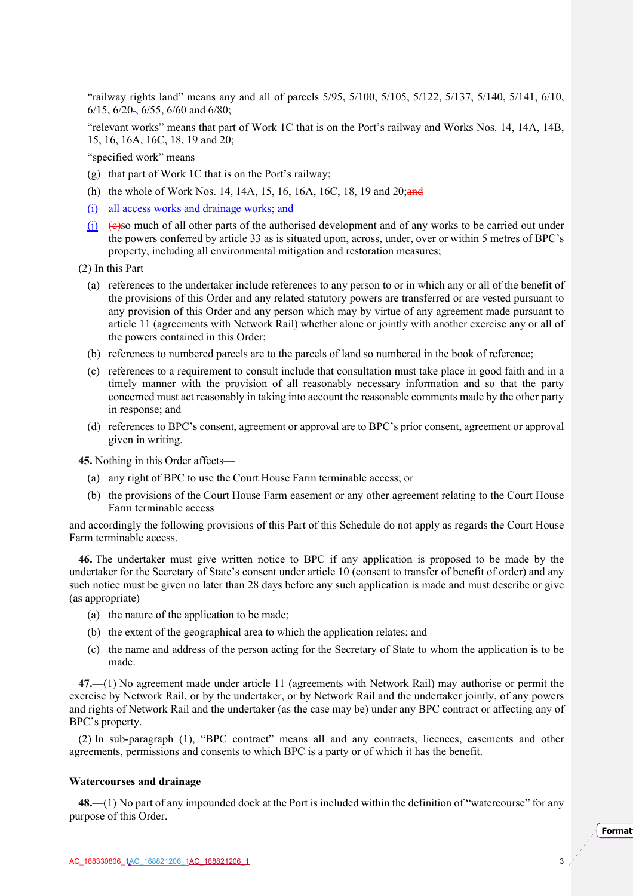"railway rights land" means any and all of parcels 5/95, 5/100, 5/105, 5/122, 5/137, 5/140, 5/141, 6/10, 6/15, 6/20, 6/55, 6/60 and 6/80;

"relevant works" means that part of Work 1C that is on the Port's railway and Works Nos. 14, 14A, 14B, 15, 16, 16A, 16C, 18, 19 and 20;

"specified work" means—

(g) that part of Work 1C that is on the Port's railway;

(h) the whole of Work Nos. 14, 14A, 15, 16, 16A, 16C, 18, 19 and 20;

(i) all access works and drainage works; and

(j) so much of all other parts of the authorised development and of any works to be carried out under the powers conferred by article 33 as is situated upon, across, under, over or within 5 metres of BPC's property, including all environmental mitigation and restoration measures;

(2) In this Part—

(a) references to the undertaker include references to any person to or in which any or all of the benefit of the provisions of this Order and any related statutory powers are transferred or are vested pursuant to any provision of this Order and any person which may by virtue of any agreement made pursuant to article 11 (agreements with Network Rail) whether alone or jointly with another exercise any or all of the powers contained in this Order;

(b) references to numbered parcels are to the parcels of land so numbered in the book of reference;

(c) references to a requirement to consult include that consultation must take place in good faith and in a timely manner with the provision of all reasonably necessary information and so that the party concerned must act reasonably in taking into account the reasonable comments made by the other party in response; and

(d) references to BPC's consent, agreement or approval are to BPC's prior consent, agreement or approval given in writing.

**45.** Nothing in this Order affects—

(a) any right of BPC to use the Court House Farm terminable access; or

(b) the provisions of the Court House Farm easement or any other agreement relating to the Court House Farm terminable access

and accordingly the following provisions of this Part of this Schedule do not apply as regards the Court House Farm terminable access.

**46.** The undertaker must give written notice to BPC if any application is proposed to be made by the undertaker for the Secretary of State's consent under article 10 (consent to transfer of benefit of order) and any such notice must be given no later than 28 days before any such application is made and must describe or give (as appropriate)—

(a) the nature of the application to be made;

(b) the extent of the geographical area to which the application relates; and

(c) the name and address of the person acting for the Secretary of State to whom the application is to be made.

**47.**—(1) No agreement made under article 11 (agreements with Network Rail) may authorise or permit the exercise by Network Rail, or by the undertaker, or by Network Rail and the undertaker jointly, of any powers and rights of Network Rail and the undertaker (as the case may be) under any BPC contract or affecting any of BPC's property.

(2) In sub-paragraph (1), "BPC contract" means all and any contracts, licences, easements and other agreements, permissions and consents to which BPC is a party or of which it has the benefit.

**Watercourses and drainage**

**48.**—(1) No part of any impounded dock at the Port is included within the definition of "watercourse" for any purpose of this Order.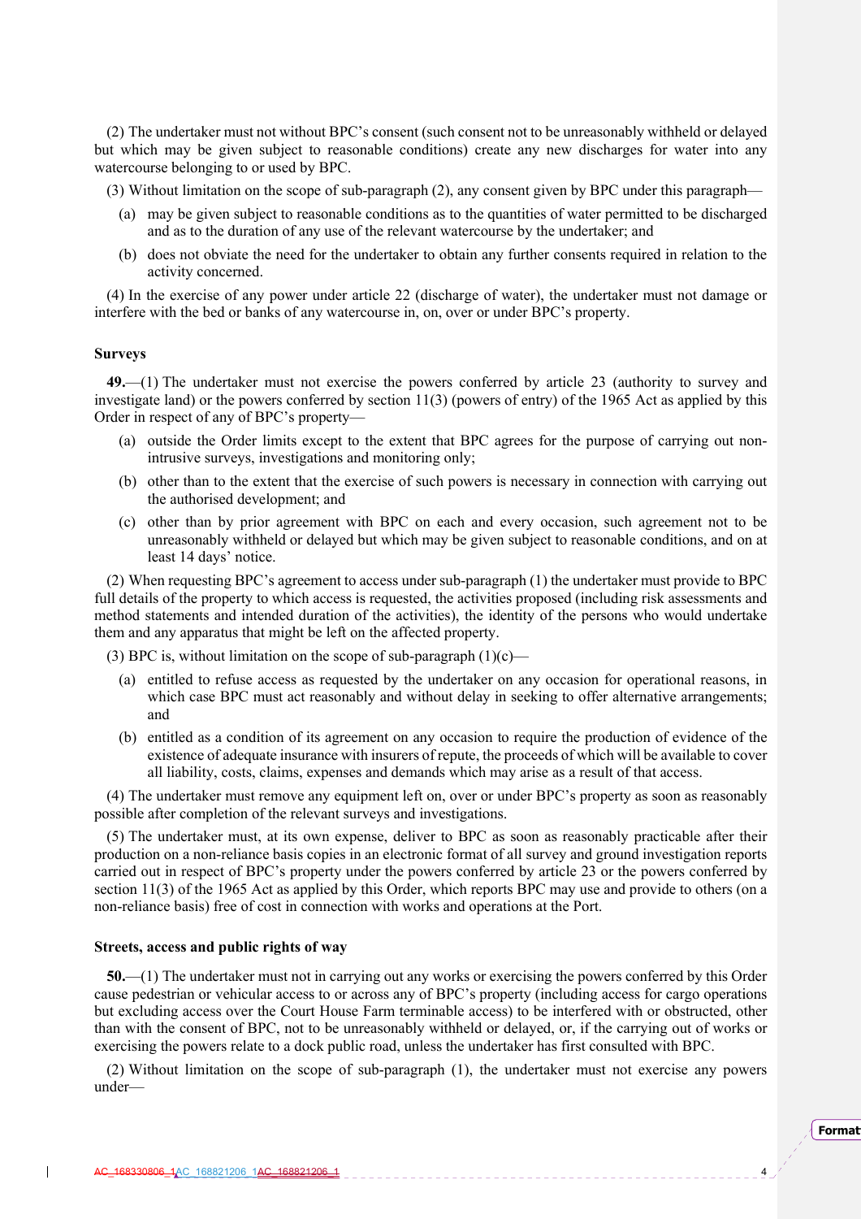(2) The undertaker must not without BPC's consent (such consent not to be unreasonably withheld or delayed but which may be given subject to reasonable conditions) create any new discharges for water into any watercourse belonging to or used by BPC.

(3) Without limitation on the scope of sub-paragraph (2), any consent given by BPC under this paragraph—

- (a) may be given subject to reasonable conditions as to the quantities of water permitted to be discharged and as to the duration of any use of the relevant watercourse by the undertaker; and
- (b) does not obviate the need for the undertaker to obtain any further consents required in relation to the activity concerned.

(4) In the exercise of any power under article 22 (discharge of water), the undertaker must not damage or interfere with the bed or banks of any watercourse in, on, over or under BPC's property.

**Surveys**

**49.**—(1) The undertaker must not exercise the powers conferred by article 23 (authority to survey and investigate land) or the powers conferred by section 11(3) (powers of entry) of the 1965 Act as applied by this Order in respect of any of BPC's property—

- (a) outside the Order limits except to the extent that BPC agrees for the purpose of carrying out non-intrusive surveys, investigations and monitoring only;
- (b) other than to the extent that the exercise of such powers is necessary in connection with carrying out the authorised development; and
- (c) other than by prior agreement with BPC on each and every occasion, such agreement not to be unreasonably withheld or delayed but which may be given subject to reasonable conditions, and on at least 14 days' notice.

(2) When requesting BPC's agreement to access under sub-paragraph (1) the undertaker must provide to BPC full details of the property to which access is requested, the activities proposed (including risk assessments and method statements and intended duration of the activities), the identity of the persons who would undertake them and any apparatus that might be left on the affected property.

(3) BPC is, without limitation on the scope of sub-paragraph (1)(c)—

- (a) entitled to refuse access as requested by the undertaker on any occasion for operational reasons, in which case BPC must act reasonably and without delay in seeking to offer alternative arrangements; and
- (b) entitled as a condition of its agreement on any occasion to require the production of evidence of the existence of adequate insurance with insurers of repute, the proceeds of which will be available to cover all liability, costs, claims, expenses and demands which may arise as a result of that access.

(4) The undertaker must remove any equipment left on, over or under BPC's property as soon as reasonably possible after completion of the relevant surveys and investigations.

(5) The undertaker must, at its own expense, deliver to BPC as soon as reasonably practicable after their production on a non-reliance basis copies in an electronic format of all survey and ground investigation reports carried out in respect of BPC's property under the powers conferred by article 23 or the powers conferred by section 11(3) of the 1965 Act as applied by this Order, which reports BPC may use and provide to others (on a non-reliance basis) free of cost in connection with works and operations at the Port.

**Streets, access and public rights of way**

**50.**—(1) The undertaker must not in carrying out any works or exercising the powers conferred by this Order cause pedestrian or vehicular access to or across any of BPC's property (including access for cargo operations but excluding access over the Court House Farm terminable access) to be interfered with or obstructed, other than with the consent of BPC, not to be unreasonably withheld or delayed, or, if the carrying out of works or exercising the powers relate to a dock public road, unless the undertaker has first consulted with BPC.

(2) Without limitation on the scope of sub-paragraph (1), the undertaker must not exercise any powers under—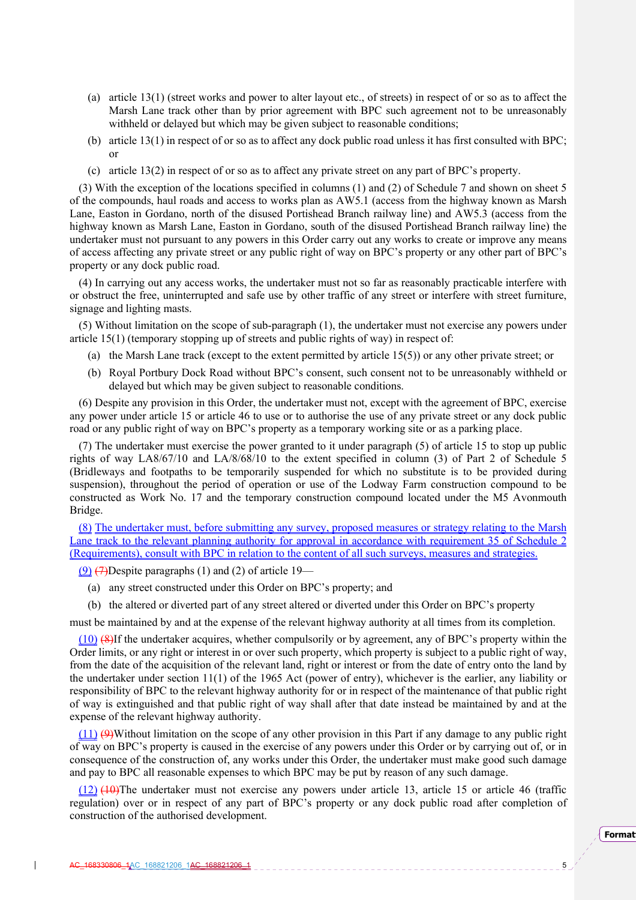(a) article 13(1) (street works and power to alter layout etc., of streets) in respect of or so as to affect the Marsh Lane track other than by prior agreement with BPC such agreement not to be unreasonably withheld or delayed but which may be given subject to reasonable conditions;

(b) article 13(1) in respect of or so as to affect any dock public road unless it has first consulted with BPC; or

(c) article 13(2) in respect of or so as to affect any private street on any part of BPC's property.

(3) With the exception of the locations specified in columns (1) and (2) of Schedule 7 and shown on sheet 5 of the compounds, haul roads and access to works plan as AW5.1 (access from the highway known as Marsh Lane, Easton in Gordano, north of the disused Portishead Branch railway line) and AW5.3 (access from the highway known as Marsh Lane, Easton in Gordano, south of the disused Portishead Branch railway line) the undertaker must not pursuant to any powers in this Order carry out any works to create or improve any means of access affecting any private street or any public right of way on BPC's property or any other part of BPC's property or any dock public road.

(4) In carrying out any access works, the undertaker must not so far as reasonably practicable interfere with or obstruct the free, uninterrupted and safe use by other traffic of any street or interfere with street furniture, signage and lighting masts.

(5) Without limitation on the scope of sub-paragraph (1), the undertaker must not exercise any powers under article 15(1) (temporary stopping up of streets and public rights of way) in respect of:

(a) the Marsh Lane track (except to the extent permitted by article 15(5)) or any other private street; or

(b) Royal Portbury Dock Road without BPC's consent, such consent not to be unreasonably withheld or delayed but which may be given subject to reasonable conditions.

(6) Despite any provision in this Order, the undertaker must not, except with the agreement of BPC, exercise any power under article 15 or article 46 to use or to authorise the use of any private street or any dock public road or any public right of way on BPC's property as a temporary working site or as a parking place.

(7) The undertaker must exercise the power granted to it under paragraph (5) of article 15 to stop up public rights of way LA8/67/10 and LA/8/68/10 to the extent specified in column (3) of Part 2 of Schedule 5 (Bridleways and footpaths to be temporarily suspended for which no substitute is to be provided during suspension), throughout the period of operation or use of the Lodway Farm construction compound to be constructed as Work No. 17 and the temporary construction compound located under the M5 Avonmouth Bridge.

(8) The undertaker must, before submitting any survey, proposed measures or strategy relating to the Marsh Lane track to the relevant planning authority for approval in accordance with requirement 35 of Schedule 2 (Requirements), consult with BPC in relation to the content of all such surveys, measures and strategies.

(9) ~~(7)~~Despite paragraphs (1) and (2) of article 19—

(a) any street constructed under this Order on BPC's property; and

(b) the altered or diverted part of any street altered or diverted under this Order on BPC's property

must be maintained by and at the expense of the relevant highway authority at all times from its completion.

(10) ~~(8)~~If the undertaker acquires, whether compulsorily or by agreement, any of BPC's property within the Order limits, or any right or interest in or over such property, which property is subject to a public right of way, from the date of the acquisition of the relevant land, right or interest or from the date of entry onto the land by the undertaker under section 11(1) of the 1965 Act (power of entry), whichever is the earlier, any liability or responsibility of BPC to the relevant highway authority for or in respect of the maintenance of that public right of way is extinguished and that public right of way shall after that date instead be maintained by and at the expense of the relevant highway authority.

(11) ~~(9)~~Without limitation on the scope of any other provision in this Part if any damage to any public right of way on BPC's property is caused in the exercise of any powers under this Order or by carrying out of, or in consequence of the construction of, any works under this Order, the undertaker must make good such damage and pay to BPC all reasonable expenses to which BPC may be put by reason of any such damage.

(12) ~~(10)~~The undertaker must not exercise any powers under article 13, article 15 or article 46 (traffic regulation) over or in respect of any part of BPC's property or any dock public road after completion of construction of the authorised development.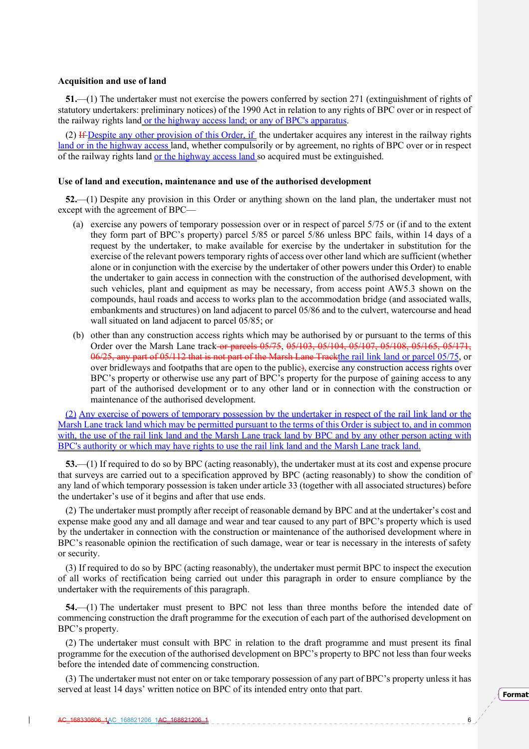**Acquisition and use of land**

**51.**—(1) The undertaker must not exercise the powers conferred by section 271 (extinguishment of rights of statutory undertakers: preliminary notices) of the 1990 Act in relation to any rights of BPC over or in respect of the railway rights land or the highway access land; or any of BPC's apparatus.

(2) ~~If~~ Despite any other provision of this Order, if the undertaker acquires any interest in the railway rights land or in the highway access land, whether compulsorily or by agreement, no rights of BPC over or in respect of the railway rights land or the highway access land so acquired must be extinguished.

**Use of land and execution, maintenance and use of the authorised development**

**52.**—(1) Despite any provision in this Order or anything shown on the land plan, the undertaker must not except with the agreement of BPC—

(a) exercise any powers of temporary possession over or in respect of parcel 5/75 or (if and to the extent they form part of BPC's property) parcel 5/85 or parcel 5/86 unless BPC fails, within 14 days of a request by the undertaker, to make available for exercise by the undertaker in substitution for the exercise of the relevant powers temporary rights of access over other land which are sufficient (whether alone or in conjunction with the exercise by the undertaker of other powers under this Order) to enable the undertaker to gain access in connection with the construction of the authorised development, with such vehicles, plant and equipment as may be necessary, from access point AW5.3 shown on the compounds, haul roads and access to works plan to the accommodation bridge (and associated walls, embankments and structures) on land adjacent to parcel 05/86 and to the culvert, watercourse and head wall situated on land adjacent to parcel 05/85; or

(b) other than any construction access rights which may be authorised by or pursuant to the terms of this Order over the Marsh Lane track ~~or parcels 05/75~~, ~~05/103, 05/104, 05/107, 05/108, 05/165, 05/171, 06/25, any part of 05/112 that is not part of the Marsh Lane Track~~the rail link land or parcel 05/75, or over bridleways and footpaths that are open to the public~~)~~, exercise any construction access rights over BPC's property or otherwise use any part of BPC's property for the purpose of gaining access to any part of the authorised development or to any other land or in connection with the construction or maintenance of the authorised development.

(2) Any exercise of powers of temporary possession by the undertaker in respect of the rail link land or the Marsh Lane track land which may be permitted pursuant to the terms of this Order is subject to, and in common with, the use of the rail link land and the Marsh Lane track land by BPC and by any other person acting with BPC's authority or which may have rights to use the rail link land and the Marsh Lane track land.

**53.**—(1) If required to do so by BPC (acting reasonably), the undertaker must at its cost and expense procure that surveys are carried out to a specification approved by BPC (acting reasonably) to show the condition of any land of which temporary possession is taken under article 33 (together with all associated structures) before the undertaker's use of it begins and after that use ends.

(2) The undertaker must promptly after receipt of reasonable demand by BPC and at the undertaker's cost and expense make good any and all damage and wear and tear caused to any part of BPC's property which is used by the undertaker in connection with the construction or maintenance of the authorised development where in BPC's reasonable opinion the rectification of such damage, wear or tear is necessary in the interests of safety or security.

(3) If required to do so by BPC (acting reasonably), the undertaker must permit BPC to inspect the execution of all works of rectification being carried out under this paragraph in order to ensure compliance by the undertaker with the requirements of this paragraph.

**54.**—(1) The undertaker must present to BPC not less than three months before the intended date of commencing construction the draft programme for the execution of each part of the authorised development on BPC's property.

(2) The undertaker must consult with BPC in relation to the draft programme and must present its final programme for the execution of the authorised development on BPC's property to BPC not less than four weeks before the intended date of commencing construction.

(3) The undertaker must not enter on or take temporary possession of any part of BPC's property unless it has served at least 14 days' written notice on BPC of its intended entry onto that part.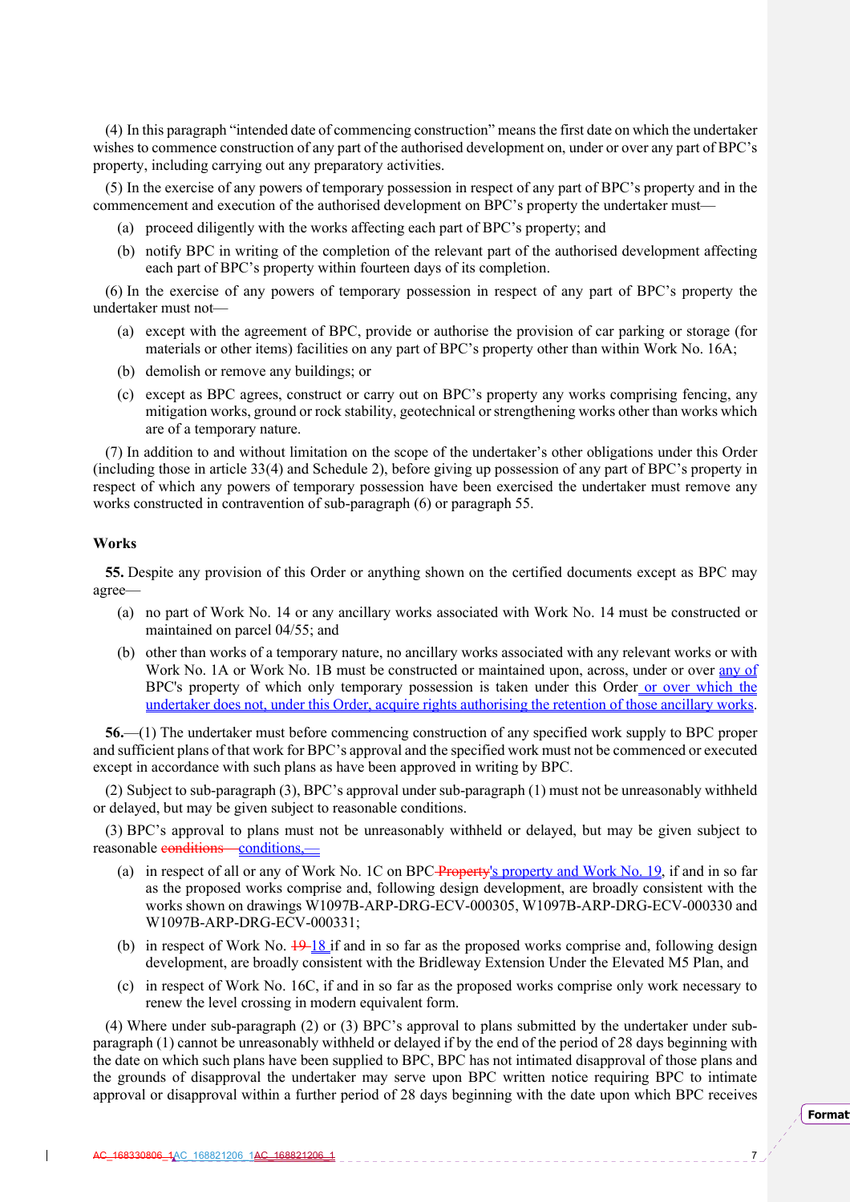(4) In this paragraph "intended date of commencing construction" means the first date on which the undertaker wishes to commence construction of any part of the authorised development on, under or over any part of BPC's property, including carrying out any preparatory activities.

(5) In the exercise of any powers of temporary possession in respect of any part of BPC's property and in the commencement and execution of the authorised development on BPC's property the undertaker must—

(a) proceed diligently with the works affecting each part of BPC's property; and

(b) notify BPC in writing of the completion of the relevant part of the authorised development affecting each part of BPC's property within fourteen days of its completion.

(6) In the exercise of any powers of temporary possession in respect of any part of BPC's property the undertaker must not—

(a) except with the agreement of BPC, provide or authorise the provision of car parking or storage (for materials or other items) facilities on any part of BPC's property other than within Work No. 16A;

(b) demolish or remove any buildings; or

(c) except as BPC agrees, construct or carry out on BPC's property any works comprising fencing, any mitigation works, ground or rock stability, geotechnical or strengthening works other than works which are of a temporary nature.

(7) In addition to and without limitation on the scope of the undertaker's other obligations under this Order (including those in article 33(4) and Schedule 2), before giving up possession of any part of BPC's property in respect of which any powers of temporary possession have been exercised the undertaker must remove any works constructed in contravention of sub-paragraph (6) or paragraph 55.

**Works**

**55.** Despite any provision of this Order or anything shown on the certified documents except as BPC may agree—

(a) no part of Work No. 14 or any ancillary works associated with Work No. 14 must be constructed or maintained on parcel 04/55; and

(b) other than works of a temporary nature, no ancillary works associated with any relevant works or with Work No. 1A or Work No. 1B must be constructed or maintained upon, across, under or over any of BPC's property of which only temporary possession is taken under this Order or over which the undertaker does not, under this Order, acquire rights authorising the retention of those ancillary works.

**56.**—(1) The undertaker must before commencing construction of any specified work supply to BPC proper and sufficient plans of that work for BPC's approval and the specified work must not be commenced or executed except in accordance with such plans as have been approved in writing by BPC.

(2) Subject to sub-paragraph (3), BPC's approval under sub-paragraph (1) must not be unreasonably withheld or delayed, but may be given subject to reasonable conditions.

(3) BPC's approval to plans must not be unreasonably withheld or delayed, but may be given subject to reasonable ~~conditions—~~ conditions,—

(a) in respect of all or any of Work No. 1C on BPC ~~Property~~'s property and Work No. 19, if and in so far as the proposed works comprise and, following design development, are broadly consistent with the works shown on drawings W1097B-ARP-DRG-ECV-000305, W1097B-ARP-DRG-ECV-000330 and W1097B-ARP-DRG-ECV-000331;

(b) in respect of Work No. ~~19~~ 18 if and in so far as the proposed works comprise and, following design development, are broadly consistent with the Bridleway Extension Under the Elevated M5 Plan, and

(c) in respect of Work No. 16C, if and in so far as the proposed works comprise only work necessary to renew the level crossing in modern equivalent form.

(4) Where under sub-paragraph (2) or (3) BPC's approval to plans submitted by the undertaker under sub-paragraph (1) cannot be unreasonably withheld or delayed if by the end of the period of 28 days beginning with the date on which such plans have been supplied to BPC, BPC has not intimated disapproval of those plans and the grounds of disapproval the undertaker may serve upon BPC written notice requiring BPC to intimate approval or disapproval within a further period of 28 days beginning with the date upon which BPC receives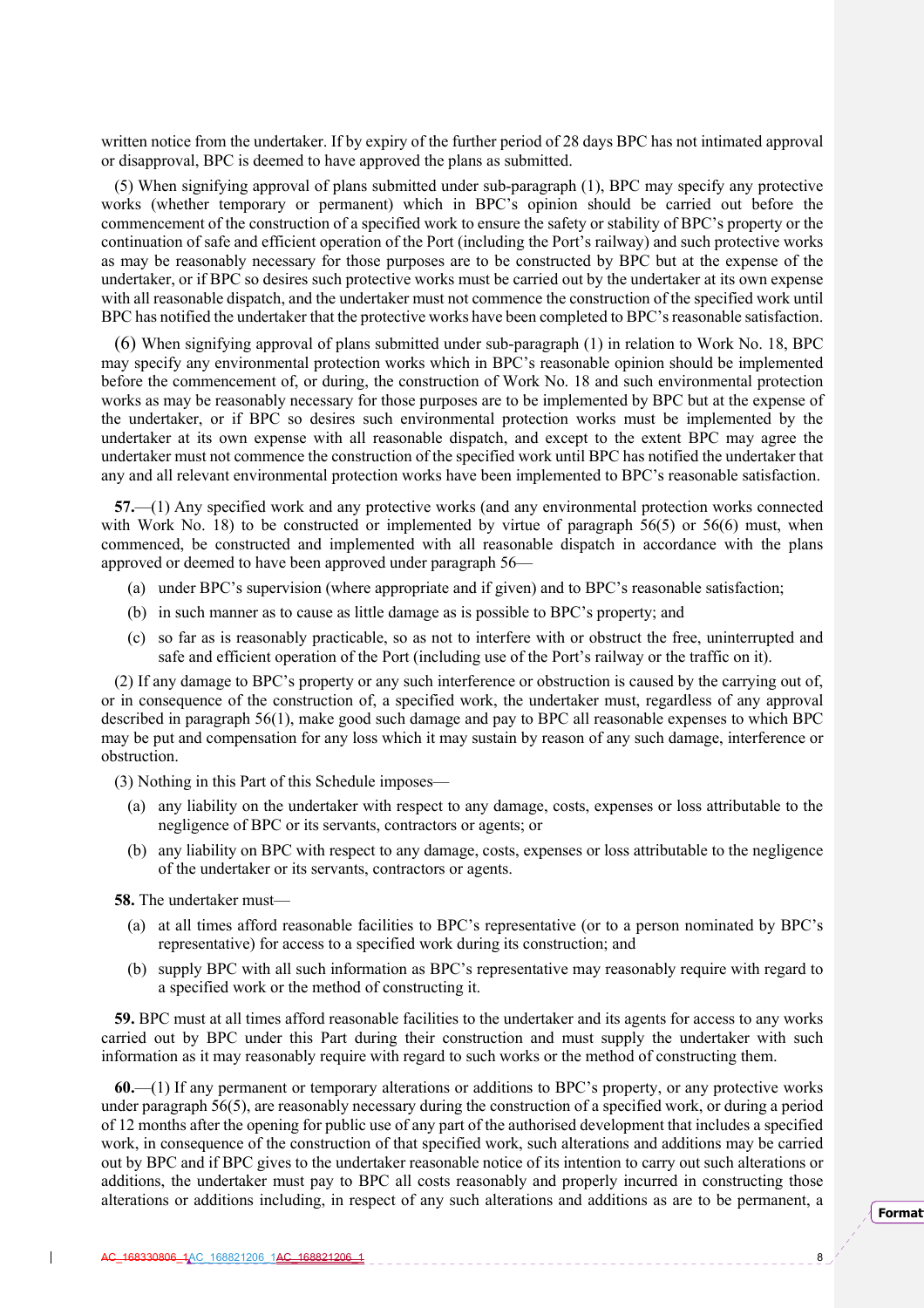written notice from the undertaker. If by expiry of the further period of 28 days BPC has not intimated approval or disapproval, BPC is deemed to have approved the plans as submitted.

(5) When signifying approval of plans submitted under sub-paragraph (1), BPC may specify any protective works (whether temporary or permanent) which in BPC's opinion should be carried out before the commencement of the construction of a specified work to ensure the safety or stability of BPC's property or the continuation of safe and efficient operation of the Port (including the Port's railway) and such protective works as may be reasonably necessary for those purposes are to be constructed by BPC but at the expense of the undertaker, or if BPC so desires such protective works must be carried out by the undertaker at its own expense with all reasonable dispatch, and the undertaker must not commence the construction of the specified work until BPC has notified the undertaker that the protective works have been completed to BPC's reasonable satisfaction.

(6) When signifying approval of plans submitted under sub-paragraph (1) in relation to Work No. 18, BPC may specify any environmental protection works which in BPC's reasonable opinion should be implemented before the commencement of, or during, the construction of Work No. 18 and such environmental protection works as may be reasonably necessary for those purposes are to be implemented by BPC but at the expense of the undertaker, or if BPC so desires such environmental protection works must be implemented by the undertaker at its own expense with all reasonable dispatch, and except to the extent BPC may agree the undertaker must not commence the construction of the specified work until BPC has notified the undertaker that any and all relevant environmental protection works have been implemented to BPC's reasonable satisfaction.

**57.**—(1) Any specified work and any protective works (and any environmental protection works connected with Work No. 18) to be constructed or implemented by virtue of paragraph 56(5) or 56(6) must, when commenced, be constructed and implemented with all reasonable dispatch in accordance with the plans approved or deemed to have been approved under paragraph 56—

(a) under BPC's supervision (where appropriate and if given) and to BPC's reasonable satisfaction;

(b) in such manner as to cause as little damage as is possible to BPC's property; and

(c) so far as is reasonably practicable, so as not to interfere with or obstruct the free, uninterrupted and safe and efficient operation of the Port (including use of the Port's railway or the traffic on it).

(2) If any damage to BPC's property or any such interference or obstruction is caused by the carrying out of, or in consequence of the construction of, a specified work, the undertaker must, regardless of any approval described in paragraph 56(1), make good such damage and pay to BPC all reasonable expenses to which BPC may be put and compensation for any loss which it may sustain by reason of any such damage, interference or obstruction.

(3) Nothing in this Part of this Schedule imposes—

(a) any liability on the undertaker with respect to any damage, costs, expenses or loss attributable to the negligence of BPC or its servants, contractors or agents; or

(b) any liability on BPC with respect to any damage, costs, expenses or loss attributable to the negligence of the undertaker or its servants, contractors or agents.

**58.** The undertaker must—

(a) at all times afford reasonable facilities to BPC's representative (or to a person nominated by BPC's representative) for access to a specified work during its construction; and

(b) supply BPC with all such information as BPC's representative may reasonably require with regard to a specified work or the method of constructing it.

**59.** BPC must at all times afford reasonable facilities to the undertaker and its agents for access to any works carried out by BPC under this Part during their construction and must supply the undertaker with such information as it may reasonably require with regard to such works or the method of constructing them.

**60.**—(1) If any permanent or temporary alterations or additions to BPC's property, or any protective works under paragraph 56(5), are reasonably necessary during the construction of a specified work, or during a period of 12 months after the opening for public use of any part of the authorised development that includes a specified work, in consequence of the construction of that specified work, such alterations and additions may be carried out by BPC and if BPC gives to the undertaker reasonable notice of its intention to carry out such alterations or additions, the undertaker must pay to BPC all costs reasonably and properly incurred in constructing those alterations or additions including, in respect of any such alterations and additions as are to be permanent, a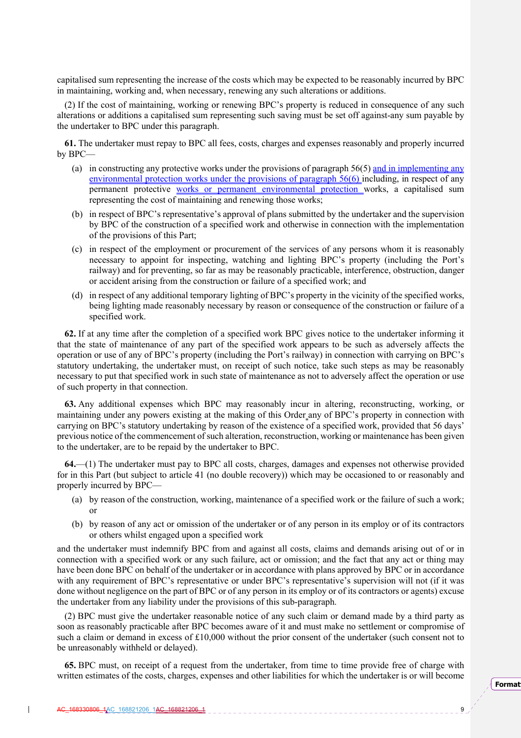capitalised sum representing the increase of the costs which may be expected to be reasonably incurred by BPC in maintaining, working and, when necessary, renewing any such alterations or additions.

(2) If the cost of maintaining, working or renewing BPC's property is reduced in consequence of any such alterations or additions a capitalised sum representing such saving must be set off against-any sum payable by the undertaker to BPC under this paragraph.

**61.** The undertaker must repay to BPC all fees, costs, charges and expenses reasonably and properly incurred by BPC—

(a) in constructing any protective works under the provisions of paragraph 56(5) and in implementing any environmental protection works under the provisions of paragraph 56(6) including, in respect of any permanent protective works or permanent environmental protection works, a capitalised sum representing the cost of maintaining and renewing those works;

(b) in respect of BPC's representative's approval of plans submitted by the undertaker and the supervision by BPC of the construction of a specified work and otherwise in connection with the implementation of the provisions of this Part;

(c) in respect of the employment or procurement of the services of any persons whom it is reasonably necessary to appoint for inspecting, watching and lighting BPC's property (including the Port's railway) and for preventing, so far as may be reasonably practicable, interference, obstruction, danger or accident arising from the construction or failure of a specified work; and

(d) in respect of any additional temporary lighting of BPC's property in the vicinity of the specified works, being lighting made reasonably necessary by reason or consequence of the construction or failure of a specified work.

**62.** If at any time after the completion of a specified work BPC gives notice to the undertaker informing it that the state of maintenance of any part of the specified work appears to be such as adversely affects the operation or use of any of BPC's property (including the Port's railway) in connection with carrying on BPC's statutory undertaking, the undertaker must, on receipt of such notice, take such steps as may be reasonably necessary to put that specified work in such state of maintenance as not to adversely affect the operation or use of such property in that connection.

**63.** Any additional expenses which BPC may reasonably incur in altering, reconstructing, working, or maintaining under any powers existing at the making of this Order any of BPC's property in connection with carrying on BPC's statutory undertaking by reason of the existence of a specified work, provided that 56 days' previous notice of the commencement of such alteration, reconstruction, working or maintenance has been given to the undertaker, are to be repaid by the undertaker to BPC.

**64.**—(1) The undertaker must pay to BPC all costs, charges, damages and expenses not otherwise provided for in this Part (but subject to article 41 (no double recovery)) which may be occasioned to or reasonably and properly incurred by BPC—

(a) by reason of the construction, working, maintenance of a specified work or the failure of such a work; or

(b) by reason of any act or omission of the undertaker or of any person in its employ or of its contractors or others whilst engaged upon a specified work

and the undertaker must indemnify BPC from and against all costs, claims and demands arising out of or in connection with a specified work or any such failure, act or omission; and the fact that any act or thing may have been done BPC on behalf of the undertaker or in accordance with plans approved by BPC or in accordance with any requirement of BPC's representative or under BPC's representative's supervision will not (if it was done without negligence on the part of BPC or of any person in its employ or of its contractors or agents) excuse the undertaker from any liability under the provisions of this sub-paragraph.

(2) BPC must give the undertaker reasonable notice of any such claim or demand made by a third party as soon as reasonably practicable after BPC becomes aware of it and must make no settlement or compromise of such a claim or demand in excess of £10,000 without the prior consent of the undertaker (such consent not to be unreasonably withheld or delayed).

**65.** BPC must, on receipt of a request from the undertaker, from time to time provide free of charge with written estimates of the costs, charges, expenses and other liabilities for which the undertaker is or will become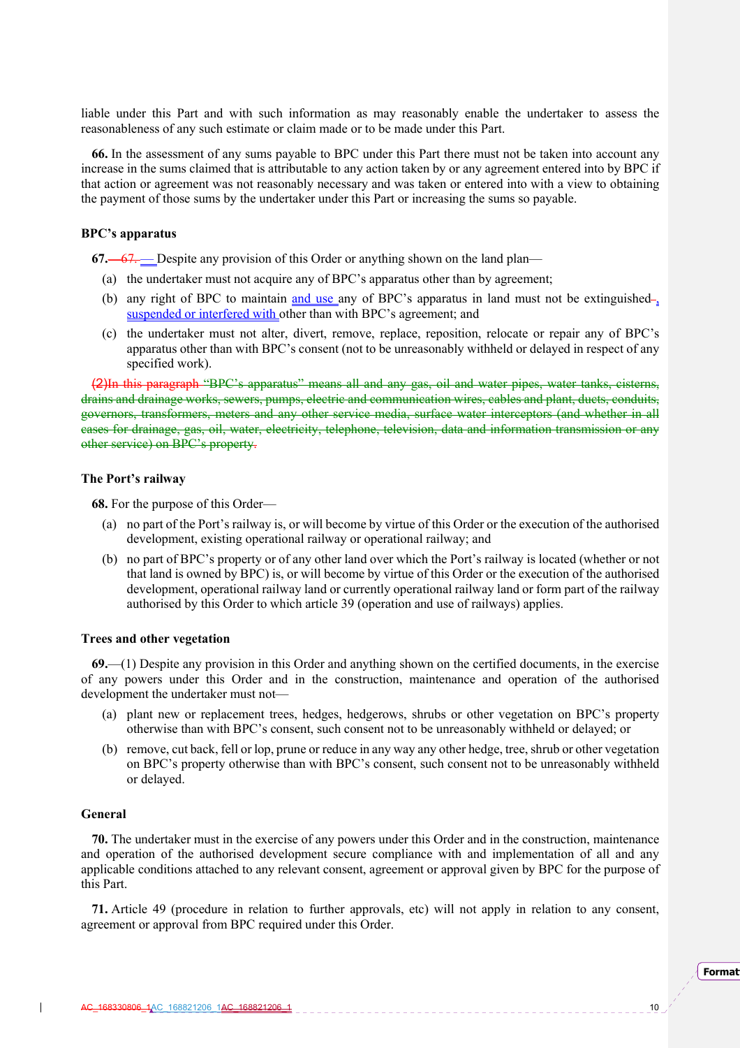liable under this Part and with such information as may reasonably enable the undertaker to assess the reasonableness of any such estimate or claim made or to be made under this Part.

**66.** In the assessment of any sums payable to BPC under this Part there must not be taken into account any increase in the sums claimed that is attributable to any action taken by or any agreement entered into by BPC if that action or agreement was not reasonably necessary and was taken or entered into with a view to obtaining the payment of those sums by the undertaker under this Part or increasing the sums so payable.

**BPC's apparatus**

**67.**—67.— Despite any provision of this Order or anything shown on the land plan—

(a) the undertaker must not acquire any of BPC's apparatus other than by agreement;

(b) any right of BPC to maintain and use any of BPC's apparatus in land must not be extinguished, suspended or interfered with other than with BPC's agreement; and

(c) the undertaker must not alter, divert, remove, replace, reposition, relocate or repair any of BPC's apparatus other than with BPC's consent (not to be unreasonably withheld or delayed in respect of any specified work).

~~(2)In this paragraph "BPC's apparatus" means all and any gas, oil and water pipes, water tanks, cisterns, drains and drainage works, sewers, pumps, electric and communication wires, cables and plant, ducts, conduits, governors, transformers, meters and any other service media, surface water interceptors (and whether in all cases for drainage, gas, oil, water, electricity, telephone, television, data and information transmission or any other service) on BPC's property.~~

**The Port's railway**

**68.** For the purpose of this Order—

(a) no part of the Port's railway is, or will become by virtue of this Order or the execution of the authorised development, existing operational railway or operational railway; and

(b) no part of BPC's property or of any other land over which the Port's railway is located (whether or not that land is owned by BPC) is, or will become by virtue of this Order or the execution of the authorised development, operational railway land or currently operational railway land or form part of the railway authorised by this Order to which article 39 (operation and use of railways) applies.

**Trees and other vegetation**

**69.**—(1) Despite any provision in this Order and anything shown on the certified documents, in the exercise of any powers under this Order and in the construction, maintenance and operation of the authorised development the undertaker must not—

(a) plant new or replacement trees, hedges, hedgerows, shrubs or other vegetation on BPC's property otherwise than with BPC's consent, such consent not to be unreasonably withheld or delayed; or

(b) remove, cut back, fell or lop, prune or reduce in any way any other hedge, tree, shrub or other vegetation on BPC's property otherwise than with BPC's consent, such consent not to be unreasonably withheld or delayed.

**General**

**70.** The undertaker must in the exercise of any powers under this Order and in the construction, maintenance and operation of the authorised development secure compliance with and implementation of all and any applicable conditions attached to any relevant consent, agreement or approval given by BPC for the purpose of this Part.

**71.** Article 49 (procedure in relation to further approvals, etc) will not apply in relation to any consent, agreement or approval from BPC required under this Order.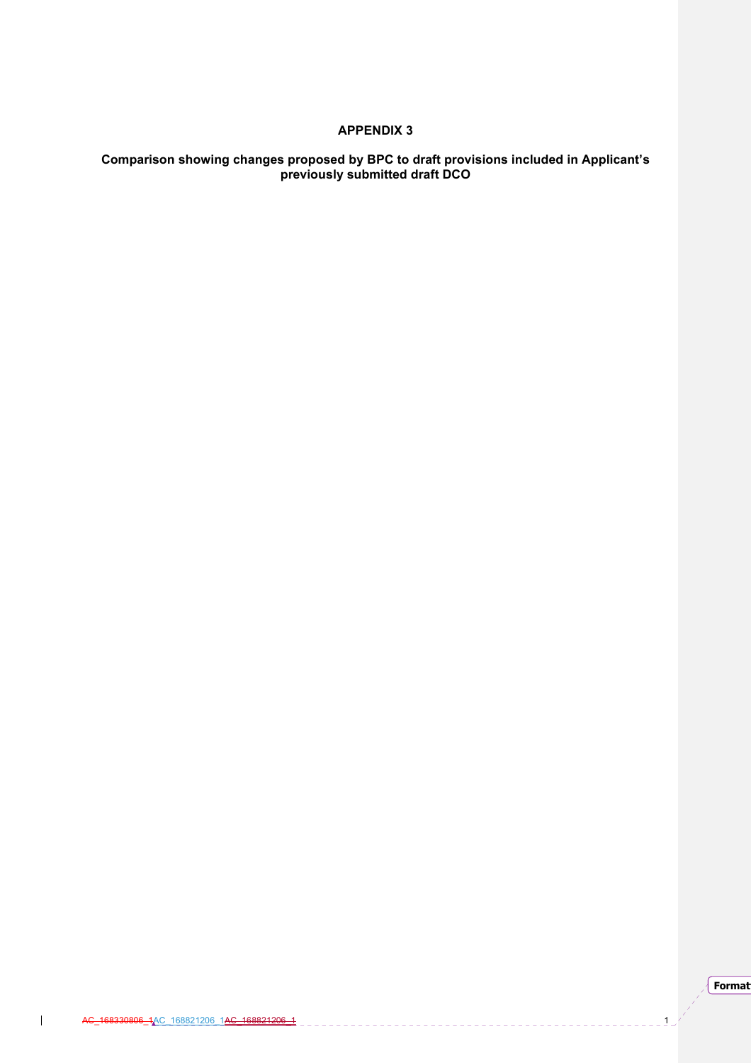# APPENDIX 3

**Comparison showing changes proposed by BPC to draft provisions included in Applicant's previously submitted draft DCO**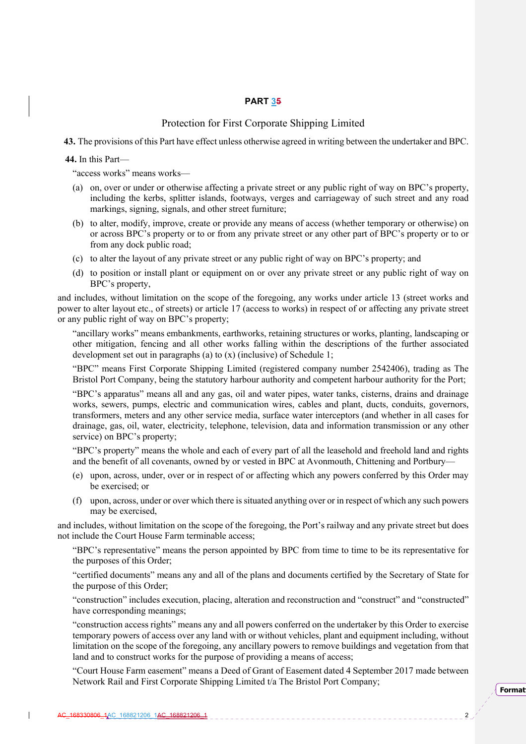## PART 35

### Protection for First Corporate Shipping Limited

**43.** The provisions of this Part have effect unless otherwise agreed in writing between the undertaker and BPC.

**44.** In this Part—

"access works" means works—

(a) on, over or under or otherwise affecting a private street or any public right of way on BPC's property, including the kerbs, splitter islands, footways, verges and carriageway of such street and any road markings, signing, signals, and other street furniture;

(b) to alter, modify, improve, create or provide any means of access (whether temporary or otherwise) on or across BPC's property or to or from any private street or any other part of BPC's property or to or from any dock public road;

(c) to alter the layout of any private street or any public right of way on BPC's property; and

(d) to position or install plant or equipment on or over any private street or any public right of way on BPC's property,

and includes, without limitation on the scope of the foregoing, any works under article 13 (street works and power to alter layout etc., of streets) or article 17 (access to works) in respect of or affecting any private street or any public right of way on BPC's property;

"ancillary works" means embankments, earthworks, retaining structures or works, planting, landscaping or other mitigation, fencing and all other works falling within the descriptions of the further associated development set out in paragraphs (a) to (x) (inclusive) of Schedule 1;

"BPC" means First Corporate Shipping Limited (registered company number 2542406), trading as The Bristol Port Company, being the statutory harbour authority and competent harbour authority for the Port;

"BPC's apparatus" means all and any gas, oil and water pipes, water tanks, cisterns, drains and drainage works, sewers, pumps, electric and communication wires, cables and plant, ducts, conduits, governors, transformers, meters and any other service media, surface water interceptors (and whether in all cases for drainage, gas, oil, water, electricity, telephone, television, data and information transmission or any other service) on BPC's property;

"BPC's property" means the whole and each of every part of all the leasehold and freehold land and rights and the benefit of all covenants, owned by or vested in BPC at Avonmouth, Chittening and Portbury—

(e) upon, across, under, over or in respect of or affecting which any powers conferred by this Order may be exercised; or

(f) upon, across, under or over which there is situated anything over or in respect of which any such powers may be exercised,

and includes, without limitation on the scope of the foregoing, the Port's railway and any private street but does not include the Court House Farm terminable access;

"BPC's representative" means the person appointed by BPC from time to time to be its representative for the purposes of this Order;

"certified documents" means any and all of the plans and documents certified by the Secretary of State for the purpose of this Order;

"construction" includes execution, placing, alteration and reconstruction and "construct" and "constructed" have corresponding meanings;

"construction access rights" means any and all powers conferred on the undertaker by this Order to exercise temporary powers of access over any land with or without vehicles, plant and equipment including, without limitation on the scope of the foregoing, any ancillary powers to remove buildings and vegetation from that land and to construct works for the purpose of providing a means of access;

"Court House Farm easement" means a Deed of Grant of Easement dated 4 September 2017 made between Network Rail and First Corporate Shipping Limited t/a The Bristol Port Company;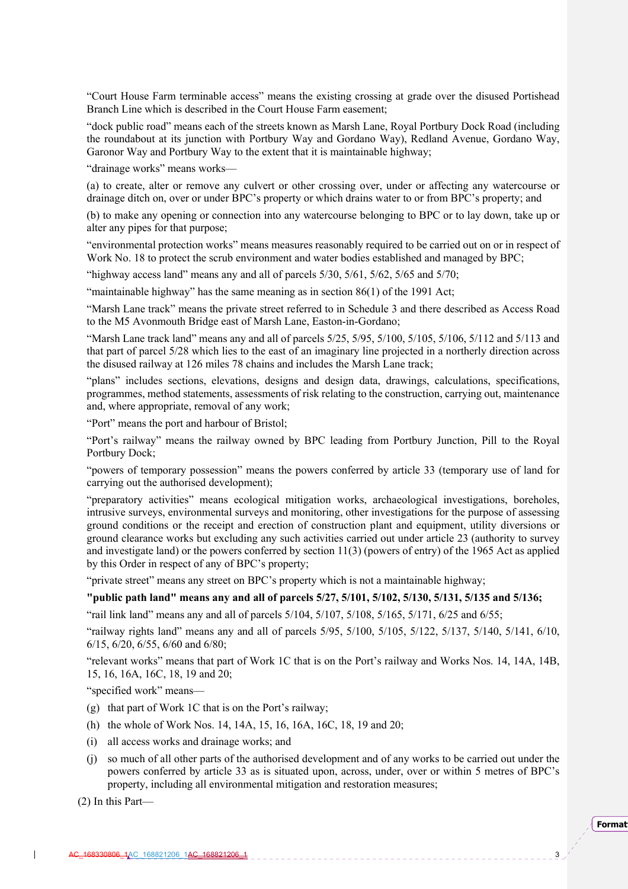"Court House Farm terminable access" means the existing crossing at grade over the disused Portishead Branch Line which is described in the Court House Farm easement;

"dock public road" means each of the streets known as Marsh Lane, Royal Portbury Dock Road (including the roundabout at its junction with Portbury Way and Gordano Way), Redland Avenue, Gordano Way, Garonor Way and Portbury Way to the extent that it is maintainable highway;

"drainage works" means works—

(a) to create, alter or remove any culvert or other crossing over, under or affecting any watercourse or drainage ditch on, over or under BPC's property or which drains water to or from BPC's property; and

(b) to make any opening or connection into any watercourse belonging to BPC or to lay down, take up or alter any pipes for that purpose;

"environmental protection works" means measures reasonably required to be carried out on or in respect of Work No. 18 to protect the scrub environment and water bodies established and managed by BPC;

"highway access land" means any and all of parcels 5/30, 5/61, 5/62, 5/65 and 5/70;

"maintainable highway" has the same meaning as in section 86(1) of the 1991 Act;

"Marsh Lane track" means the private street referred to in Schedule 3 and there described as Access Road to the M5 Avonmouth Bridge east of Marsh Lane, Easton-in-Gordano;

"Marsh Lane track land" means any and all of parcels 5/25, 5/95, 5/100, 5/105, 5/106, 5/112 and 5/113 and that part of parcel 5/28 which lies to the east of an imaginary line projected in a northerly direction across the disused railway at 126 miles 78 chains and includes the Marsh Lane track;

"plans" includes sections, elevations, designs and design data, drawings, calculations, specifications, programmes, method statements, assessments of risk relating to the construction, carrying out, maintenance and, where appropriate, removal of any work;

"Port" means the port and harbour of Bristol;

"Port's railway" means the railway owned by BPC leading from Portbury Junction, Pill to the Royal Portbury Dock;

"powers of temporary possession" means the powers conferred by article 33 (temporary use of land for carrying out the authorised development);

"preparatory activities" means ecological mitigation works, archaeological investigations, boreholes, intrusive surveys, environmental surveys and monitoring, other investigations for the purpose of assessing ground conditions or the receipt and erection of construction plant and equipment, utility diversions or ground clearance works but excluding any such activities carried out under article 23 (authority to survey and investigate land) or the powers conferred by section 11(3) (powers of entry) of the 1965 Act as applied by this Order in respect of any of BPC's property;

"private street" means any street on BPC's property which is not a maintainable highway;

**"public path land" means any and all of parcels 5/27, 5/101, 5/102, 5/130, 5/131, 5/135 and 5/136;**

"rail link land" means any and all of parcels 5/104, 5/107, 5/108, 5/165, 5/171, 6/25 and 6/55;

"railway rights land" means any and all of parcels 5/95, 5/100, 5/105, 5/122, 5/137, 5/140, 5/141, 6/10, 6/15, 6/20, 6/55, 6/60 and 6/80;

"relevant works" means that part of Work 1C that is on the Port's railway and Works Nos. 14, 14A, 14B, 15, 16, 16A, 16C, 18, 19 and 20;

"specified work" means—

(g) that part of Work 1C that is on the Port's railway;

(h) the whole of Work Nos. 14, 14A, 15, 16, 16A, 16C, 18, 19 and 20;

(i) all access works and drainage works; and

(j) so much of all other parts of the authorised development and of any works to be carried out under the powers conferred by article 33 as is situated upon, across, under, over or within 5 metres of BPC's property, including all environmental mitigation and restoration measures;

(2) In this Part—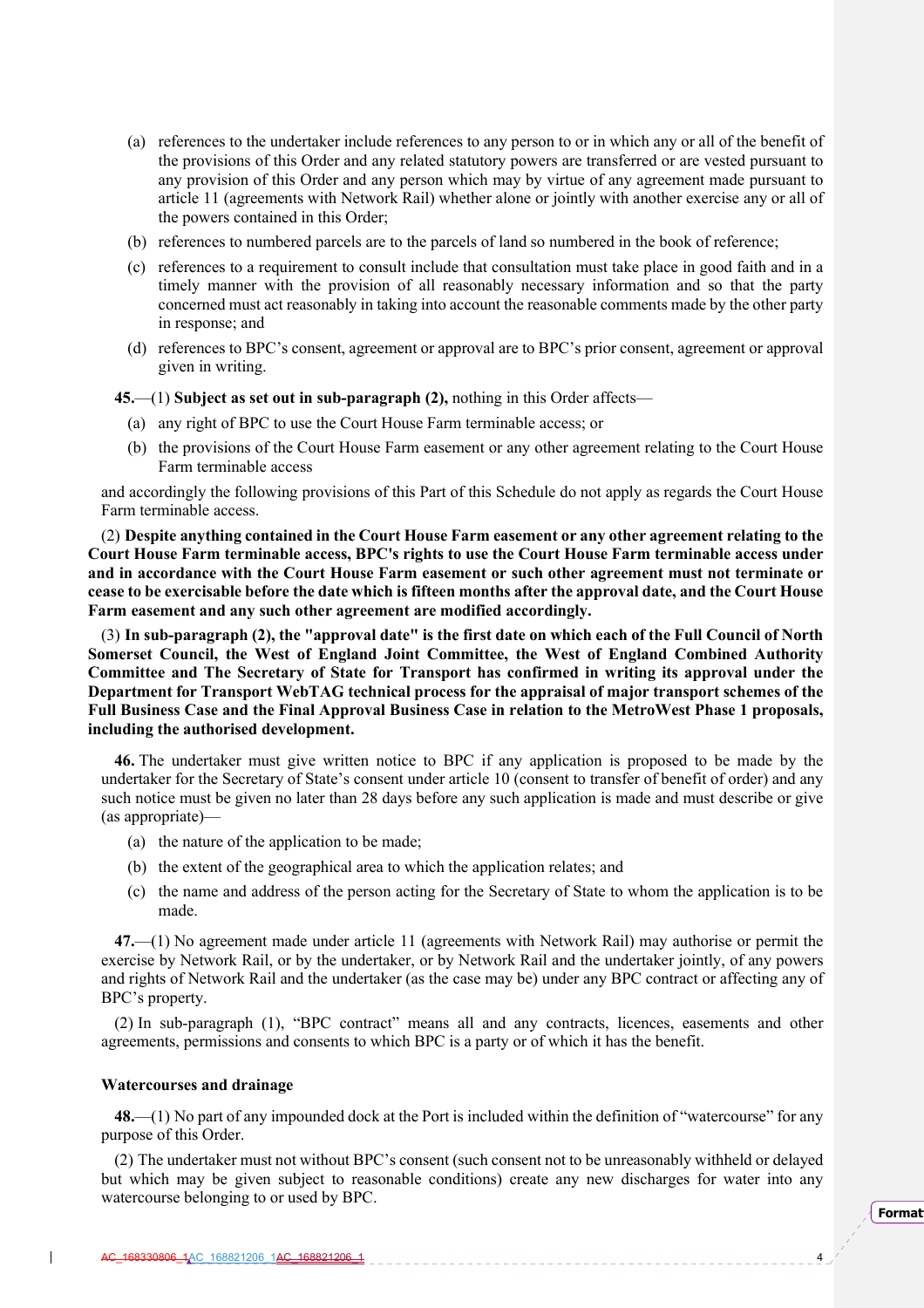(a) references to the undertaker include references to any person to or in which any or all of the benefit of the provisions of this Order and any related statutory powers are transferred or are vested pursuant to any provision of this Order and any person which may by virtue of any agreement made pursuant to article 11 (agreements with Network Rail) whether alone or jointly with another exercise any or all of the powers contained in this Order;

(b) references to numbered parcels are to the parcels of land so numbered in the book of reference;

(c) references to a requirement to consult include that consultation must take place in good faith and in a timely manner with the provision of all reasonably necessary information and so that the party concerned must act reasonably in taking into account the reasonable comments made by the other party in response; and

(d) references to BPC's consent, agreement or approval are to BPC's prior consent, agreement or approval given in writing.

**45.**—(1) **Subject as set out in sub-paragraph (2),** nothing in this Order affects—

(a) any right of BPC to use the Court House Farm terminable access; or

(b) the provisions of the Court House Farm easement or any other agreement relating to the Court House Farm terminable access

and accordingly the following provisions of this Part of this Schedule do not apply as regards the Court House Farm terminable access.

(2) **Despite anything contained in the Court House Farm easement or any other agreement relating to the Court House Farm terminable access, BPC's rights to use the Court House Farm terminable access under and in accordance with the Court House Farm easement or such other agreement must not terminate or cease to be exercisable before the date which is fifteen months after the approval date, and the Court House Farm easement and any such other agreement are modified accordingly.**

(3) **In sub-paragraph (2), the "approval date" is the first date on which each of the Full Council of North Somerset Council, the West of England Joint Committee, the West of England Combined Authority Committee and The Secretary of State for Transport has confirmed in writing its approval under the Department for Transport WebTAG technical process for the appraisal of major transport schemes of the Full Business Case and the Final Approval Business Case in relation to the MetroWest Phase 1 proposals, including the authorised development.**

**46.** The undertaker must give written notice to BPC if any application is proposed to be made by the undertaker for the Secretary of State's consent under article 10 (consent to transfer of benefit of order) and any such notice must be given no later than 28 days before any such application is made and must describe or give (as appropriate)—

(a) the nature of the application to be made;

(b) the extent of the geographical area to which the application relates; and

(c) the name and address of the person acting for the Secretary of State to whom the application is to be made.

**47.**—(1) No agreement made under article 11 (agreements with Network Rail) may authorise or permit the exercise by Network Rail, or by the undertaker, or by Network Rail and the undertaker jointly, of any powers and rights of Network Rail and the undertaker (as the case may be) under any BPC contract or affecting any of BPC's property.

(2) In sub-paragraph (1), "BPC contract" means all and any contracts, licences, easements and other agreements, permissions and consents to which BPC is a party or of which it has the benefit.

**Watercourses and drainage**

**48.**—(1) No part of any impounded dock at the Port is included within the definition of "watercourse" for any purpose of this Order.

(2) The undertaker must not without BPC's consent (such consent not to be unreasonably withheld or delayed but which may be given subject to reasonable conditions) create any new discharges for water into any watercourse belonging to or used by BPC.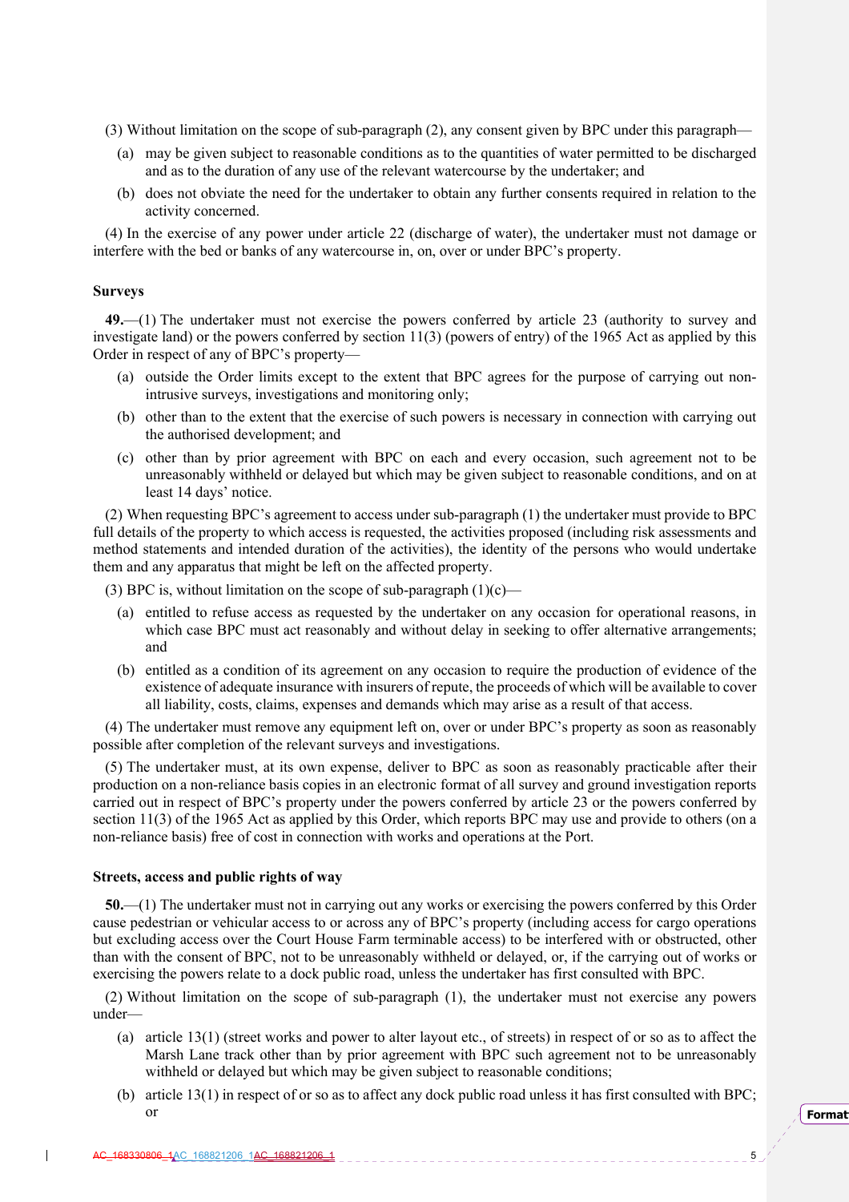(3) Without limitation on the scope of sub-paragraph (2), any consent given by BPC under this paragraph—

(a) may be given subject to reasonable conditions as to the quantities of water permitted to be discharged and as to the duration of any use of the relevant watercourse by the undertaker; and

(b) does not obviate the need for the undertaker to obtain any further consents required in relation to the activity concerned.

(4) In the exercise of any power under article 22 (discharge of water), the undertaker must not damage or interfere with the bed or banks of any watercourse in, on, over or under BPC's property.

**Surveys**

**49.**—(1) The undertaker must not exercise the powers conferred by article 23 (authority to survey and investigate land) or the powers conferred by section 11(3) (powers of entry) of the 1965 Act as applied by this Order in respect of any of BPC's property—

(a) outside the Order limits except to the extent that BPC agrees for the purpose of carrying out non-intrusive surveys, investigations and monitoring only;

(b) other than to the extent that the exercise of such powers is necessary in connection with carrying out the authorised development; and

(c) other than by prior agreement with BPC on each and every occasion, such agreement not to be unreasonably withheld or delayed but which may be given subject to reasonable conditions, and on at least 14 days' notice.

(2) When requesting BPC's agreement to access under sub-paragraph (1) the undertaker must provide to BPC full details of the property to which access is requested, the activities proposed (including risk assessments and method statements and intended duration of the activities), the identity of the persons who would undertake them and any apparatus that might be left on the affected property.

(3) BPC is, without limitation on the scope of sub-paragraph (1)(c)—

(a) entitled to refuse access as requested by the undertaker on any occasion for operational reasons, in which case BPC must act reasonably and without delay in seeking to offer alternative arrangements; and

(b) entitled as a condition of its agreement on any occasion to require the production of evidence of the existence of adequate insurance with insurers of repute, the proceeds of which will be available to cover all liability, costs, claims, expenses and demands which may arise as a result of that access.

(4) The undertaker must remove any equipment left on, over or under BPC's property as soon as reasonably possible after completion of the relevant surveys and investigations.

(5) The undertaker must, at its own expense, deliver to BPC as soon as reasonably practicable after their production on a non-reliance basis copies in an electronic format of all survey and ground investigation reports carried out in respect of BPC's property under the powers conferred by article 23 or the powers conferred by section 11(3) of the 1965 Act as applied by this Order, which reports BPC may use and provide to others (on a non-reliance basis) free of cost in connection with works and operations at the Port.

**Streets, access and public rights of way**

**50.**—(1) The undertaker must not in carrying out any works or exercising the powers conferred by this Order cause pedestrian or vehicular access to or across any of BPC's property (including access for cargo operations but excluding access over the Court House Farm terminable access) to be interfered with or obstructed, other than with the consent of BPC, not to be unreasonably withheld or delayed, or, if the carrying out of works or exercising the powers relate to a dock public road, unless the undertaker has first consulted with BPC.

(2) Without limitation on the scope of sub-paragraph (1), the undertaker must not exercise any powers under—

(a) article 13(1) (street works and power to alter layout etc., of streets) in respect of or so as to affect the Marsh Lane track other than by prior agreement with BPC such agreement not to be unreasonably withheld or delayed but which may be given subject to reasonable conditions;

(b) article 13(1) in respect of or so as to affect any dock public road unless it has first consulted with BPC; or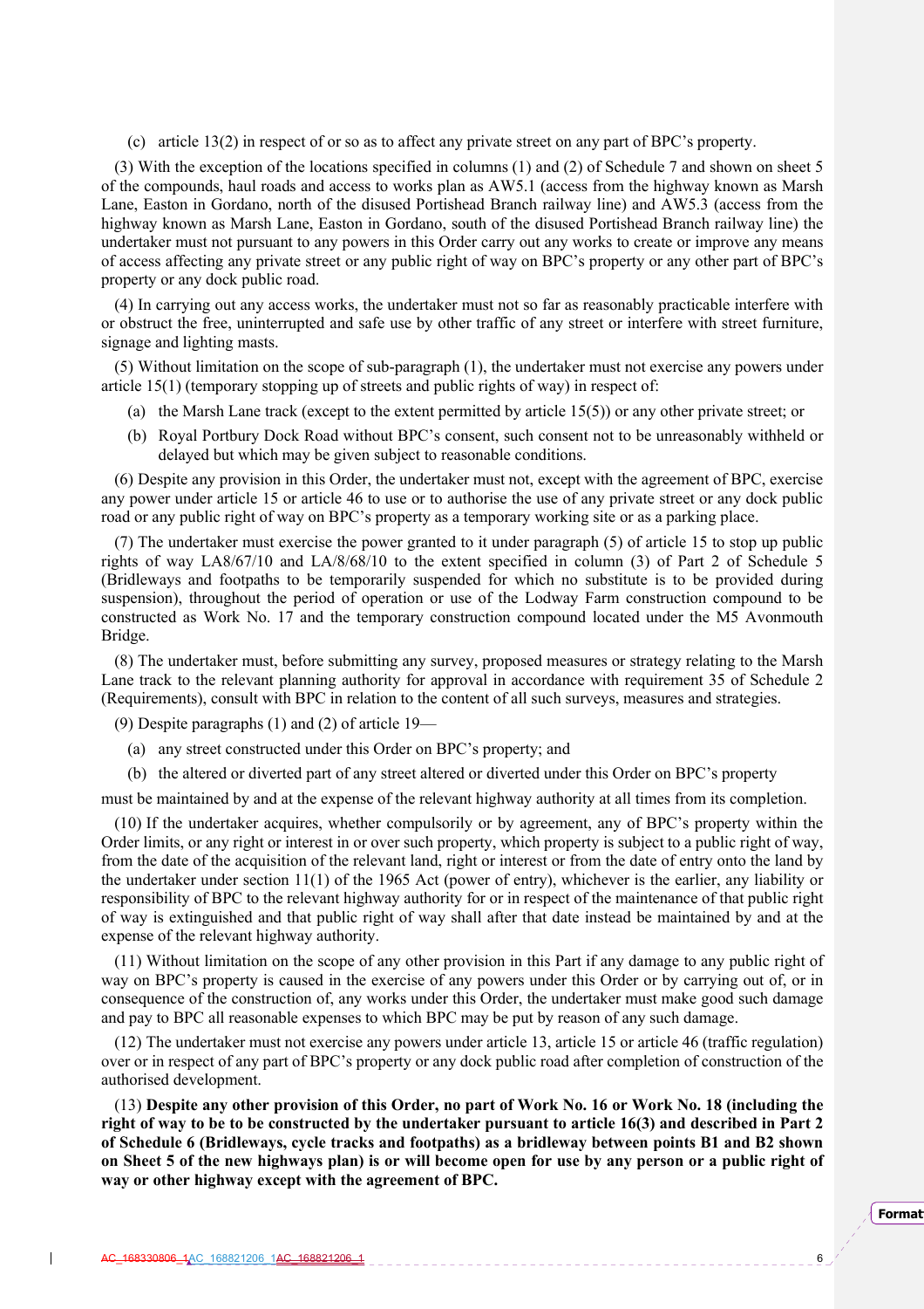(c) article 13(2) in respect of or so as to affect any private street on any part of BPC's property.

(3) With the exception of the locations specified in columns (1) and (2) of Schedule 7 and shown on sheet 5 of the compounds, haul roads and access to works plan as AW5.1 (access from the highway known as Marsh Lane, Easton in Gordano, north of the disused Portishead Branch railway line) and AW5.3 (access from the highway known as Marsh Lane, Easton in Gordano, south of the disused Portishead Branch railway line) the undertaker must not pursuant to any powers in this Order carry out any works to create or improve any means of access affecting any private street or any public right of way on BPC's property or any other part of BPC's property or any dock public road.

(4) In carrying out any access works, the undertaker must not so far as reasonably practicable interfere with or obstruct the free, uninterrupted and safe use by other traffic of any street or interfere with street furniture, signage and lighting masts.

(5) Without limitation on the scope of sub-paragraph (1), the undertaker must not exercise any powers under article 15(1) (temporary stopping up of streets and public rights of way) in respect of:

(a) the Marsh Lane track (except to the extent permitted by article 15(5)) or any other private street; or

(b) Royal Portbury Dock Road without BPC's consent, such consent not to be unreasonably withheld or delayed but which may be given subject to reasonable conditions.

(6) Despite any provision in this Order, the undertaker must not, except with the agreement of BPC, exercise any power under article 15 or article 46 to use or to authorise the use of any private street or any dock public road or any public right of way on BPC's property as a temporary working site or as a parking place.

(7) The undertaker must exercise the power granted to it under paragraph (5) of article 15 to stop up public rights of way LA8/67/10 and LA/8/68/10 to the extent specified in column (3) of Part 2 of Schedule 5 (Bridleways and footpaths to be temporarily suspended for which no substitute is to be provided during suspension), throughout the period of operation or use of the Lodway Farm construction compound to be constructed as Work No. 17 and the temporary construction compound located under the M5 Avonmouth Bridge.

(8) The undertaker must, before submitting any survey, proposed measures or strategy relating to the Marsh Lane track to the relevant planning authority for approval in accordance with requirement 35 of Schedule 2 (Requirements), consult with BPC in relation to the content of all such surveys, measures and strategies.

(9) Despite paragraphs (1) and (2) of article 19—

(a) any street constructed under this Order on BPC's property; and

(b) the altered or diverted part of any street altered or diverted under this Order on BPC's property

must be maintained by and at the expense of the relevant highway authority at all times from its completion.

(10) If the undertaker acquires, whether compulsorily or by agreement, any of BPC's property within the Order limits, or any right or interest in or over such property, which property is subject to a public right of way, from the date of the acquisition of the relevant land, right or interest or from the date of entry onto the land by the undertaker under section 11(1) of the 1965 Act (power of entry), whichever is the earlier, any liability or responsibility of BPC to the relevant highway authority for or in respect of the maintenance of that public right of way is extinguished and that public right of way shall after that date instead be maintained by and at the expense of the relevant highway authority.

(11) Without limitation on the scope of any other provision in this Part if any damage to any public right of way on BPC's property is caused in the exercise of any powers under this Order or by carrying out of, or in consequence of the construction of, any works under this Order, the undertaker must make good such damage and pay to BPC all reasonable expenses to which BPC may be put by reason of any such damage.

(12) The undertaker must not exercise any powers under article 13, article 15 or article 46 (traffic regulation) over or in respect of any part of BPC's property or any dock public road after completion of construction of the authorised development.

(13) **Despite any other provision of this Order, no part of Work No. 16 or Work No. 18 (including the right of way to be to be constructed by the undertaker pursuant to article 16(3) and described in Part 2 of Schedule 6 (Bridleways, cycle tracks and footpaths) as a bridleway between points B1 and B2 shown on Sheet 5 of the new highways plan) is or will become open for use by any person or a public right of way or other highway except with the agreement of BPC.**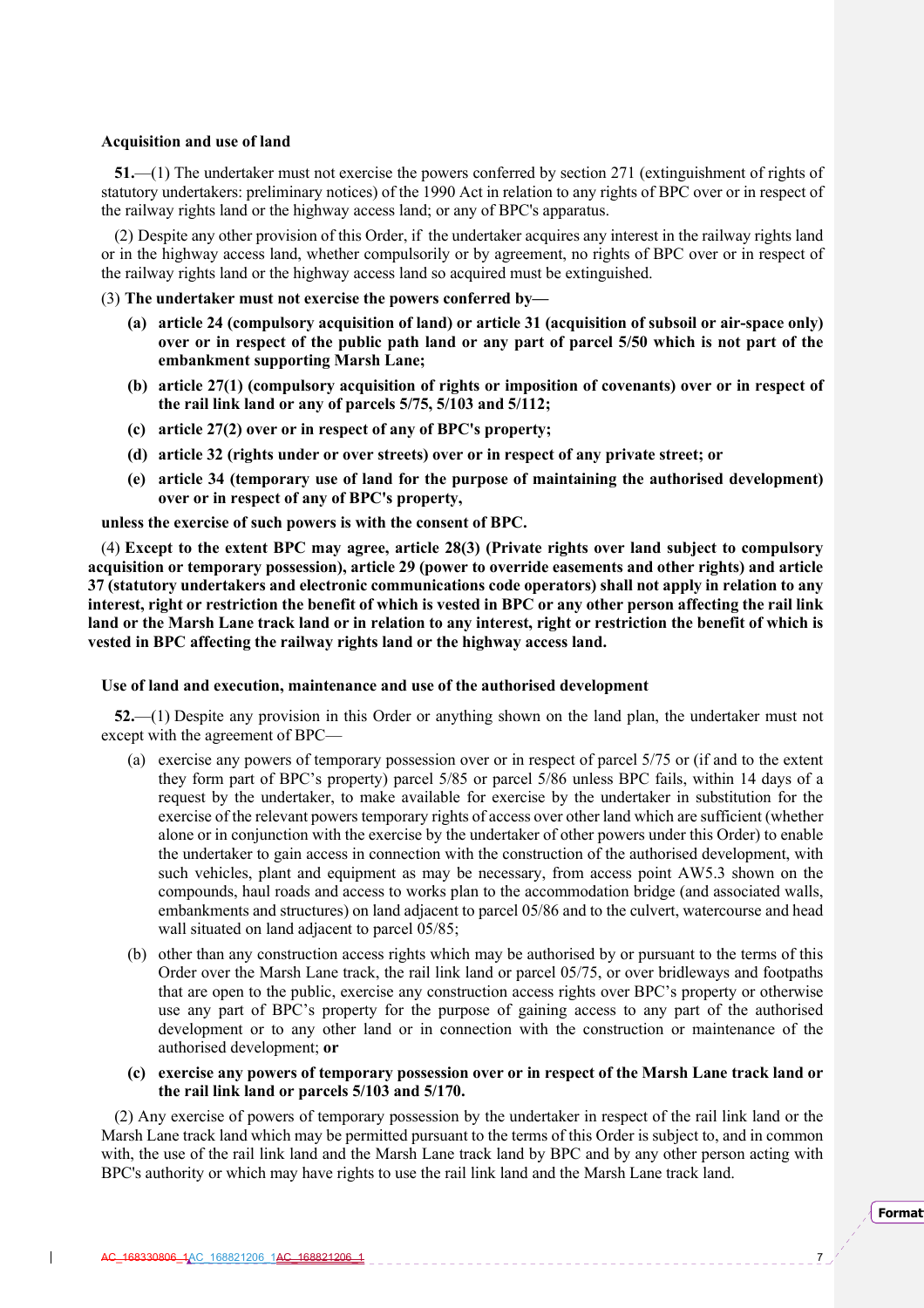**Acquisition and use of land**

**51.**—(1) The undertaker must not exercise the powers conferred by section 271 (extinguishment of rights of statutory undertakers: preliminary notices) of the 1990 Act in relation to any rights of BPC over or in respect of the railway rights land or the highway access land; or any of BPC's apparatus.

(2) Despite any other provision of this Order, if the undertaker acquires any interest in the railway rights land or in the highway access land, whether compulsorily or by agreement, no rights of BPC over or in respect of the railway rights land or the highway access land so acquired must be extinguished.

(3) **The undertaker must not exercise the powers conferred by—**

- **(a) article 24 (compulsory acquisition of land) or article 31 (acquisition of subsoil or air-space only) over or in respect of the public path land or any part of parcel 5/50 which is not part of the embankment supporting Marsh Lane;**
- **(b) article 27(1) (compulsory acquisition of rights or imposition of covenants) over or in respect of the rail link land or any of parcels 5/75, 5/103 and 5/112;**
- **(c) article 27(2) over or in respect of any of BPC's property;**
- **(d) article 32 (rights under or over streets) over or in respect of any private street; or**
- **(e) article 34 (temporary use of land for the purpose of maintaining the authorised development) over or in respect of any of BPC's property,**

**unless the exercise of such powers is with the consent of BPC.**

(4) **Except to the extent BPC may agree, article 28(3) (Private rights over land subject to compulsory acquisition or temporary possession), article 29 (power to override easements and other rights) and article 37 (statutory undertakers and electronic communications code operators) shall not apply in relation to any interest, right or restriction the benefit of which is vested in BPC or any other person affecting the rail link land or the Marsh Lane track land or in relation to any interest, right or restriction the benefit of which is vested in BPC affecting the railway rights land or the highway access land.**

**Use of land and execution, maintenance and use of the authorised development**

**52.**—(1) Despite any provision in this Order or anything shown on the land plan, the undertaker must not except with the agreement of BPC—

- (a) exercise any powers of temporary possession over or in respect of parcel 5/75 or (if and to the extent they form part of BPC's property) parcel 5/85 or parcel 5/86 unless BPC fails, within 14 days of a request by the undertaker, to make available for exercise by the undertaker in substitution for the exercise of the relevant powers temporary rights of access over other land which are sufficient (whether alone or in conjunction with the exercise by the undertaker of other powers under this Order) to enable the undertaker to gain access in connection with the construction of the authorised development, with such vehicles, plant and equipment as may be necessary, from access point AW5.3 shown on the compounds, haul roads and access to works plan to the accommodation bridge (and associated walls, embankments and structures) on land adjacent to parcel 05/86 and to the culvert, watercourse and head wall situated on land adjacent to parcel 05/85;
- (b) other than any construction access rights which may be authorised by or pursuant to the terms of this Order over the Marsh Lane track, the rail link land or parcel 05/75, or over bridleways and footpaths that are open to the public, exercise any construction access rights over BPC's property or otherwise use any part of BPC's property for the purpose of gaining access to any part of the authorised development or to any other land or in connection with the construction or maintenance of the authorised development; **or**
- **(c) exercise any powers of temporary possession over or in respect of the Marsh Lane track land or the rail link land or parcels 5/103 and 5/170.**

(2) Any exercise of powers of temporary possession by the undertaker in respect of the rail link land or the Marsh Lane track land which may be permitted pursuant to the terms of this Order is subject to, and in common with, the use of the rail link land and the Marsh Lane track land by BPC and by any other person acting with BPC's authority or which may have rights to use the rail link land and the Marsh Lane track land.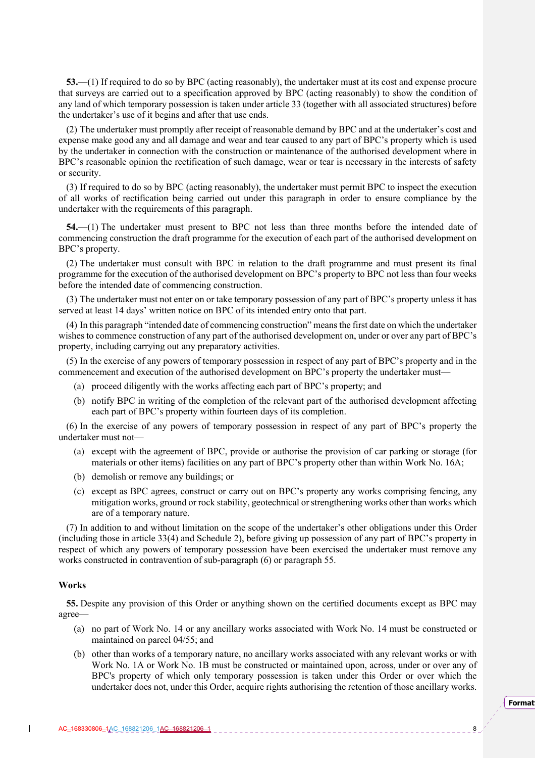**53.**—(1) If required to do so by BPC (acting reasonably), the undertaker must at its cost and expense procure that surveys are carried out to a specification approved by BPC (acting reasonably) to show the condition of any land of which temporary possession is taken under article 33 (together with all associated structures) before the undertaker's use of it begins and after that use ends.

(2) The undertaker must promptly after receipt of reasonable demand by BPC and at the undertaker's cost and expense make good any and all damage and wear and tear caused to any part of BPC's property which is used by the undertaker in connection with the construction or maintenance of the authorised development where in BPC's reasonable opinion the rectification of such damage, wear or tear is necessary in the interests of safety or security.

(3) If required to do so by BPC (acting reasonably), the undertaker must permit BPC to inspect the execution of all works of rectification being carried out under this paragraph in order to ensure compliance by the undertaker with the requirements of this paragraph.

**54.**—(1) The undertaker must present to BPC not less than three months before the intended date of commencing construction the draft programme for the execution of each part of the authorised development on BPC's property.

(2) The undertaker must consult with BPC in relation to the draft programme and must present its final programme for the execution of the authorised development on BPC's property to BPC not less than four weeks before the intended date of commencing construction.

(3) The undertaker must not enter on or take temporary possession of any part of BPC's property unless it has served at least 14 days' written notice on BPC of its intended entry onto that part.

(4) In this paragraph "intended date of commencing construction" means the first date on which the undertaker wishes to commence construction of any part of the authorised development on, under or over any part of BPC's property, including carrying out any preparatory activities.

(5) In the exercise of any powers of temporary possession in respect of any part of BPC's property and in the commencement and execution of the authorised development on BPC's property the undertaker must—

(a) proceed diligently with the works affecting each part of BPC's property; and

(b) notify BPC in writing of the completion of the relevant part of the authorised development affecting each part of BPC's property within fourteen days of its completion.

(6) In the exercise of any powers of temporary possession in respect of any part of BPC's property the undertaker must not—

(a) except with the agreement of BPC, provide or authorise the provision of car parking or storage (for materials or other items) facilities on any part of BPC's property other than within Work No. 16A;

(b) demolish or remove any buildings; or

(c) except as BPC agrees, construct or carry out on BPC's property any works comprising fencing, any mitigation works, ground or rock stability, geotechnical or strengthening works other than works which are of a temporary nature.

(7) In addition to and without limitation on the scope of the undertaker's other obligations under this Order (including those in article 33(4) and Schedule 2), before giving up possession of any part of BPC's property in respect of which any powers of temporary possession have been exercised the undertaker must remove any works constructed in contravention of sub-paragraph (6) or paragraph 55.

### Works

**55.** Despite any provision of this Order or anything shown on the certified documents except as BPC may agree—

(a) no part of Work No. 14 or any ancillary works associated with Work No. 14 must be constructed or maintained on parcel 04/55; and

(b) other than works of a temporary nature, no ancillary works associated with any relevant works or with Work No. 1A or Work No. 1B must be constructed or maintained upon, across, under or over any of BPC's property of which only temporary possession is taken under this Order or over which the undertaker does not, under this Order, acquire rights authorising the retention of those ancillary works.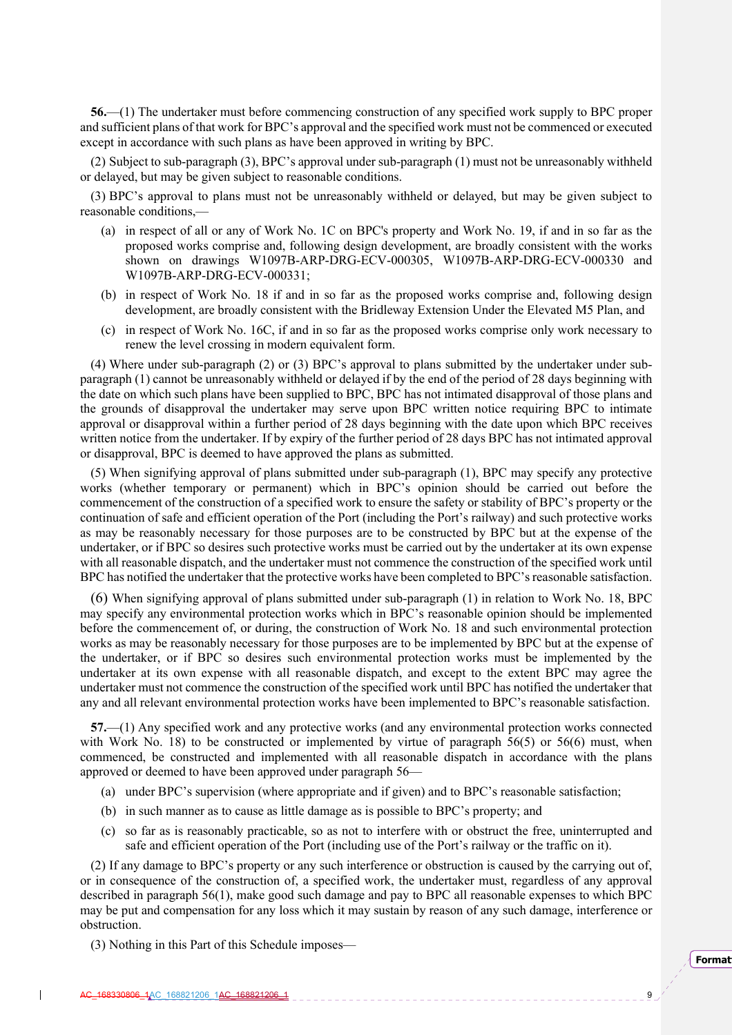**56.**—(1) The undertaker must before commencing construction of any specified work supply to BPC proper and sufficient plans of that work for BPC's approval and the specified work must not be commenced or executed except in accordance with such plans as have been approved in writing by BPC.

(2) Subject to sub-paragraph (3), BPC's approval under sub-paragraph (1) must not be unreasonably withheld or delayed, but may be given subject to reasonable conditions.

(3) BPC's approval to plans must not be unreasonably withheld or delayed, but may be given subject to reasonable conditions,—

(a) in respect of all or any of Work No. 1C on BPC's property and Work No. 19, if and in so far as the proposed works comprise and, following design development, are broadly consistent with the works shown on drawings W1097B-ARP-DRG-ECV-000305, W1097B-ARP-DRG-ECV-000330 and W1097B-ARP-DRG-ECV-000331;

(b) in respect of Work No. 18 if and in so far as the proposed works comprise and, following design development, are broadly consistent with the Bridleway Extension Under the Elevated M5 Plan, and

(c) in respect of Work No. 16C, if and in so far as the proposed works comprise only work necessary to renew the level crossing in modern equivalent form.

(4) Where under sub-paragraph (2) or (3) BPC's approval to plans submitted by the undertaker under sub-paragraph (1) cannot be unreasonably withheld or delayed if by the end of the period of 28 days beginning with the date on which such plans have been supplied to BPC, BPC has not intimated disapproval of those plans and the grounds of disapproval the undertaker may serve upon BPC written notice requiring BPC to intimate approval or disapproval within a further period of 28 days beginning with the date upon which BPC receives written notice from the undertaker. If by expiry of the further period of 28 days BPC has not intimated approval or disapproval, BPC is deemed to have approved the plans as submitted.

(5) When signifying approval of plans submitted under sub-paragraph (1), BPC may specify any protective works (whether temporary or permanent) which in BPC's opinion should be carried out before the commencement of the construction of a specified work to ensure the safety or stability of BPC's property or the continuation of safe and efficient operation of the Port (including the Port's railway) and such protective works as may be reasonably necessary for those purposes are to be constructed by BPC but at the expense of the undertaker, or if BPC so desires such protective works must be carried out by the undertaker at its own expense with all reasonable dispatch, and the undertaker must not commence the construction of the specified work until BPC has notified the undertaker that the protective works have been completed to BPC's reasonable satisfaction.

(6) When signifying approval of plans submitted under sub-paragraph (1) in relation to Work No. 18, BPC may specify any environmental protection works which in BPC's reasonable opinion should be implemented before the commencement of, or during, the construction of Work No. 18 and such environmental protection works as may be reasonably necessary for those purposes are to be implemented by BPC but at the expense of the undertaker, or if BPC so desires such environmental protection works must be implemented by the undertaker at its own expense with all reasonable dispatch, and except to the extent BPC may agree the undertaker must not commence the construction of the specified work until BPC has notified the undertaker that any and all relevant environmental protection works have been implemented to BPC's reasonable satisfaction.

**57.**—(1) Any specified work and any protective works (and any environmental protection works connected with Work No. 18) to be constructed or implemented by virtue of paragraph 56(5) or 56(6) must, when commenced, be constructed and implemented with all reasonable dispatch in accordance with the plans approved or deemed to have been approved under paragraph 56—

(a) under BPC's supervision (where appropriate and if given) and to BPC's reasonable satisfaction;

(b) in such manner as to cause as little damage as is possible to BPC's property; and

(c) so far as is reasonably practicable, so as not to interfere with or obstruct the free, uninterrupted and safe and efficient operation of the Port (including use of the Port's railway or the traffic on it).

(2) If any damage to BPC's property or any such interference or obstruction is caused by the carrying out of, or in consequence of the construction of, a specified work, the undertaker must, regardless of any approval described in paragraph 56(1), make good such damage and pay to BPC all reasonable expenses to which BPC may be put and compensation for any loss which it may sustain by reason of any such damage, interference or obstruction.

(3) Nothing in this Part of this Schedule imposes—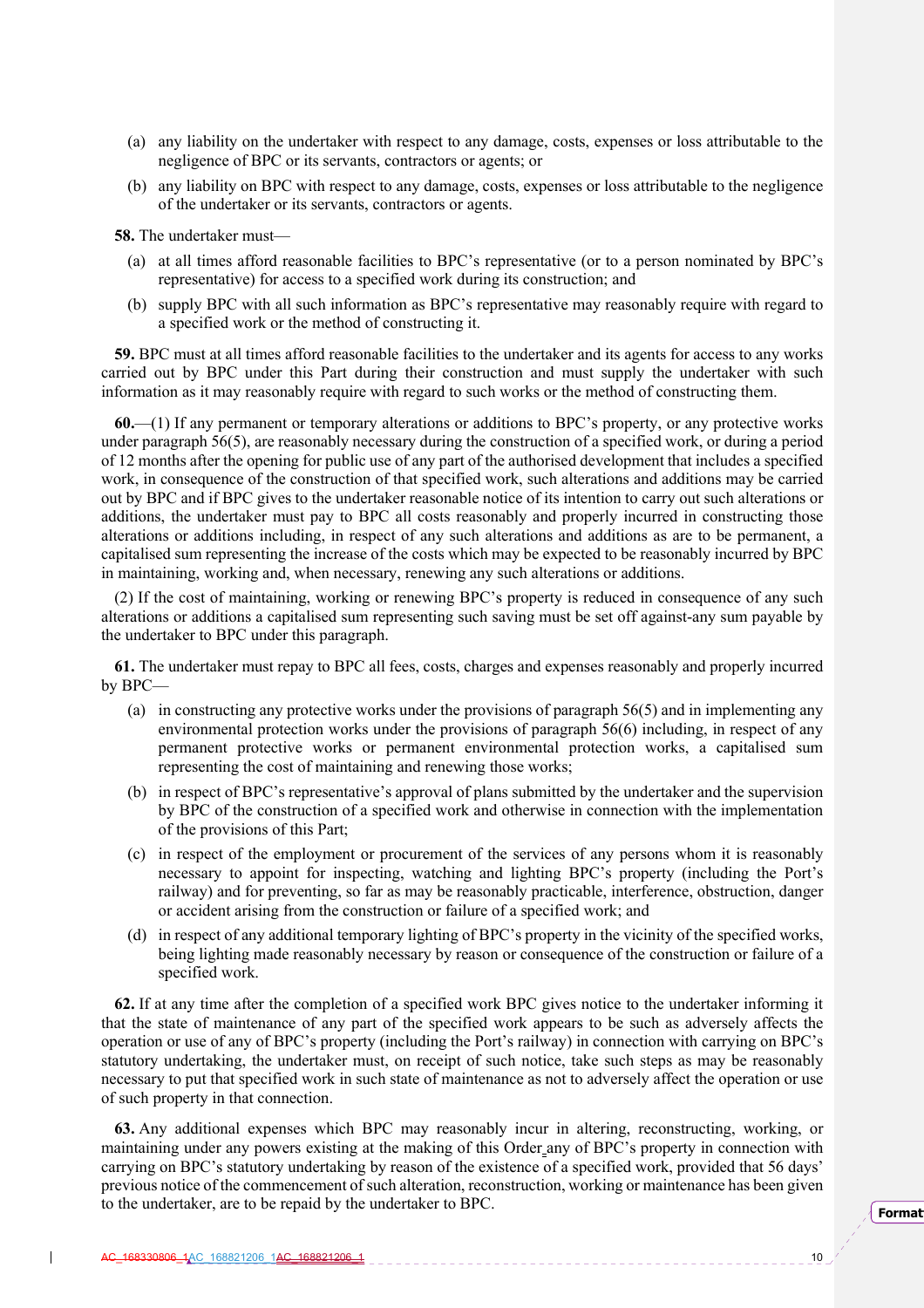(a) any liability on the undertaker with respect to any damage, costs, expenses or loss attributable to the negligence of BPC or its servants, contractors or agents; or

(b) any liability on BPC with respect to any damage, costs, expenses or loss attributable to the negligence of the undertaker or its servants, contractors or agents.

**58.** The undertaker must—

(a) at all times afford reasonable facilities to BPC's representative (or to a person nominated by BPC's representative) for access to a specified work during its construction; and

(b) supply BPC with all such information as BPC's representative may reasonably require with regard to a specified work or the method of constructing it.

**59.** BPC must at all times afford reasonable facilities to the undertaker and its agents for access to any works carried out by BPC under this Part during their construction and must supply the undertaker with such information as it may reasonably require with regard to such works or the method of constructing them.

**60.**—(1) If any permanent or temporary alterations or additions to BPC's property, or any protective works under paragraph 56(5), are reasonably necessary during the construction of a specified work, or during a period of 12 months after the opening for public use of any part of the authorised development that includes a specified work, in consequence of the construction of that specified work, such alterations and additions may be carried out by BPC and if BPC gives to the undertaker reasonable notice of its intention to carry out such alterations or additions, the undertaker must pay to BPC all costs reasonably and properly incurred in constructing those alterations or additions including, in respect of any such alterations and additions as are to be permanent, a capitalised sum representing the increase of the costs which may be expected to be reasonably incurred by BPC in maintaining, working and, when necessary, renewing any such alterations or additions.

(2) If the cost of maintaining, working or renewing BPC's property is reduced in consequence of any such alterations or additions a capitalised sum representing such saving must be set off against any sum payable by the undertaker to BPC under this paragraph.

**61.** The undertaker must repay to BPC all fees, costs, charges and expenses reasonably and properly incurred by BPC—

(a) in constructing any protective works under the provisions of paragraph 56(5) and in implementing any environmental protection works under the provisions of paragraph 56(6) including, in respect of any permanent protective works or permanent environmental protection works, a capitalised sum representing the cost of maintaining and renewing those works;

(b) in respect of BPC's representative's approval of plans submitted by the undertaker and the supervision by BPC of the construction of a specified work and otherwise in connection with the implementation of the provisions of this Part;

(c) in respect of the employment or procurement of the services of any persons whom it is reasonably necessary to appoint for inspecting, watching and lighting BPC's property (including the Port's railway) and for preventing, so far as may be reasonably practicable, interference, obstruction, danger or accident arising from the construction or failure of a specified work; and

(d) in respect of any additional temporary lighting of BPC's property in the vicinity of the specified works, being lighting made reasonably necessary by reason or consequence of the construction or failure of a specified work.

**62.** If at any time after the completion of a specified work BPC gives notice to the undertaker informing it that the state of maintenance of any part of the specified work appears to be such as adversely affects the operation or use of any of BPC's property (including the Port's railway) in connection with carrying on BPC's statutory undertaking, the undertaker must, on receipt of such notice, take such steps as may be reasonably necessary to put that specified work in such state of maintenance as not to adversely affect the operation or use of such property in that connection.

**63.** Any additional expenses which BPC may reasonably incur in altering, reconstructing, working, or maintaining under any powers existing at the making of this Order any of BPC's property in connection with carrying on BPC's statutory undertaking by reason of the existence of a specified work, provided that 56 days' previous notice of the commencement of such alteration, reconstruction, working or maintenance has been given to the undertaker, are to be repaid by the undertaker to BPC.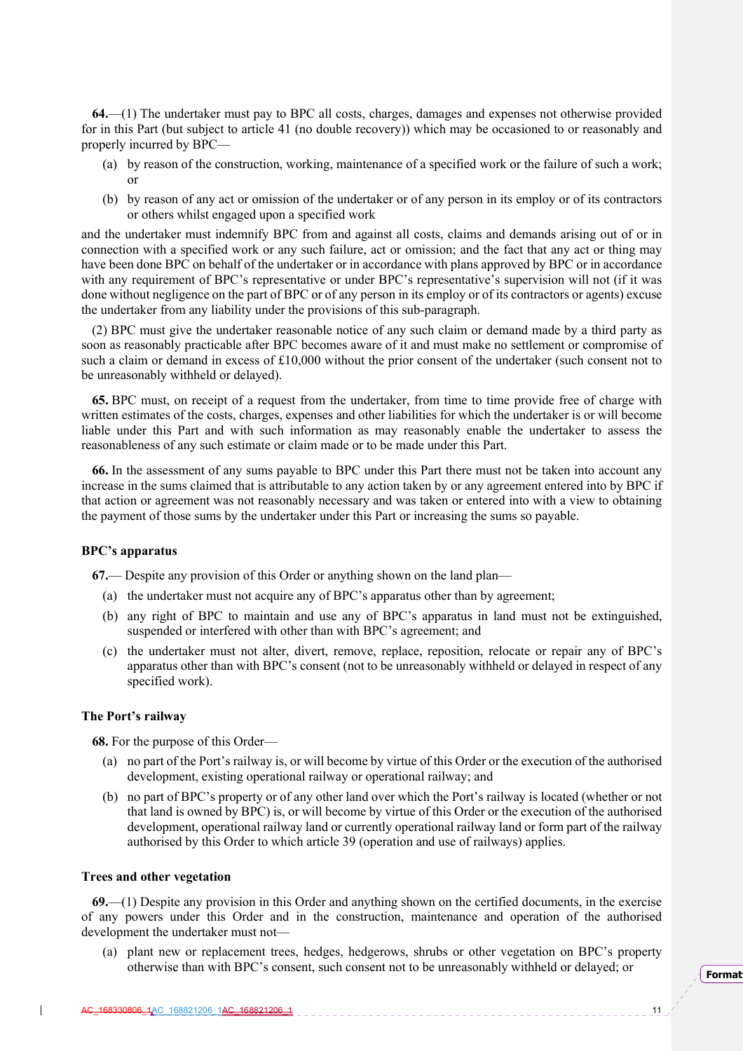**64.**—(1) The undertaker must pay to BPC all costs, charges, damages and expenses not otherwise provided for in this Part (but subject to article 41 (no double recovery)) which may be occasioned to or reasonably and properly incurred by BPC—

(a) by reason of the construction, working, maintenance of a specified work or the failure of such a work; or

(b) by reason of any act or omission of the undertaker or of any person in its employ or of its contractors or others whilst engaged upon a specified work

and the undertaker must indemnify BPC from and against all costs, claims and demands arising out of or in connection with a specified work or any such failure, act or omission; and the fact that any act or thing may have been done BPC on behalf of the undertaker or in accordance with plans approved by BPC or in accordance with any requirement of BPC's representative or under BPC's representative's supervision will not (if it was done without negligence on the part of BPC or of any person in its employ or of its contractors or agents) excuse the undertaker from any liability under the provisions of this sub-paragraph.

(2) BPC must give the undertaker reasonable notice of any such claim or demand made by a third party as soon as reasonably practicable after BPC becomes aware of it and must make no settlement or compromise of such a claim or demand in excess of £10,000 without the prior consent of the undertaker (such consent not to be unreasonably withheld or delayed).

**65.** BPC must, on receipt of a request from the undertaker, from time to time provide free of charge with written estimates of the costs, charges, expenses and other liabilities for which the undertaker is or will become liable under this Part and with such information as may reasonably enable the undertaker to assess the reasonableness of any such estimate or claim made or to be made under this Part.

**66.** In the assessment of any sums payable to BPC under this Part there must not be taken into account any increase in the sums claimed that is attributable to any action taken by or any agreement entered into by BPC if that action or agreement was not reasonably necessary and was taken or entered into with a view to obtaining the payment of those sums by the undertaker under this Part or increasing the sums so payable.

**BPC's apparatus**

**67.**— Despite any provision of this Order or anything shown on the land plan—

(a) the undertaker must not acquire any of BPC's apparatus other than by agreement;

(b) any right of BPC to maintain and use any of BPC's apparatus in land must not be extinguished, suspended or interfered with other than with BPC's agreement; and

(c) the undertaker must not alter, divert, remove, replace, reposition, relocate or repair any of BPC's apparatus other than with BPC's consent (not to be unreasonably withheld or delayed in respect of any specified work).

**The Port's railway**

**68.** For the purpose of this Order—

(a) no part of the Port's railway is, or will become by virtue of this Order or the execution of the authorised development, existing operational railway or operational railway; and

(b) no part of BPC's property or of any other land over which the Port's railway is located (whether or not that land is owned by BPC) is, or will become by virtue of this Order or the execution of the authorised development, operational railway land or currently operational railway land or form part of the railway authorised by this Order to which article 39 (operation and use of railways) applies.

**Trees and other vegetation**

**69.**—(1) Despite any provision in this Order and anything shown on the certified documents, in the exercise of any powers under this Order and in the construction, maintenance and operation of the authorised development the undertaker must not—

(a) plant new or replacement trees, hedges, hedgerows, shrubs or other vegetation on BPC's property otherwise than with BPC's consent, such consent not to be unreasonably withheld or delayed; or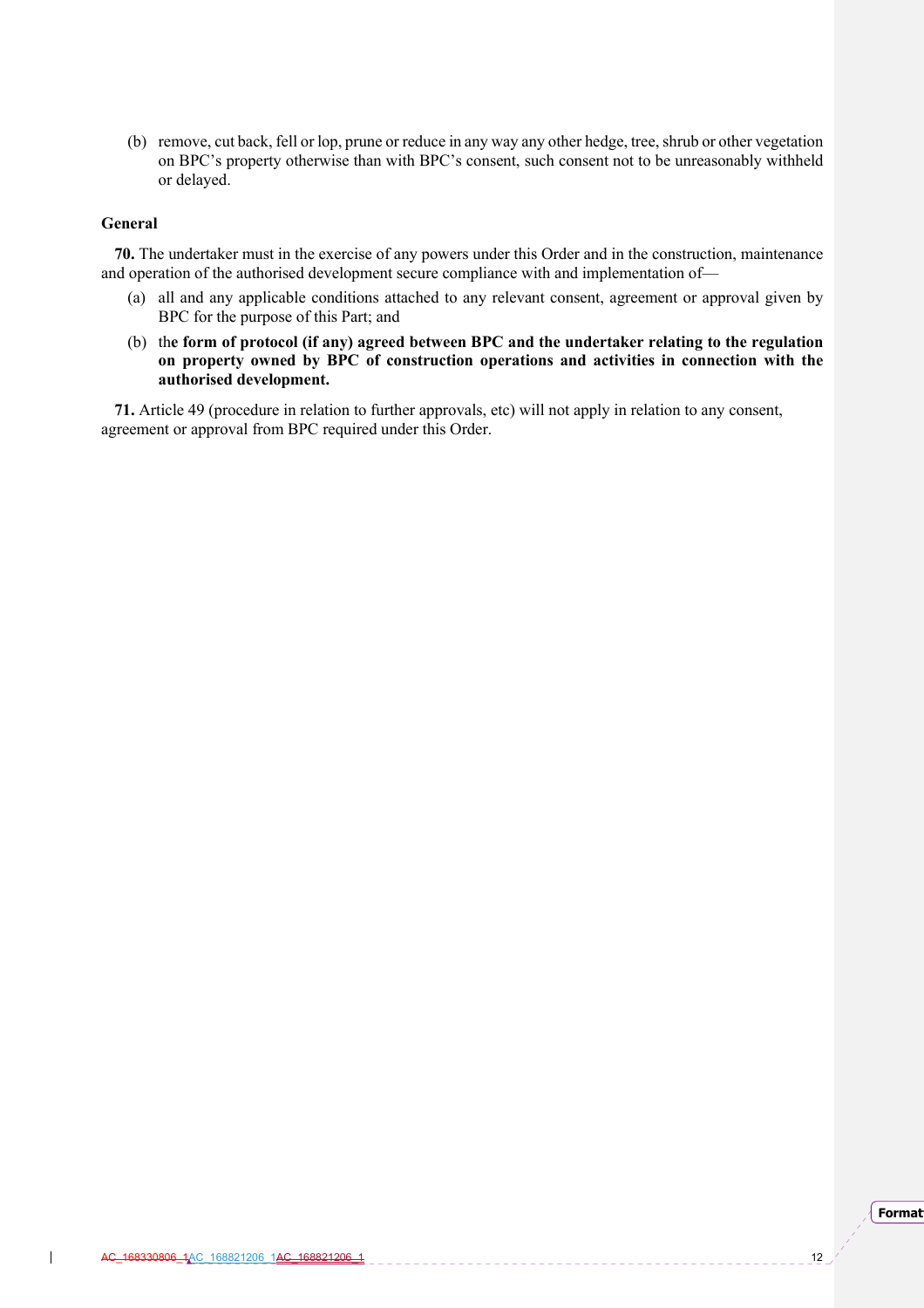(b) remove, cut back, fell or lop, prune or reduce in any way any other hedge, tree, shrub or other vegetation on BPC's property otherwise than with BPC's consent, such consent not to be unreasonably withheld or delayed.

**General**

**70.** The undertaker must in the exercise of any powers under this Order and in the construction, maintenance and operation of the authorised development secure compliance with and implementation of—

(a) all and any applicable conditions attached to any relevant consent, agreement or approval given by BPC for the purpose of this Part; and

(b) the **form of protocol (if any) agreed between BPC and the undertaker relating to the regulation on property owned by BPC of construction operations and activities in connection with the authorised development.**

**71.** Article 49 (procedure in relation to further approvals, etc) will not apply in relation to any consent, agreement or approval from BPC required under this Order.